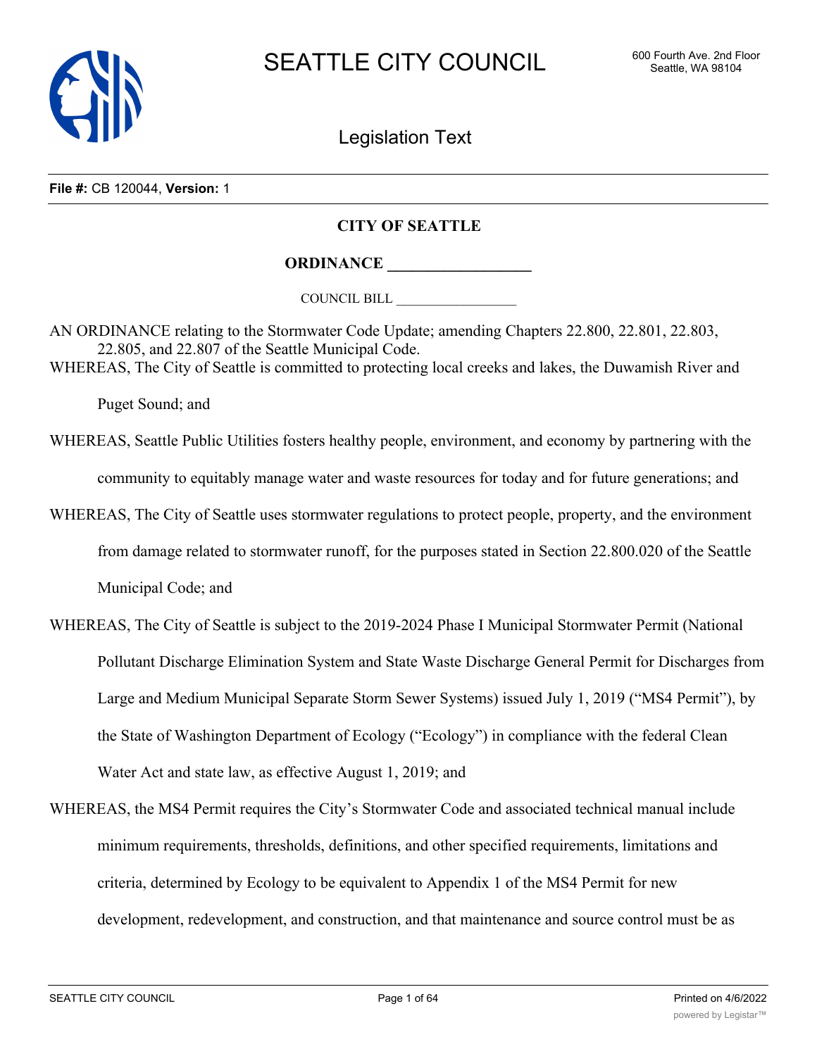# SEATTLE CITY COUNCIL

600 Fourth Ave. 2nd Floor
Seattle, WA 98104

## Legislation Text

**File #:** CB 120044, **Version:** 1

**CITY OF SEATTLE**

**ORDINANCE __________________**

COUNCIL BILL __________________

AN ORDINANCE relating to the Stormwater Code Update; amending Chapters 22.800, 22.801, 22.803, 22.805, and 22.807 of the Seattle Municipal Code.

WHEREAS, The City of Seattle is committed to protecting local creeks and lakes, the Duwamish River and Puget Sound; and

WHEREAS, Seattle Public Utilities fosters healthy people, environment, and economy by partnering with the community to equitably manage water and waste resources for today and for future generations; and

WHEREAS, The City of Seattle uses stormwater regulations to protect people, property, and the environment from damage related to stormwater runoff, for the purposes stated in Section 22.800.020 of the Seattle Municipal Code; and

WHEREAS, The City of Seattle is subject to the 2019-2024 Phase I Municipal Stormwater Permit (National Pollutant Discharge Elimination System and State Waste Discharge General Permit for Discharges from Large and Medium Municipal Separate Storm Sewer Systems) issued July 1, 2019 ("MS4 Permit"), by the State of Washington Department of Ecology ("Ecology") in compliance with the federal Clean Water Act and state law, as effective August 1, 2019; and

WHEREAS, the MS4 Permit requires the City's Stormwater Code and associated technical manual include minimum requirements, thresholds, definitions, and other specified requirements, limitations and criteria, determined by Ecology to be equivalent to Appendix 1 of the MS4 Permit for new development, redevelopment, and construction, and that maintenance and source control must be as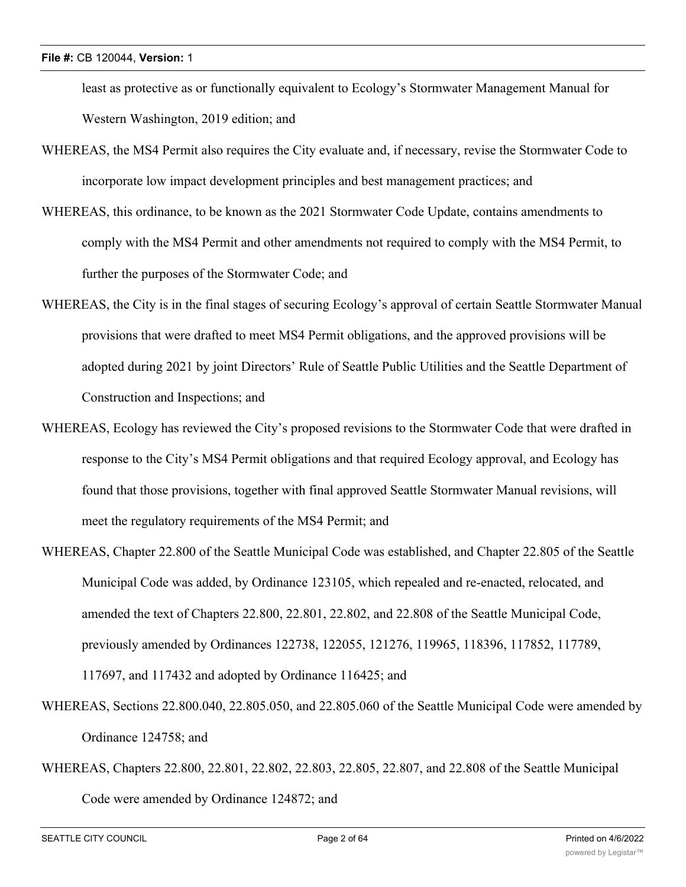least as protective as or functionally equivalent to Ecology's Stormwater Management Manual for Western Washington, 2019 edition; and

WHEREAS, the MS4 Permit also requires the City evaluate and, if necessary, revise the Stormwater Code to incorporate low impact development principles and best management practices; and

WHEREAS, this ordinance, to be known as the 2021 Stormwater Code Update, contains amendments to comply with the MS4 Permit and other amendments not required to comply with the MS4 Permit, to further the purposes of the Stormwater Code; and

WHEREAS, the City is in the final stages of securing Ecology's approval of certain Seattle Stormwater Manual provisions that were drafted to meet MS4 Permit obligations, and the approved provisions will be adopted during 2021 by joint Directors' Rule of Seattle Public Utilities and the Seattle Department of Construction and Inspections; and

WHEREAS, Ecology has reviewed the City's proposed revisions to the Stormwater Code that were drafted in response to the City's MS4 Permit obligations and that required Ecology approval, and Ecology has found that those provisions, together with final approved Seattle Stormwater Manual revisions, will meet the regulatory requirements of the MS4 Permit; and

WHEREAS, Chapter 22.800 of the Seattle Municipal Code was established, and Chapter 22.805 of the Seattle Municipal Code was added, by Ordinance 123105, which repealed and re-enacted, relocated, and amended the text of Chapters 22.800, 22.801, 22.802, and 22.808 of the Seattle Municipal Code, previously amended by Ordinances 122738, 122055, 121276, 119965, 118396, 117852, 117789, 117697, and 117432 and adopted by Ordinance 116425; and

WHEREAS, Sections 22.800.040, 22.805.050, and 22.805.060 of the Seattle Municipal Code were amended by Ordinance 124758; and

WHEREAS, Chapters 22.800, 22.801, 22.802, 22.803, 22.805, 22.807, and 22.808 of the Seattle Municipal Code were amended by Ordinance 124872; and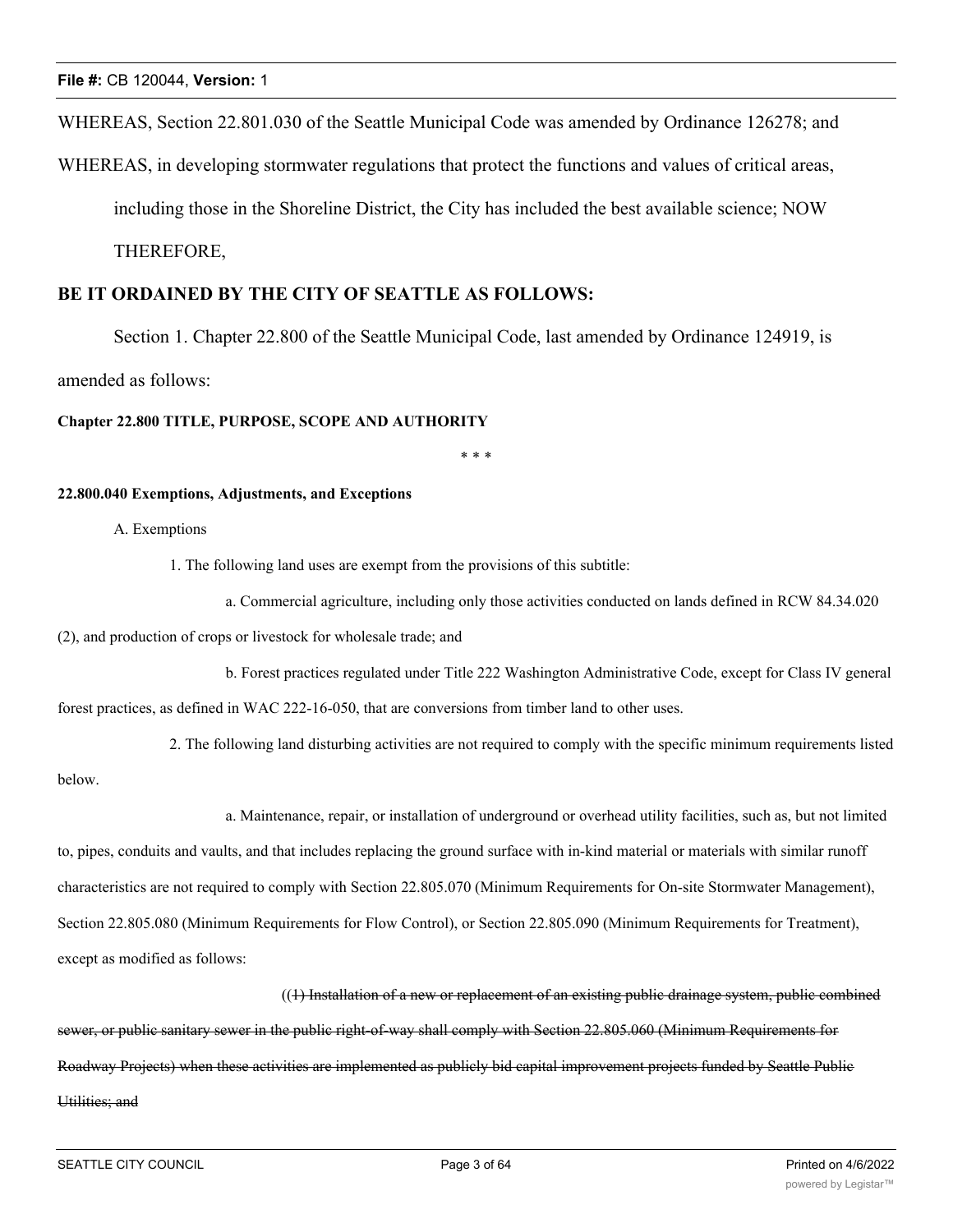WHEREAS, Section 22.801.030 of the Seattle Municipal Code was amended by Ordinance 126278; and

WHEREAS, in developing stormwater regulations that protect the functions and values of critical areas, including those in the Shoreline District, the City has included the best available science; NOW THEREFORE,

**BE IT ORDAINED BY THE CITY OF SEATTLE AS FOLLOWS:**

Section 1. Chapter 22.800 of the Seattle Municipal Code, last amended by Ordinance 124919, is amended as follows:

**Chapter 22.800 TITLE, PURPOSE, SCOPE AND AUTHORITY**

\* \* \*

**22.800.040 Exemptions, Adjustments, and Exceptions**

A. Exemptions

1. The following land uses are exempt from the provisions of this subtitle:

a. Commercial agriculture, including only those activities conducted on lands defined in RCW 84.34.020 (2), and production of crops or livestock for wholesale trade; and

b. Forest practices regulated under Title 222 Washington Administrative Code, except for Class IV general forest practices, as defined in WAC 222-16-050, that are conversions from timber land to other uses.

2. The following land disturbing activities are not required to comply with the specific minimum requirements listed below.

a. Maintenance, repair, or installation of underground or overhead utility facilities, such as, but not limited to, pipes, conduits and vaults, and that includes replacing the ground surface with in-kind material or materials with similar runoff characteristics are not required to comply with Section 22.805.070 (Minimum Requirements for On-site Stormwater Management), Section 22.805.080 (Minimum Requirements for Flow Control), or Section 22.805.090 (Minimum Requirements for Treatment), except as modified as follows:

((~~1) Installation of a new or replacement of an existing public drainage system, public combined sewer, or public sanitary sewer in the public right-of-way shall comply with Section 22.805.060 (Minimum Requirements for Roadway Projects) when these activities are implemented as publicly bid capital improvement projects funded by Seattle Public Utilities; and~~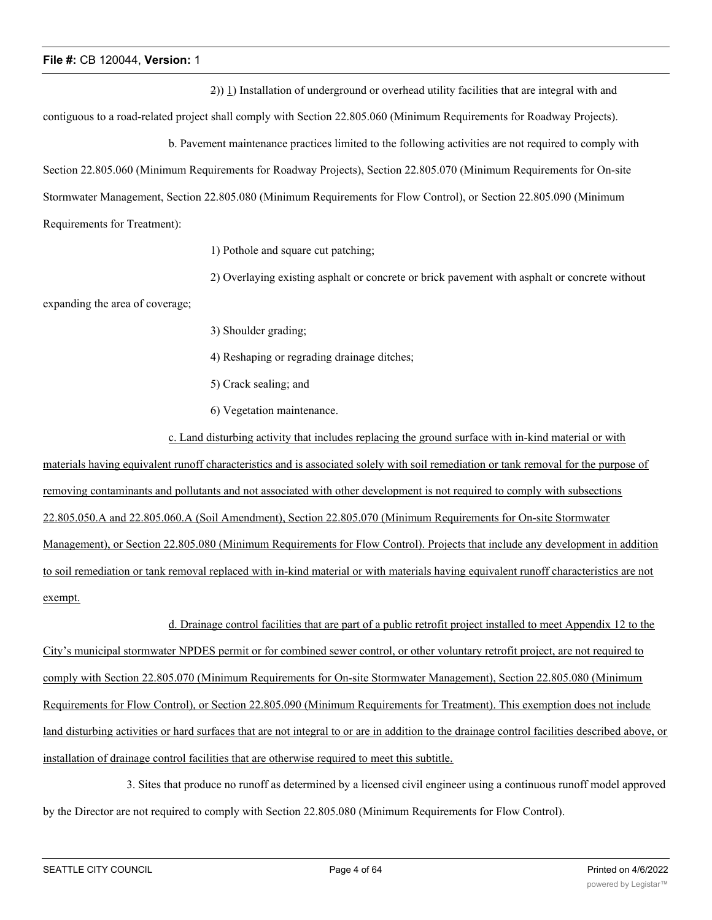~~2~~)) 1) Installation of underground or overhead utility facilities that are integral with and contiguous to a road-related project shall comply with Section 22.805.060 (Minimum Requirements for Roadway Projects).

b. Pavement maintenance practices limited to the following activities are not required to comply with Section 22.805.060 (Minimum Requirements for Roadway Projects), Section 22.805.070 (Minimum Requirements for On-site Stormwater Management, Section 22.805.080 (Minimum Requirements for Flow Control), or Section 22.805.090 (Minimum Requirements for Treatment):

1) Pothole and square cut patching;

2) Overlaying existing asphalt or concrete or brick pavement with asphalt or concrete without expanding the area of coverage;

3) Shoulder grading;

4) Reshaping or regrading drainage ditches;

5) Crack sealing; and

6) Vegetation maintenance.

<u>c. Land disturbing activity that includes replacing the ground surface with in-kind material or with materials having equivalent runoff characteristics and is associated solely with soil remediation or tank removal for the purpose of removing contaminants and pollutants and not associated with other development is not required to comply with subsections 22.805.050.A and 22.805.060.A (Soil Amendment), Section 22.805.070 (Minimum Requirements for On-site Stormwater Management), or Section 22.805.080 (Minimum Requirements for Flow Control). Projects that include any development in addition to soil remediation or tank removal replaced with in-kind material or with materials having equivalent runoff characteristics are not exempt.</u>

<u>d. Drainage control facilities that are part of a public retrofit project installed to meet Appendix 12 to the City's municipal stormwater NPDES permit or for combined sewer control, or other voluntary retrofit project, are not required to comply with Section 22.805.070 (Minimum Requirements for On-site Stormwater Management), Section 22.805.080 (Minimum Requirements for Flow Control), or Section 22.805.090 (Minimum Requirements for Treatment). This exemption does not include land disturbing activities or hard surfaces that are not integral to or are in addition to the drainage control facilities described above, or installation of drainage control facilities that are otherwise required to meet this subtitle.</u>

3. Sites that produce no runoff as determined by a licensed civil engineer using a continuous runoff model approved by the Director are not required to comply with Section 22.805.080 (Minimum Requirements for Flow Control).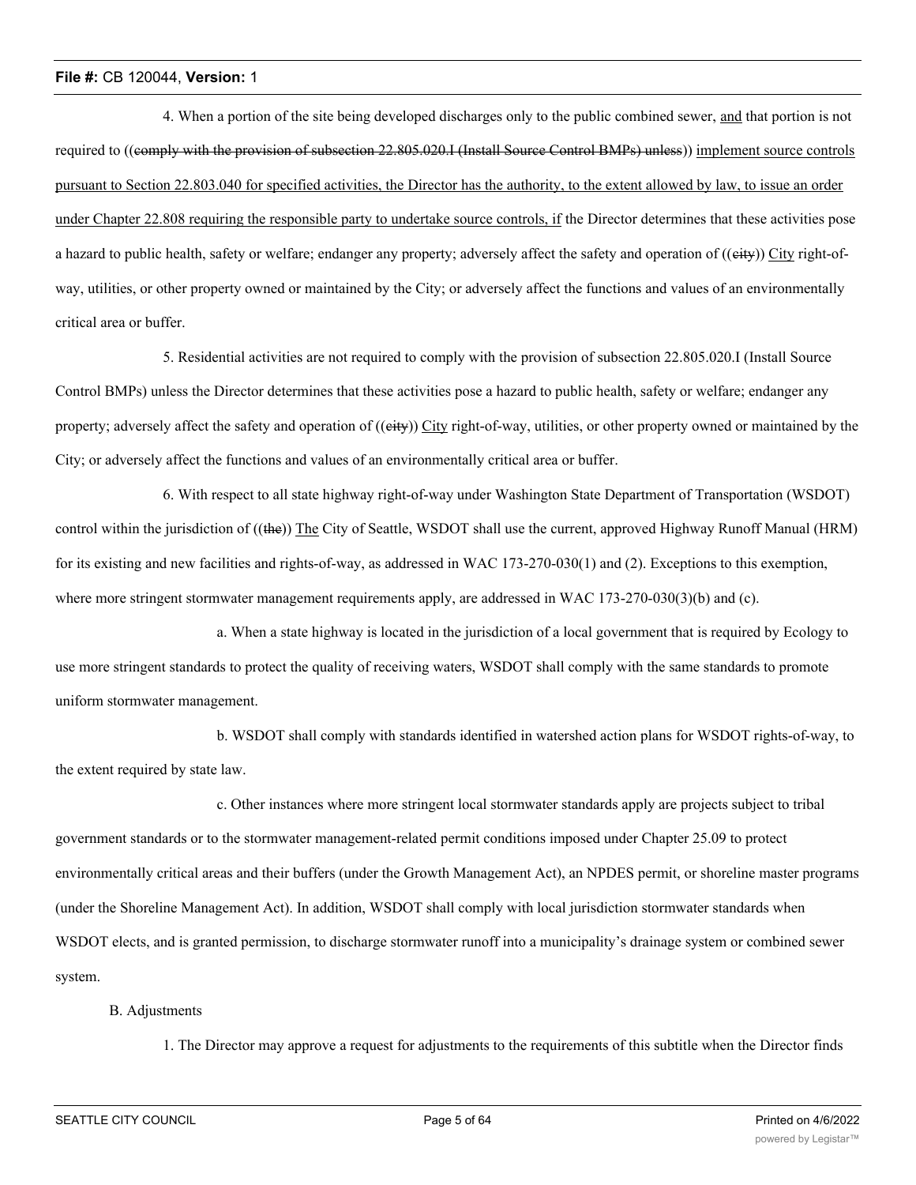4. When a portion of the site being developed discharges only to the public combined sewer, <u>and</u> that portion is not required to ((~~comply with the provision of subsection 22.805.020.I (Install Source Control BMPs) unless~~)) <u>implement source controls pursuant to Section 22.803.040 for specified activities, the Director has the authority, to the extent allowed by law, to issue an order under Chapter 22.808 requiring the responsible party to undertake source controls, if</u> the Director determines that these activities pose a hazard to public health, safety or welfare; endanger any property; adversely affect the safety and operation of ((~~city~~)) <u>City</u> right-of-way, utilities, or other property owned or maintained by the City; or adversely affect the functions and values of an environmentally critical area or buffer.

5. Residential activities are not required to comply with the provision of subsection 22.805.020.I (Install Source Control BMPs) unless the Director determines that these activities pose a hazard to public health, safety or welfare; endanger any property; adversely affect the safety and operation of ((~~city~~)) <u>City</u> right-of-way, utilities, or other property owned or maintained by the City; or adversely affect the functions and values of an environmentally critical area or buffer.

6. With respect to all state highway right-of-way under Washington State Department of Transportation (WSDOT) control within the jurisdiction of ((~~the~~)) <u>The</u> City of Seattle, WSDOT shall use the current, approved Highway Runoff Manual (HRM) for its existing and new facilities and rights-of-way, as addressed in WAC 173-270-030(1) and (2). Exceptions to this exemption, where more stringent stormwater management requirements apply, are addressed in WAC 173-270-030(3)(b) and (c).

a. When a state highway is located in the jurisdiction of a local government that is required by Ecology to use more stringent standards to protect the quality of receiving waters, WSDOT shall comply with the same standards to promote uniform stormwater management.

b. WSDOT shall comply with standards identified in watershed action plans for WSDOT rights-of-way, to the extent required by state law.

c. Other instances where more stringent local stormwater standards apply are projects subject to tribal government standards or to the stormwater management-related permit conditions imposed under Chapter 25.09 to protect environmentally critical areas and their buffers (under the Growth Management Act), an NPDES permit, or shoreline master programs (under the Shoreline Management Act). In addition, WSDOT shall comply with local jurisdiction stormwater standards when WSDOT elects, and is granted permission, to discharge stormwater runoff into a municipality's drainage system or combined sewer system.

B. Adjustments

1. The Director may approve a request for adjustments to the requirements of this subtitle when the Director finds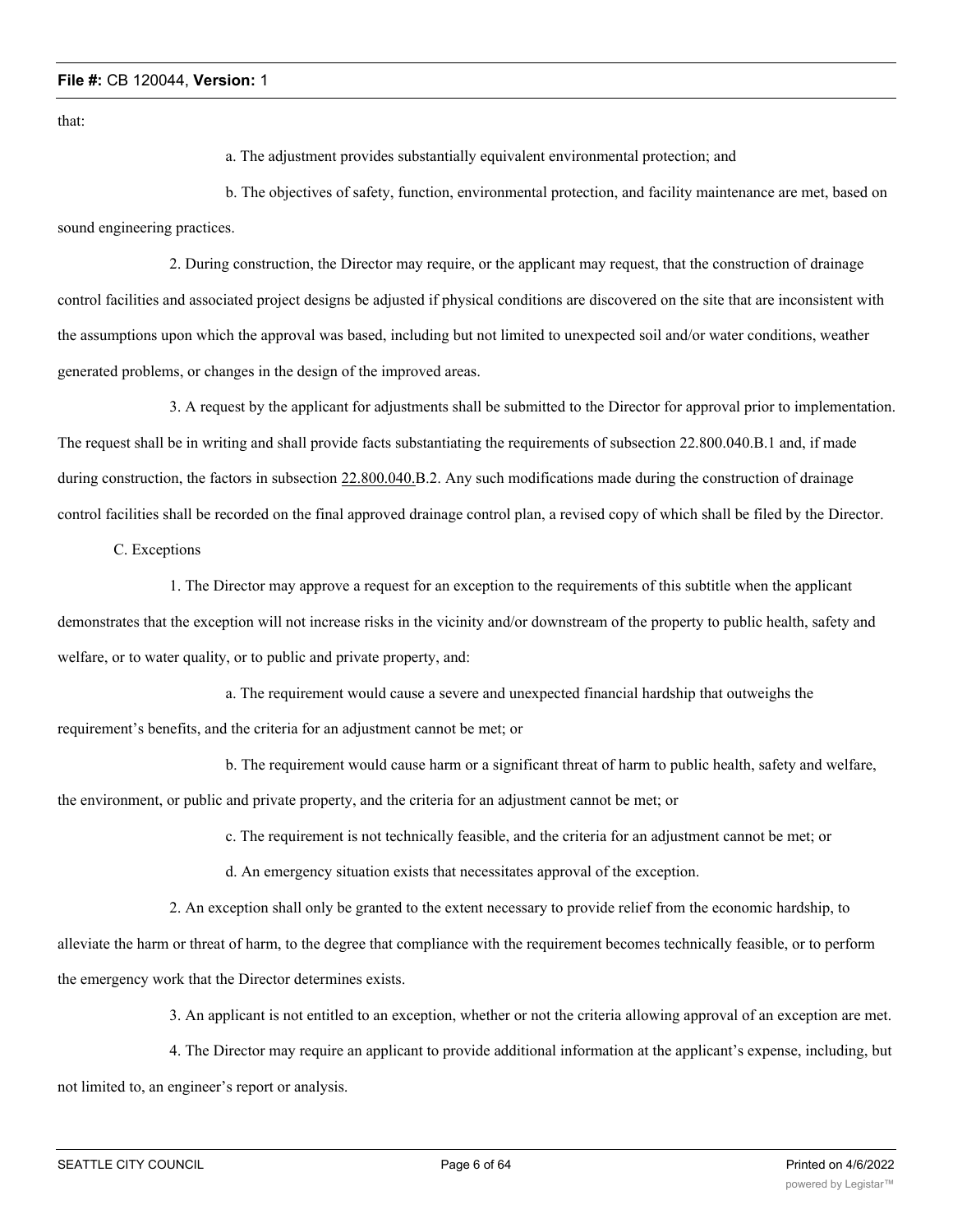that:

a. The adjustment provides substantially equivalent environmental protection; and

b. The objectives of safety, function, environmental protection, and facility maintenance are met, based on sound engineering practices.

2. During construction, the Director may require, or the applicant may request, that the construction of drainage control facilities and associated project designs be adjusted if physical conditions are discovered on the site that are inconsistent with the assumptions upon which the approval was based, including but not limited to unexpected soil and/or water conditions, weather generated problems, or changes in the design of the improved areas.

3. A request by the applicant for adjustments shall be submitted to the Director for approval prior to implementation. The request shall be in writing and shall provide facts substantiating the requirements of subsection 22.800.040.B.1 and, if made during construction, the factors in subsection 22.800.040.B.2. Any such modifications made during the construction of drainage control facilities shall be recorded on the final approved drainage control plan, a revised copy of which shall be filed by the Director.

C. Exceptions

1. The Director may approve a request for an exception to the requirements of this subtitle when the applicant demonstrates that the exception will not increase risks in the vicinity and/or downstream of the property to public health, safety and welfare, or to water quality, or to public and private property, and:

a. The requirement would cause a severe and unexpected financial hardship that outweighs the requirement's benefits, and the criteria for an adjustment cannot be met; or

b. The requirement would cause harm or a significant threat of harm to public health, safety and welfare, the environment, or public and private property, and the criteria for an adjustment cannot be met; or

c. The requirement is not technically feasible, and the criteria for an adjustment cannot be met; or

d. An emergency situation exists that necessitates approval of the exception.

2. An exception shall only be granted to the extent necessary to provide relief from the economic hardship, to alleviate the harm or threat of harm, to the degree that compliance with the requirement becomes technically feasible, or to perform the emergency work that the Director determines exists.

3. An applicant is not entitled to an exception, whether or not the criteria allowing approval of an exception are met.

4. The Director may require an applicant to provide additional information at the applicant's expense, including, but not limited to, an engineer's report or analysis.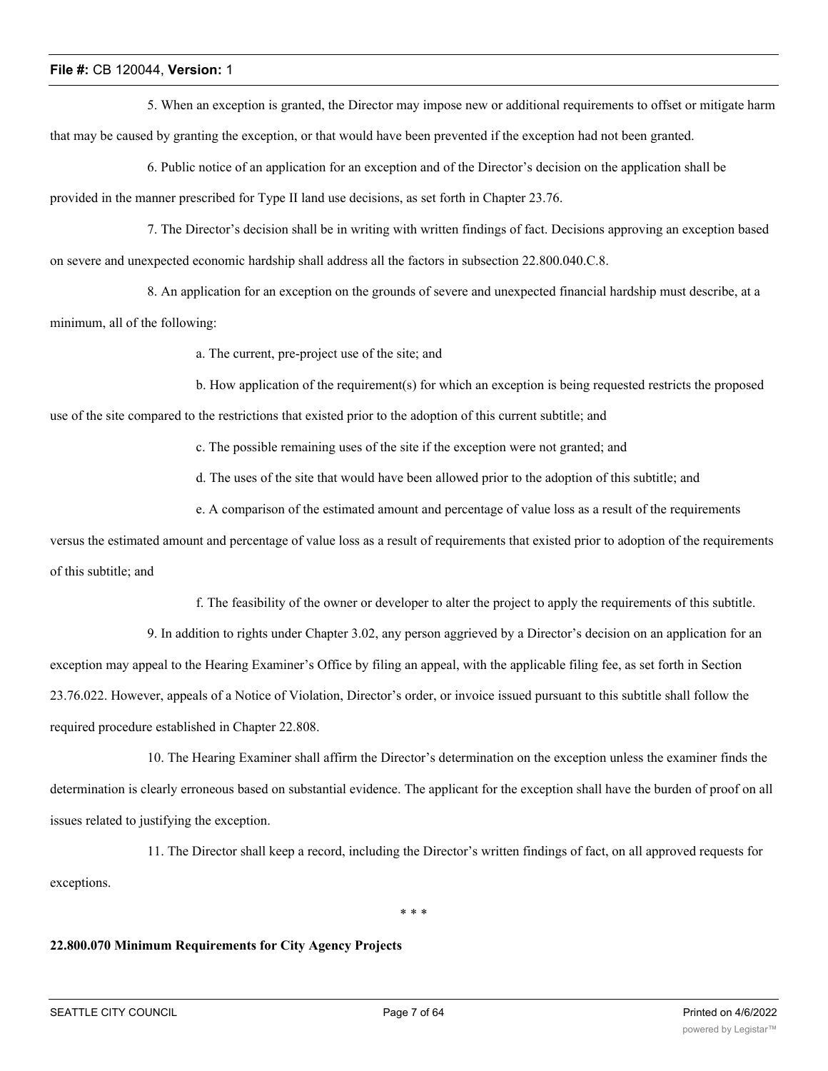5. When an exception is granted, the Director may impose new or additional requirements to offset or mitigate harm that may be caused by granting the exception, or that would have been prevented if the exception had not been granted.

6. Public notice of an application for an exception and of the Director's decision on the application shall be provided in the manner prescribed for Type II land use decisions, as set forth in Chapter 23.76.

7. The Director's decision shall be in writing with written findings of fact. Decisions approving an exception based on severe and unexpected economic hardship shall address all the factors in subsection 22.800.040.C.8.

8. An application for an exception on the grounds of severe and unexpected financial hardship must describe, at a minimum, all of the following:

a. The current, pre-project use of the site; and

b. How application of the requirement(s) for which an exception is being requested restricts the proposed use of the site compared to the restrictions that existed prior to the adoption of this current subtitle; and

c. The possible remaining uses of the site if the exception were not granted; and

d. The uses of the site that would have been allowed prior to the adoption of this subtitle; and

e. A comparison of the estimated amount and percentage of value loss as a result of the requirements versus the estimated amount and percentage of value loss as a result of requirements that existed prior to adoption of the requirements of this subtitle; and

f. The feasibility of the owner or developer to alter the project to apply the requirements of this subtitle.

9. In addition to rights under Chapter 3.02, any person aggrieved by a Director's decision on an application for an exception may appeal to the Hearing Examiner's Office by filing an appeal, with the applicable filing fee, as set forth in Section 23.76.022. However, appeals of a Notice of Violation, Director's order, or invoice issued pursuant to this subtitle shall follow the required procedure established in Chapter 22.808.

10. The Hearing Examiner shall affirm the Director's determination on the exception unless the examiner finds the determination is clearly erroneous based on substantial evidence. The applicant for the exception shall have the burden of proof on all issues related to justifying the exception.

11. The Director shall keep a record, including the Director's written findings of fact, on all approved requests for exceptions.

\* \* \*

**22.800.070 Minimum Requirements for City Agency Projects**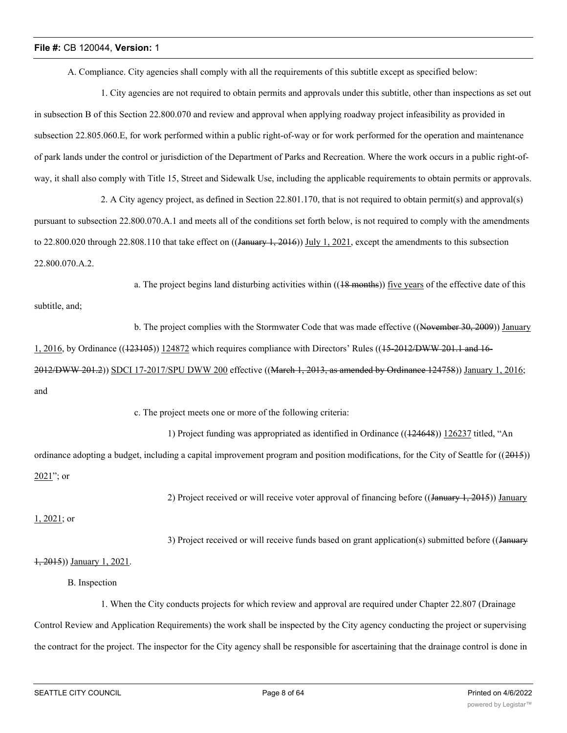A. Compliance. City agencies shall comply with all the requirements of this subtitle except as specified below:

1. City agencies are not required to obtain permits and approvals under this subtitle, other than inspections as set out in subsection B of this Section 22.800.070 and review and approval when applying roadway project infeasibility as provided in subsection 22.805.060.E, for work performed within a public right-of-way or for work performed for the operation and maintenance of park lands under the control or jurisdiction of the Department of Parks and Recreation. Where the work occurs in a public right-of-way, it shall also comply with Title 15, Street and Sidewalk Use, including the applicable requirements to obtain permits or approvals.

2. A City agency project, as defined in Section 22.801.170, that is not required to obtain permit(s) and approval(s) pursuant to subsection 22.800.070.A.1 and meets all of the conditions set forth below, is not required to comply with the amendments to 22.800.020 through 22.808.110 that take effect on ((~~January 1, 2016~~)) July 1, 2021, except the amendments to this subsection 22.800.070.A.2.

a. The project begins land disturbing activities within ((~~18 months~~)) five years of the effective date of this subtitle, and;

b. The project complies with the Stormwater Code that was made effective ((~~November 30, 2009~~)) January 1, 2016, by Ordinance ((~~123105~~)) 124872 which requires compliance with Directors' Rules ((~~15-2012/DWW 201.1 and 16-2012/DWW 201.2~~)) SDCI 17-2017/SPU DWW 200 effective ((~~March 1, 2013, as amended by Ordinance 124758~~)) January 1, 2016; and

c. The project meets one or more of the following criteria:

1) Project funding was appropriated as identified in Ordinance ((~~124648~~)) 126237 titled, "An ordinance adopting a budget, including a capital improvement program and position modifications, for the City of Seattle for ((~~2015~~)) 2021"; or

2) Project received or will receive voter approval of financing before ((~~January 1, 2015~~)) January 1, 2021; or

3) Project received or will receive funds based on grant application(s) submitted before ((~~January 1, 2015~~)) January 1, 2021.

B. Inspection

1. When the City conducts projects for which review and approval are required under Chapter 22.807 (Drainage Control Review and Application Requirements) the work shall be inspected by the City agency conducting the project or supervising the contract for the project. The inspector for the City agency shall be responsible for ascertaining that the drainage control is done in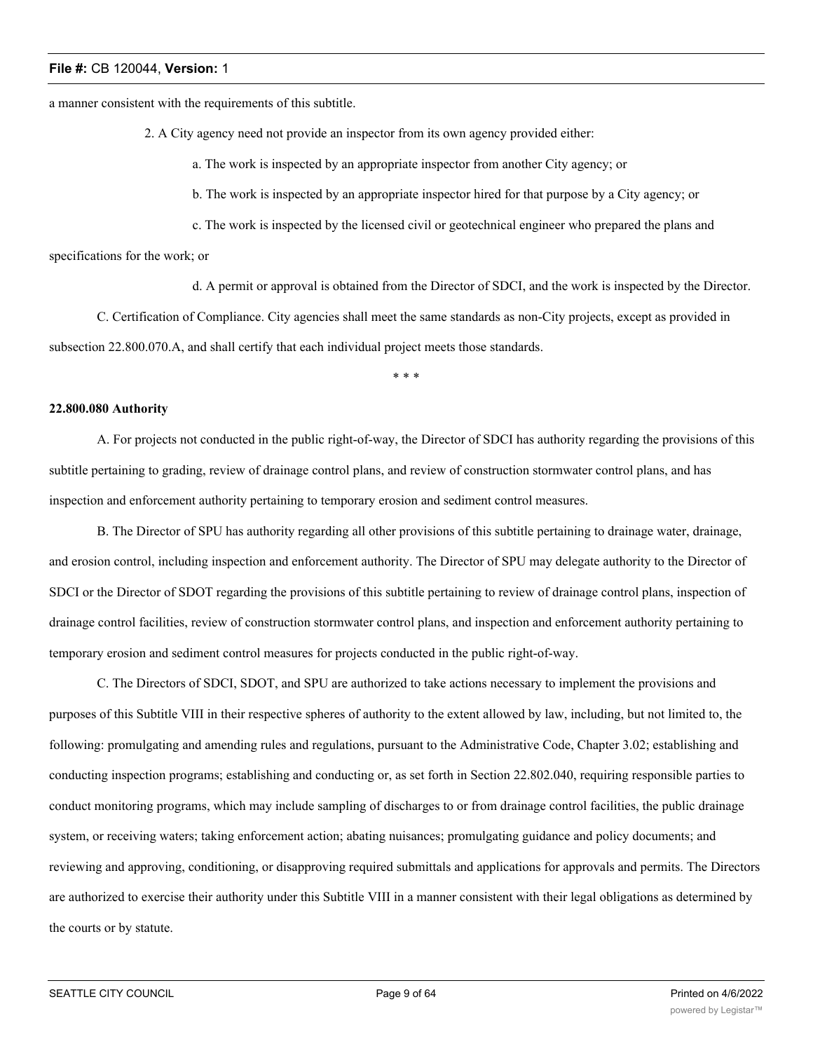a manner consistent with the requirements of this subtitle.

2. A City agency need not provide an inspector from its own agency provided either:

a. The work is inspected by an appropriate inspector from another City agency; or

b. The work is inspected by an appropriate inspector hired for that purpose by a City agency; or

c. The work is inspected by the licensed civil or geotechnical engineer who prepared the plans and specifications for the work; or

d. A permit or approval is obtained from the Director of SDCI, and the work is inspected by the Director.

C. Certification of Compliance. City agencies shall meet the same standards as non-City projects, except as provided in subsection 22.800.070.A, and shall certify that each individual project meets those standards.

\* \* \*

**22.800.080 Authority**

A. For projects not conducted in the public right-of-way, the Director of SDCI has authority regarding the provisions of this subtitle pertaining to grading, review of drainage control plans, and review of construction stormwater control plans, and has inspection and enforcement authority pertaining to temporary erosion and sediment control measures.

B. The Director of SPU has authority regarding all other provisions of this subtitle pertaining to drainage water, drainage, and erosion control, including inspection and enforcement authority. The Director of SPU may delegate authority to the Director of SDCI or the Director of SDOT regarding the provisions of this subtitle pertaining to review of drainage control plans, inspection of drainage control facilities, review of construction stormwater control plans, and inspection and enforcement authority pertaining to temporary erosion and sediment control measures for projects conducted in the public right-of-way.

C. The Directors of SDCI, SDOT, and SPU are authorized to take actions necessary to implement the provisions and purposes of this Subtitle VIII in their respective spheres of authority to the extent allowed by law, including, but not limited to, the following: promulgating and amending rules and regulations, pursuant to the Administrative Code, Chapter 3.02; establishing and conducting inspection programs; establishing and conducting or, as set forth in Section 22.802.040, requiring responsible parties to conduct monitoring programs, which may include sampling of discharges to or from drainage control facilities, the public drainage system, or receiving waters; taking enforcement action; abating nuisances; promulgating guidance and policy documents; and reviewing and approving, conditioning, or disapproving required submittals and applications for approvals and permits. The Directors are authorized to exercise their authority under this Subtitle VIII in a manner consistent with their legal obligations as determined by the courts or by statute.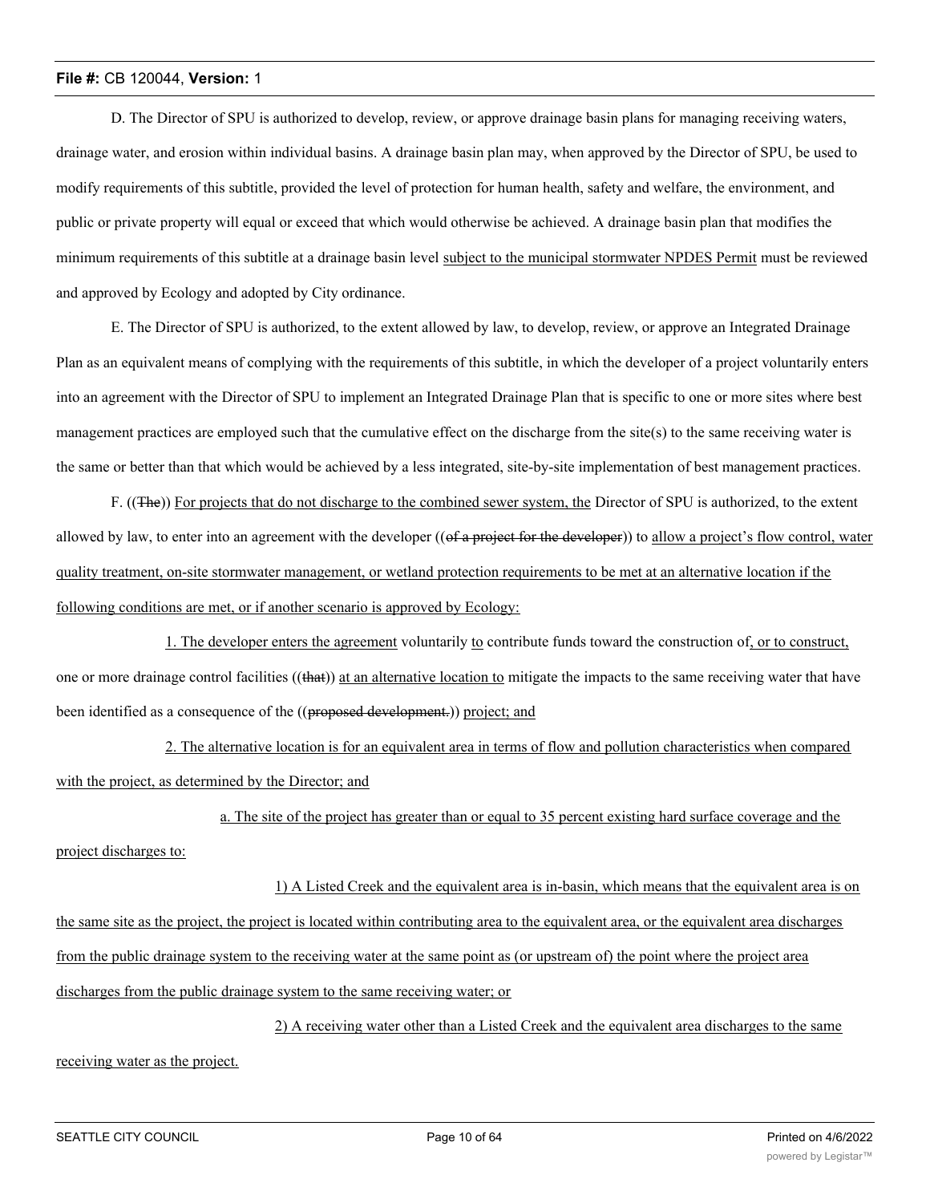D. The Director of SPU is authorized to develop, review, or approve drainage basin plans for managing receiving waters, drainage water, and erosion within individual basins. A drainage basin plan may, when approved by the Director of SPU, be used to modify requirements of this subtitle, provided the level of protection for human health, safety and welfare, the environment, and public or private property will equal or exceed that which would otherwise be achieved. A drainage basin plan that modifies the minimum requirements of this subtitle at a drainage basin level <u>subject to the municipal stormwater NPDES Permit</u> must be reviewed and approved by Ecology and adopted by City ordinance.

E. The Director of SPU is authorized, to the extent allowed by law, to develop, review, or approve an Integrated Drainage Plan as an equivalent means of complying with the requirements of this subtitle, in which the developer of a project voluntarily enters into an agreement with the Director of SPU to implement an Integrated Drainage Plan that is specific to one or more sites where best management practices are employed such that the cumulative effect on the discharge from the site(s) to the same receiving water is the same or better than that which would be achieved by a less integrated, site-by-site implementation of best management practices.

F. ((~~The~~)) <u>For projects that do not discharge to the combined sewer system, the</u> Director of SPU is authorized, to the extent allowed by law, to enter into an agreement with the developer ((~~of a project for the developer~~)) to <u>allow a project's flow control, water quality treatment, on-site stormwater management, or wetland protection requirements to be met at an alternative location if the following conditions are met, or if another scenario is approved by Ecology:</u>

<u>1. The developer enters the agreement</u> voluntarily <u>to</u> contribute funds toward the construction of<u>, or to construct,</u> one or more drainage control facilities ((~~that~~)) <u>at an alternative location to</u> mitigate the impacts to the same receiving water that have been identified as a consequence of the ((~~proposed development.~~)) <u>project; and</u>

<u>2. The alternative location is for an equivalent area in terms of flow and pollution characteristics when compared with the project, as determined by the Director; and</u>

<u>a. The site of the project has greater than or equal to 35 percent existing hard surface coverage and the project discharges to:</u>

<u>1) A Listed Creek and the equivalent area is in-basin, which means that the equivalent area is on the same site as the project, the project is located within contributing area to the equivalent area, or the equivalent area discharges from the public drainage system to the receiving water at the same point as (or upstream of) the point where the project area discharges from the public drainage system to the same receiving water; or</u>

<u>2) A receiving water other than a Listed Creek and the equivalent area discharges to the same receiving water as the project.</u>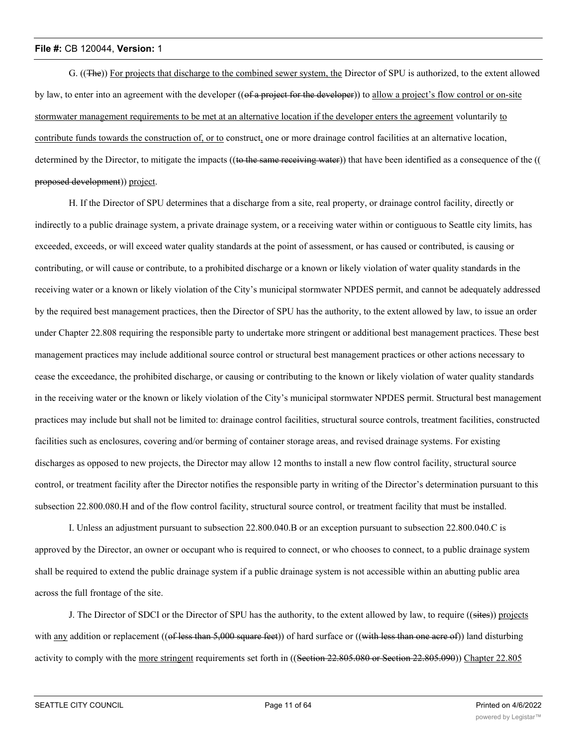G. ((~~The~~)) For projects that discharge to the combined sewer system, the Director of SPU is authorized, to the extent allowed by law, to enter into an agreement with the developer ((~~of a project for the developer~~)) to allow a project's flow control or on-site stormwater management requirements to be met at an alternative location if the developer enters the agreement voluntarily to contribute funds towards the construction of, or to construct, one or more drainage control facilities at an alternative location, determined by the Director, to mitigate the impacts ((~~to the same receiving water~~)) that have been identified as a consequence of the ((~~proposed development~~)) project.

H. If the Director of SPU determines that a discharge from a site, real property, or drainage control facility, directly or indirectly to a public drainage system, a private drainage system, or a receiving water within or contiguous to Seattle city limits, has exceeded, exceeds, or will exceed water quality standards at the point of assessment, or has caused or contributed, is causing or contributing, or will cause or contribute, to a prohibited discharge or a known or likely violation of water quality standards in the receiving water or a known or likely violation of the City's municipal stormwater NPDES permit, and cannot be adequately addressed by the required best management practices, then the Director of SPU has the authority, to the extent allowed by law, to issue an order under Chapter 22.808 requiring the responsible party to undertake more stringent or additional best management practices. These best management practices may include additional source control or structural best management practices or other actions necessary to cease the exceedance, the prohibited discharge, or causing or contributing to the known or likely violation of water quality standards in the receiving water or the known or likely violation of the City's municipal stormwater NPDES permit. Structural best management practices may include but shall not be limited to: drainage control facilities, structural source controls, treatment facilities, constructed facilities such as enclosures, covering and/or berming of container storage areas, and revised drainage systems. For existing discharges as opposed to new projects, the Director may allow 12 months to install a new flow control facility, structural source control, or treatment facility after the Director notifies the responsible party in writing of the Director's determination pursuant to this subsection 22.800.080.H and of the flow control facility, structural source control, or treatment facility that must be installed.

I. Unless an adjustment pursuant to subsection 22.800.040.B or an exception pursuant to subsection 22.800.040.C is approved by the Director, an owner or occupant who is required to connect, or who chooses to connect, to a public drainage system shall be required to extend the public drainage system if a public drainage system is not accessible within an abutting public area across the full frontage of the site.

J. The Director of SDCI or the Director of SPU has the authority, to the extent allowed by law, to require ((~~sites~~)) projects with any addition or replacement ((~~of less than 5,000 square feet~~)) of hard surface or ((~~with less than one acre of~~)) land disturbing activity to comply with the more stringent requirements set forth in ((~~Section 22.805.080 or Section 22.805.090~~)) Chapter 22.805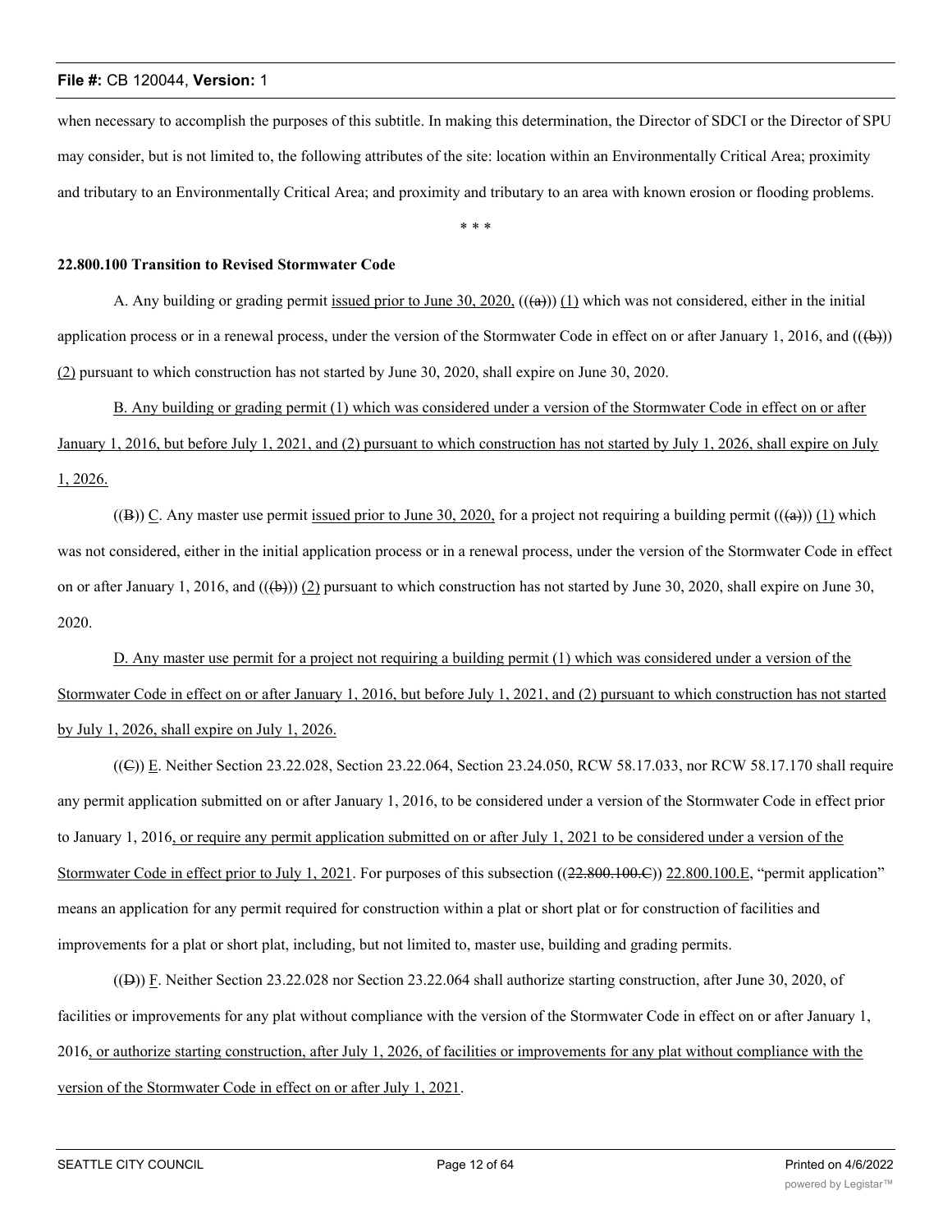when necessary to accomplish the purposes of this subtitle. In making this determination, the Director of SDCI or the Director of SPU may consider, but is not limited to, the following attributes of the site: location within an Environmentally Critical Area; proximity and tributary to an Environmentally Critical Area; and proximity and tributary to an area with known erosion or flooding problems.

\* \* \*

**22.800.100 Transition to Revised Stormwater Code**

A. Any building or grading permit issued prior to June 30, 2020, (((a))) (1) which was not considered, either in the initial application process or in a renewal process, under the version of the Stormwater Code in effect on or after January 1, 2016, and (((b))) (2) pursuant to which construction has not started by June 30, 2020, shall expire on June 30, 2020.

B. Any building or grading permit (1) which was considered under a version of the Stormwater Code in effect on or after January 1, 2016, but before July 1, 2021, and (2) pursuant to which construction has not started by July 1, 2026, shall expire on July 1, 2026.

((B)) C. Any master use permit issued prior to June 30, 2020, for a project not requiring a building permit (((a))) (1) which was not considered, either in the initial application process or in a renewal process, under the version of the Stormwater Code in effect on or after January 1, 2016, and (((b))) (2) pursuant to which construction has not started by June 30, 2020, shall expire on June 30, 2020.

D. Any master use permit for a project not requiring a building permit (1) which was considered under a version of the Stormwater Code in effect on or after January 1, 2016, but before July 1, 2021, and (2) pursuant to which construction has not started by July 1, 2026, shall expire on July 1, 2026.

((C)) E. Neither Section 23.22.028, Section 23.22.064, Section 23.24.050, RCW 58.17.033, nor RCW 58.17.170 shall require any permit application submitted on or after January 1, 2016, to be considered under a version of the Stormwater Code in effect prior to January 1, 2016, or require any permit application submitted on or after July 1, 2021 to be considered under a version of the Stormwater Code in effect prior to July 1, 2021. For purposes of this subsection ((22.800.100.C)) 22.800.100.E, "permit application" means an application for any permit required for construction within a plat or short plat or for construction of facilities and improvements for a plat or short plat, including, but not limited to, master use, building and grading permits.

((D)) F. Neither Section 23.22.028 nor Section 23.22.064 shall authorize starting construction, after June 30, 2020, of facilities or improvements for any plat without compliance with the version of the Stormwater Code in effect on or after January 1, 2016, or authorize starting construction, after July 1, 2026, of facilities or improvements for any plat without compliance with the version of the Stormwater Code in effect on or after July 1, 2021.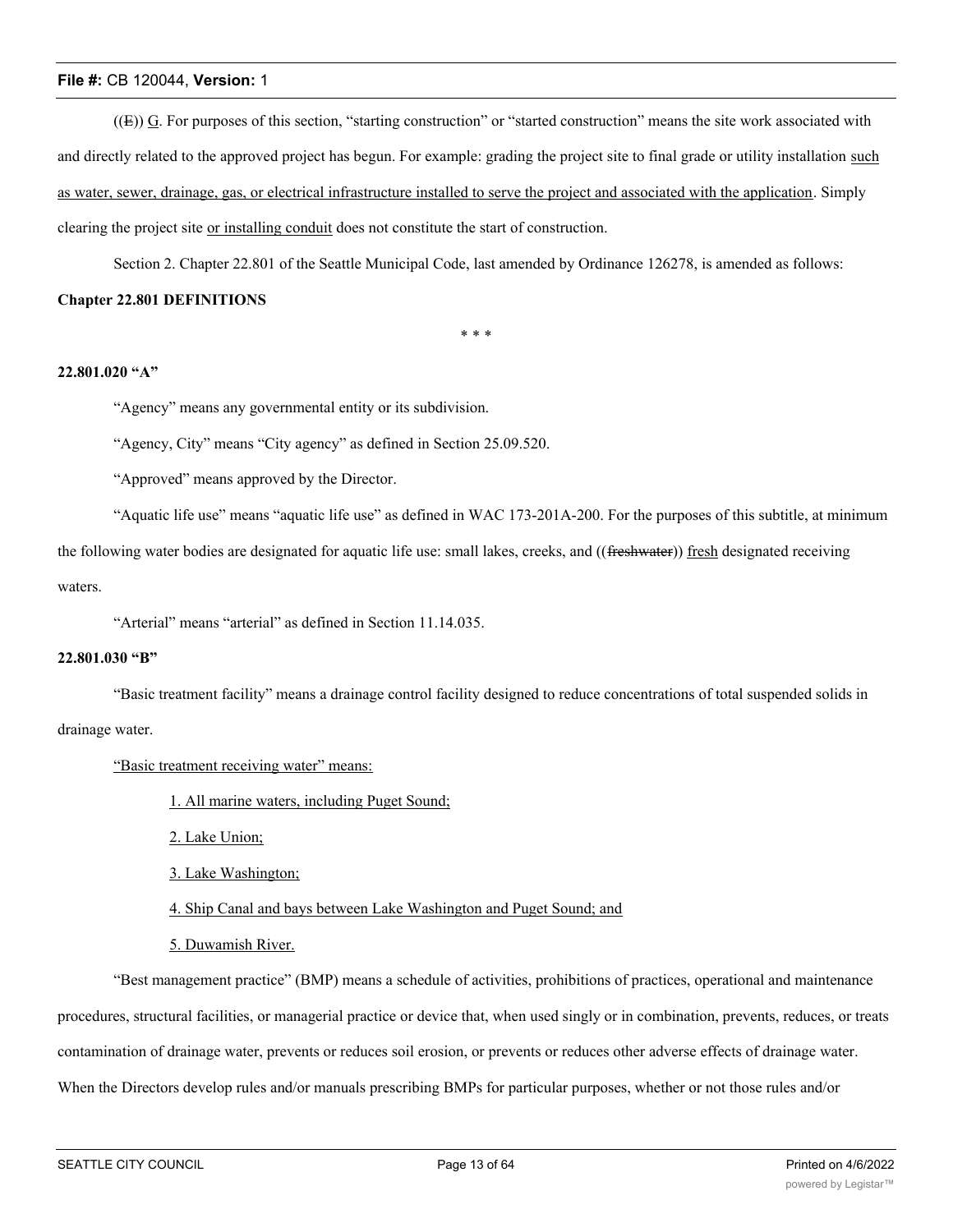((~~E~~)) <u>G</u>. For purposes of this section, "starting construction" or "started construction" means the site work associated with and directly related to the approved project has begun. For example: grading the project site to final grade or utility installation <u>such as water, sewer, drainage, gas, or electrical infrastructure installed to serve the project and associated with the application</u>. Simply clearing the project site <u>or installing conduit</u> does not constitute the start of construction.

Section 2. Chapter 22.801 of the Seattle Municipal Code, last amended by Ordinance 126278, is amended as follows:

**Chapter 22.801 DEFINITIONS**

\* \* \*

**22.801.020 "A"**

"Agency" means any governmental entity or its subdivision.

"Agency, City" means "City agency" as defined in Section 25.09.520.

"Approved" means approved by the Director.

"Aquatic life use" means "aquatic life use" as defined in WAC 173-201A-200. For the purposes of this subtitle, at minimum the following water bodies are designated for aquatic life use: small lakes, creeks, and ((~~freshwater~~)) <u>fresh</u> designated receiving waters.

"Arterial" means "arterial" as defined in Section 11.14.035.

**22.801.030 "B"**

"Basic treatment facility" means a drainage control facility designed to reduce concentrations of total suspended solids in drainage water.

<u>"Basic treatment receiving water" means:</u>

<u>1. All marine waters, including Puget Sound;</u>

<u>2. Lake Union;</u>

<u>3. Lake Washington;</u>

<u>4. Ship Canal and bays between Lake Washington and Puget Sound; and</u>

<u>5. Duwamish River.</u>

"Best management practice" (BMP) means a schedule of activities, prohibitions of practices, operational and maintenance procedures, structural facilities, or managerial practice or device that, when used singly or in combination, prevents, reduces, or treats contamination of drainage water, prevents or reduces soil erosion, or prevents or reduces other adverse effects of drainage water. When the Directors develop rules and/or manuals prescribing BMPs for particular purposes, whether or not those rules and/or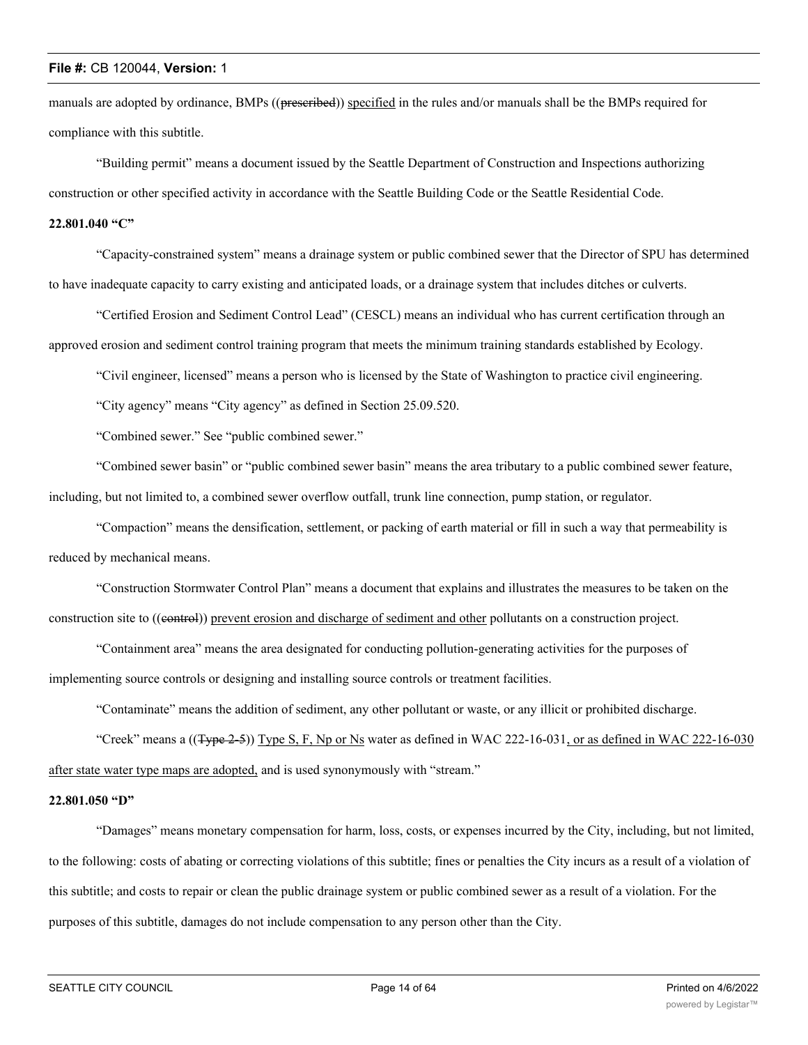manuals are adopted by ordinance, BMPs ((~~prescribed~~)) <u>specified</u> in the rules and/or manuals shall be the BMPs required for compliance with this subtitle.

"Building permit" means a document issued by the Seattle Department of Construction and Inspections authorizing construction or other specified activity in accordance with the Seattle Building Code or the Seattle Residential Code.

**22.801.040 "C"**

"Capacity-constrained system" means a drainage system or public combined sewer that the Director of SPU has determined to have inadequate capacity to carry existing and anticipated loads, or a drainage system that includes ditches or culverts.

"Certified Erosion and Sediment Control Lead" (CESCL) means an individual who has current certification through an approved erosion and sediment control training program that meets the minimum training standards established by Ecology.

"Civil engineer, licensed" means a person who is licensed by the State of Washington to practice civil engineering.

"City agency" means "City agency" as defined in Section 25.09.520.

"Combined sewer." See "public combined sewer."

"Combined sewer basin" or "public combined sewer basin" means the area tributary to a public combined sewer feature, including, but not limited to, a combined sewer overflow outfall, trunk line connection, pump station, or regulator.

"Compaction" means the densification, settlement, or packing of earth material or fill in such a way that permeability is reduced by mechanical means.

"Construction Stormwater Control Plan" means a document that explains and illustrates the measures to be taken on the construction site to ((~~control~~)) <u>prevent erosion and discharge of sediment and other</u> pollutants on a construction project.

"Containment area" means the area designated for conducting pollution-generating activities for the purposes of implementing source controls or designing and installing source controls or treatment facilities.

"Contaminate" means the addition of sediment, any other pollutant or waste, or any illicit or prohibited discharge.

"Creek" means a ((~~Type 2-5~~)) <u>Type S, F, Np or Ns</u> water as defined in WAC 222-16-031<u>, or as defined in WAC 222-16-030 after state water type maps are adopted,</u> and is used synonymously with "stream."

**22.801.050 "D"**

"Damages" means monetary compensation for harm, loss, costs, or expenses incurred by the City, including, but not limited, to the following: costs of abating or correcting violations of this subtitle; fines or penalties the City incurs as a result of a violation of this subtitle; and costs to repair or clean the public drainage system or public combined sewer as a result of a violation. For the purposes of this subtitle, damages do not include compensation to any person other than the City.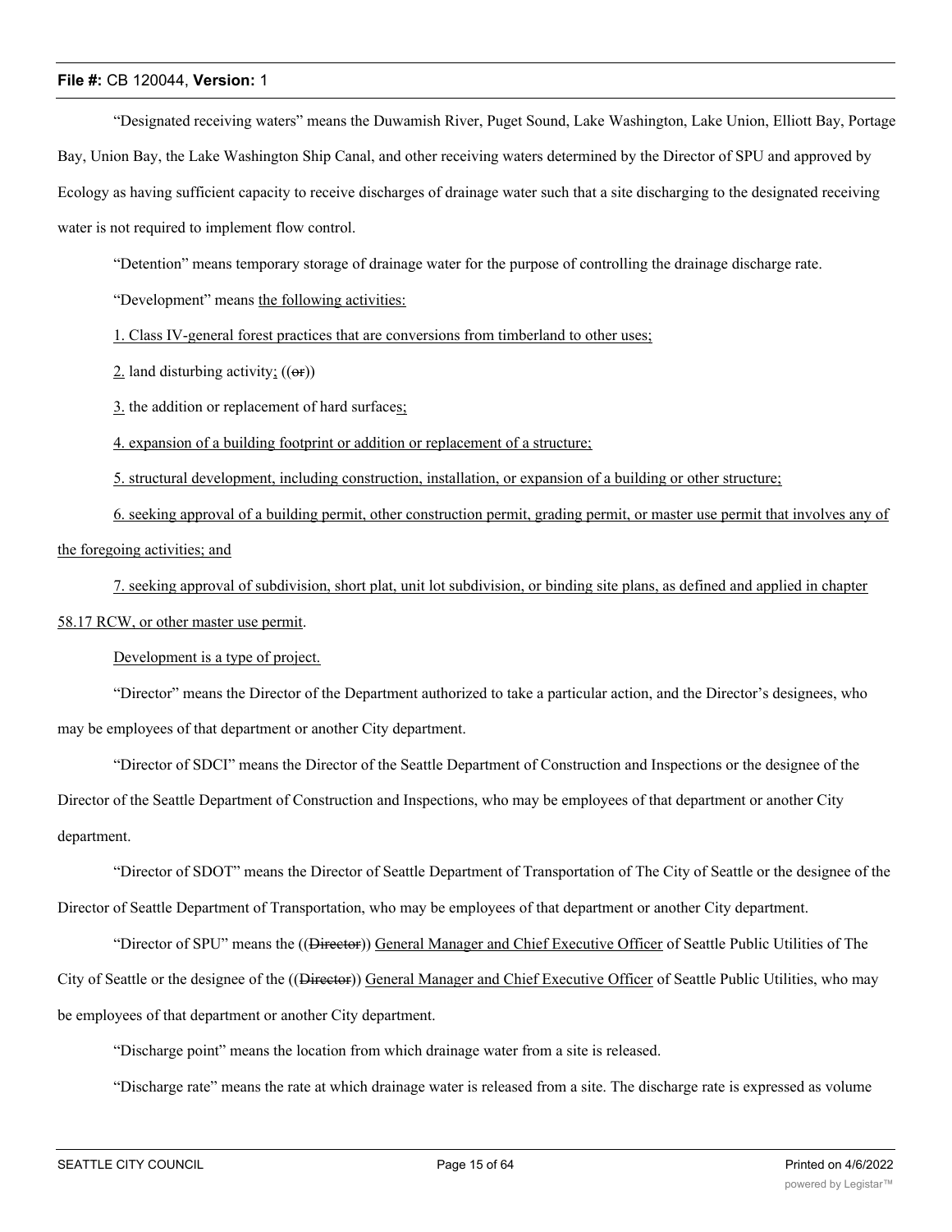"Designated receiving waters" means the Duwamish River, Puget Sound, Lake Washington, Lake Union, Elliott Bay, Portage Bay, Union Bay, the Lake Washington Ship Canal, and other receiving waters determined by the Director of SPU and approved by Ecology as having sufficient capacity to receive discharges of drainage water such that a site discharging to the designated receiving water is not required to implement flow control.

"Detention" means temporary storage of drainage water for the purpose of controlling the drainage discharge rate.

"Development" means the following activities:

1. Class IV-general forest practices that are conversions from timberland to other uses;

2. land disturbing activity; ((~~or~~))

3. the addition or replacement of hard surfaces;

4. expansion of a building footprint or addition or replacement of a structure;

5. structural development, including construction, installation, or expansion of a building or other structure;

6. seeking approval of a building permit, other construction permit, grading permit, or master use permit that involves any of the foregoing activities; and

7. seeking approval of subdivision, short plat, unit lot subdivision, or binding site plans, as defined and applied in chapter 58.17 RCW, or other master use permit.

Development is a type of project.

"Director" means the Director of the Department authorized to take a particular action, and the Director's designees, who may be employees of that department or another City department.

"Director of SDCI" means the Director of the Seattle Department of Construction and Inspections or the designee of the Director of the Seattle Department of Construction and Inspections, who may be employees of that department or another City department.

"Director of SDOT" means the Director of Seattle Department of Transportation of The City of Seattle or the designee of the Director of Seattle Department of Transportation, who may be employees of that department or another City department.

"Director of SPU" means the ((~~Director~~)) General Manager and Chief Executive Officer of Seattle Public Utilities of The City of Seattle or the designee of the ((~~Director~~)) General Manager and Chief Executive Officer of Seattle Public Utilities, who may be employees of that department or another City department.

"Discharge point" means the location from which drainage water from a site is released.

"Discharge rate" means the rate at which drainage water is released from a site. The discharge rate is expressed as volume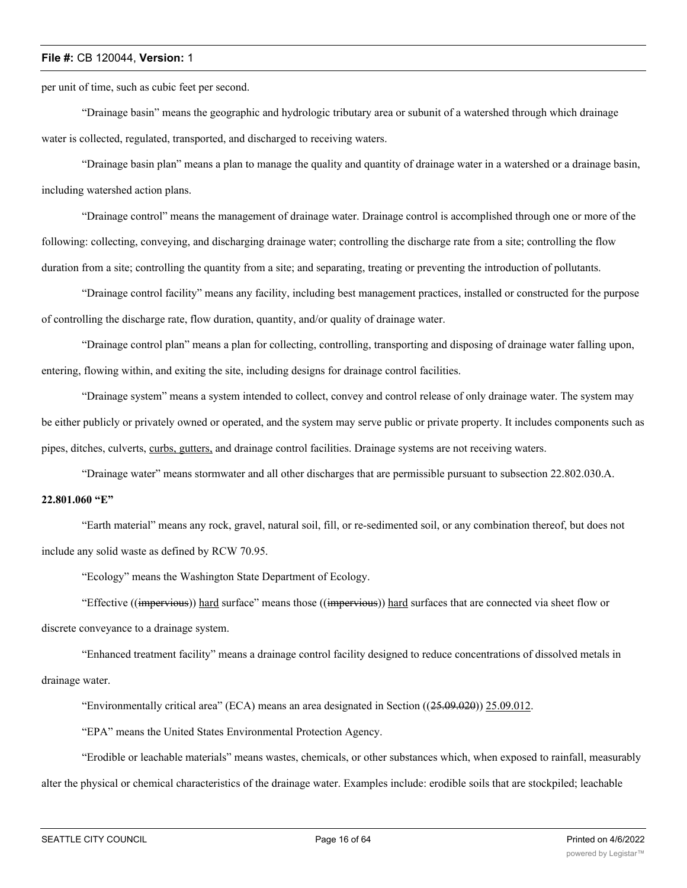per unit of time, such as cubic feet per second.

"Drainage basin" means the geographic and hydrologic tributary area or subunit of a watershed through which drainage water is collected, regulated, transported, and discharged to receiving waters.

"Drainage basin plan" means a plan to manage the quality and quantity of drainage water in a watershed or a drainage basin, including watershed action plans.

"Drainage control" means the management of drainage water. Drainage control is accomplished through one or more of the following: collecting, conveying, and discharging drainage water; controlling the discharge rate from a site; controlling the flow duration from a site; controlling the quantity from a site; and separating, treating or preventing the introduction of pollutants.

"Drainage control facility" means any facility, including best management practices, installed or constructed for the purpose of controlling the discharge rate, flow duration, quantity, and/or quality of drainage water.

"Drainage control plan" means a plan for collecting, controlling, transporting and disposing of drainage water falling upon, entering, flowing within, and exiting the site, including designs for drainage control facilities.

"Drainage system" means a system intended to collect, convey and control release of only drainage water. The system may be either publicly or privately owned or operated, and the system may serve public or private property. It includes components such as pipes, ditches, culverts, curbs, gutters, and drainage control facilities. Drainage systems are not receiving waters.

"Drainage water" means stormwater and all other discharges that are permissible pursuant to subsection 22.802.030.A.

**22.801.060 "E"**

"Earth material" means any rock, gravel, natural soil, fill, or re-sedimented soil, or any combination thereof, but does not include any solid waste as defined by RCW 70.95.

"Ecology" means the Washington State Department of Ecology.

"Effective ((~~impervious~~)) hard surface" means those ((~~impervious~~)) hard surfaces that are connected via sheet flow or discrete conveyance to a drainage system.

"Enhanced treatment facility" means a drainage control facility designed to reduce concentrations of dissolved metals in drainage water.

"Environmentally critical area" (ECA) means an area designated in Section ((~~25.09.020~~)) 25.09.012.

"EPA" means the United States Environmental Protection Agency.

"Erodible or leachable materials" means wastes, chemicals, or other substances which, when exposed to rainfall, measurably alter the physical or chemical characteristics of the drainage water. Examples include: erodible soils that are stockpiled; leachable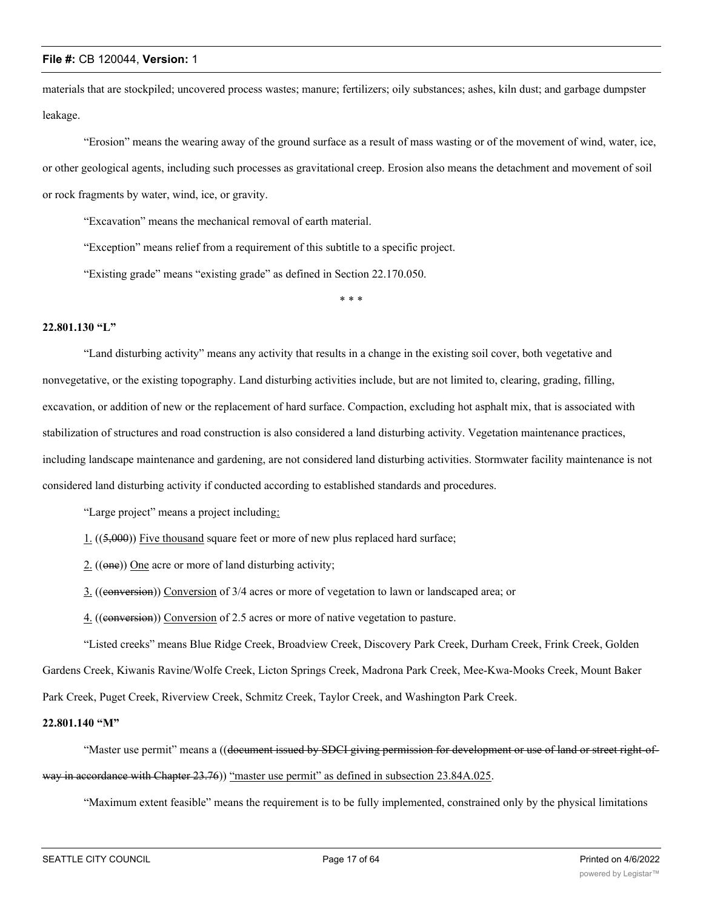materials that are stockpiled; uncovered process wastes; manure; fertilizers; oily substances; ashes, kiln dust; and garbage dumpster leakage.

"Erosion" means the wearing away of the ground surface as a result of mass wasting or of the movement of wind, water, ice, or other geological agents, including such processes as gravitational creep. Erosion also means the detachment and movement of soil or rock fragments by water, wind, ice, or gravity.

"Excavation" means the mechanical removal of earth material.

"Exception" means relief from a requirement of this subtitle to a specific project.

"Existing grade" means "existing grade" as defined in Section 22.170.050.

\* \* \*

**22.801.130 "L"**

"Land disturbing activity" means any activity that results in a change in the existing soil cover, both vegetative and nonvegetative, or the existing topography. Land disturbing activities include, but are not limited to, clearing, grading, filling, excavation, or addition of new or the replacement of hard surface. Compaction, excluding hot asphalt mix, that is associated with stabilization of structures and road construction is also considered a land disturbing activity. Vegetation maintenance practices, including landscape maintenance and gardening, are not considered land disturbing activities. Stormwater facility maintenance is not considered land disturbing activity if conducted according to established standards and procedures.

"Large project" means a project including<u>:</u>

<u>1.</u> ((~~5,000~~)) <u>Five thousand</u> square feet or more of new plus replaced hard surface;

<u>2.</u> ((~~one~~)) <u>One</u> acre or more of land disturbing activity;

<u>3.</u> ((~~conversion~~)) <u>Conversion</u> of 3/4 acres or more of vegetation to lawn or landscaped area; or

<u>4.</u> ((~~conversion~~)) <u>Conversion</u> of 2.5 acres or more of native vegetation to pasture.

"Listed creeks" means Blue Ridge Creek, Broadview Creek, Discovery Park Creek, Durham Creek, Frink Creek, Golden Gardens Creek, Kiwanis Ravine/Wolfe Creek, Licton Springs Creek, Madrona Park Creek, Mee-Kwa-Mooks Creek, Mount Baker Park Creek, Puget Creek, Riverview Creek, Schmitz Creek, Taylor Creek, and Washington Park Creek.

**22.801.140 "M"**

"Master use permit" means a ((~~document issued by SDCI giving permission for development or use of land or street right-of-way in accordance with Chapter 23.76~~)) <u>"master use permit" as defined in subsection 23.84A.025</u>.

"Maximum extent feasible" means the requirement is to be fully implemented, constrained only by the physical limitations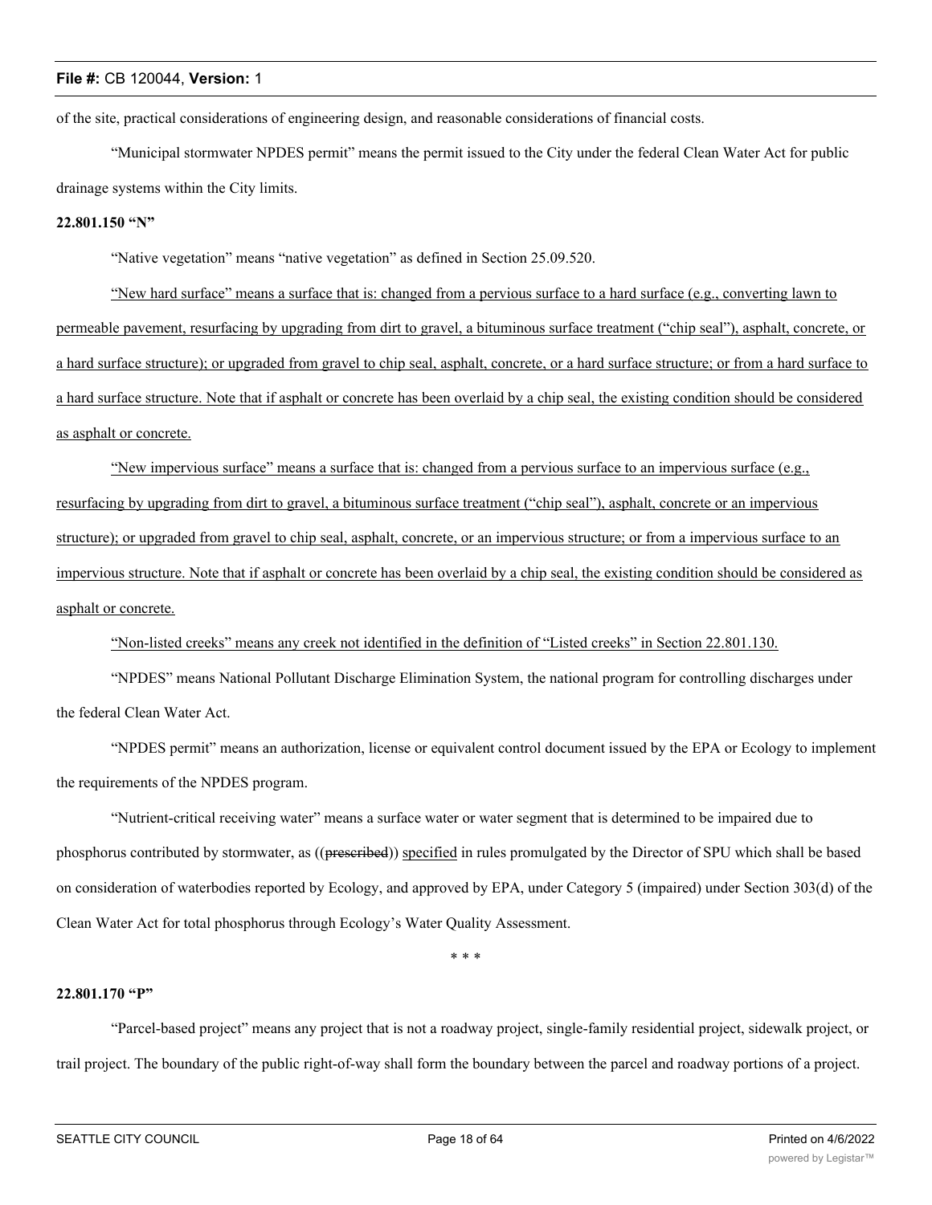of the site, practical considerations of engineering design, and reasonable considerations of financial costs.

"Municipal stormwater NPDES permit" means the permit issued to the City under the federal Clean Water Act for public drainage systems within the City limits.

**22.801.150 "N"**

"Native vegetation" means "native vegetation" as defined in Section 25.09.520.

<u>"New hard surface" means a surface that is: changed from a pervious surface to a hard surface (e.g., converting lawn to permeable pavement, resurfacing by upgrading from dirt to gravel, a bituminous surface treatment ("chip seal"), asphalt, concrete, or a hard surface structure); or upgraded from gravel to chip seal, asphalt, concrete, or a hard surface structure; or from a hard surface to a hard surface structure. Note that if asphalt or concrete has been overlaid by a chip seal, the existing condition should be considered as asphalt or concrete.</u>

<u>"New impervious surface" means a surface that is: changed from a pervious surface to an impervious surface (e.g., resurfacing by upgrading from dirt to gravel, a bituminous surface treatment ("chip seal"), asphalt, concrete or an impervious structure); or upgraded from gravel to chip seal, asphalt, concrete, or an impervious structure; or from a impervious surface to an impervious structure. Note that if asphalt or concrete has been overlaid by a chip seal, the existing condition should be considered as asphalt or concrete.</u>

<u>"Non-listed creeks" means any creek not identified in the definition of "Listed creeks" in Section 22.801.130.</u>

"NPDES" means National Pollutant Discharge Elimination System, the national program for controlling discharges under the federal Clean Water Act.

"NPDES permit" means an authorization, license or equivalent control document issued by the EPA or Ecology to implement the requirements of the NPDES program.

"Nutrient-critical receiving water" means a surface water or water segment that is determined to be impaired due to phosphorus contributed by stormwater, as ((~~prescribed~~)) <u>specified</u> in rules promulgated by the Director of SPU which shall be based on consideration of waterbodies reported by Ecology, and approved by EPA, under Category 5 (impaired) under Section 303(d) of the Clean Water Act for total phosphorus through Ecology's Water Quality Assessment.

\* \* \*

**22.801.170 "P"**

"Parcel-based project" means any project that is not a roadway project, single-family residential project, sidewalk project, or trail project. The boundary of the public right-of-way shall form the boundary between the parcel and roadway portions of a project.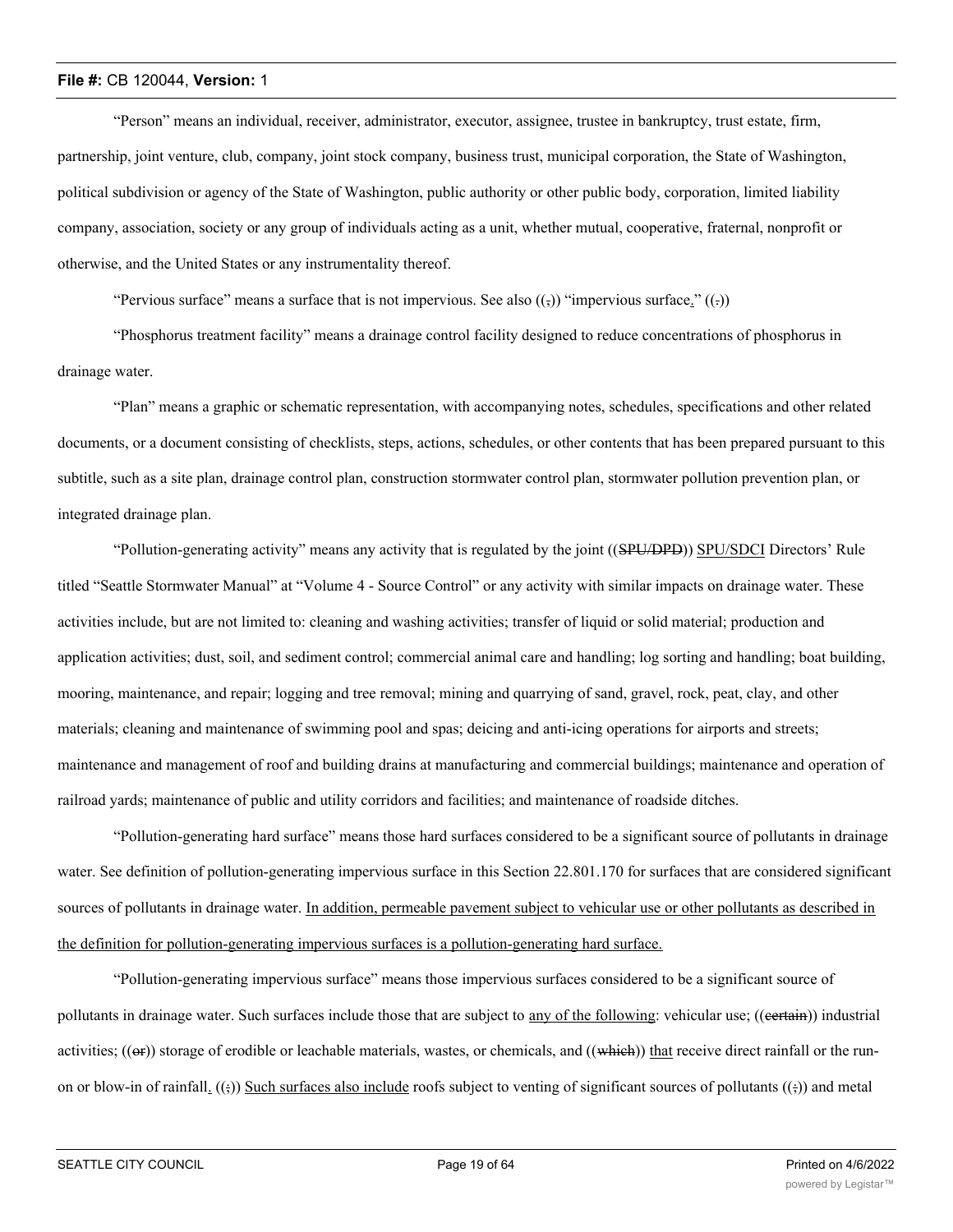"Person" means an individual, receiver, administrator, executor, assignee, trustee in bankruptcy, trust estate, firm, partnership, joint venture, club, company, joint stock company, business trust, municipal corporation, the State of Washington, political subdivision or agency of the State of Washington, public authority or other public body, corporation, limited liability company, association, society or any group of individuals acting as a unit, whether mutual, cooperative, fraternal, nonprofit or otherwise, and the United States or any instrumentality thereof.

"Pervious surface" means a surface that is not impervious. See also ((~~,~~)) "impervious surface." ((~~.~~))

"Phosphorus treatment facility" means a drainage control facility designed to reduce concentrations of phosphorus in drainage water.

"Plan" means a graphic or schematic representation, with accompanying notes, schedules, specifications and other related documents, or a document consisting of checklists, steps, actions, schedules, or other contents that has been prepared pursuant to this subtitle, such as a site plan, drainage control plan, construction stormwater control plan, stormwater pollution prevention plan, or integrated drainage plan.

"Pollution-generating activity" means any activity that is regulated by the joint ((~~SPU/DPD~~)) SPU/SDCI Directors' Rule titled "Seattle Stormwater Manual" at "Volume 4 - Source Control" or any activity with similar impacts on drainage water. These activities include, but are not limited to: cleaning and washing activities; transfer of liquid or solid material; production and application activities; dust, soil, and sediment control; commercial animal care and handling; log sorting and handling; boat building, mooring, maintenance, and repair; logging and tree removal; mining and quarrying of sand, gravel, rock, peat, clay, and other materials; cleaning and maintenance of swimming pool and spas; deicing and anti-icing operations for airports and streets; maintenance and management of roof and building drains at manufacturing and commercial buildings; maintenance and operation of railroad yards; maintenance of public and utility corridors and facilities; and maintenance of roadside ditches.

"Pollution-generating hard surface" means those hard surfaces considered to be a significant source of pollutants in drainage water. See definition of pollution-generating impervious surface in this Section 22.801.170 for surfaces that are considered significant sources of pollutants in drainage water. In addition, permeable pavement subject to vehicular use or other pollutants as described in the definition for pollution-generating impervious surfaces is a pollution-generating hard surface.

"Pollution-generating impervious surface" means those impervious surfaces considered to be a significant source of pollutants in drainage water. Such surfaces include those that are subject to any of the following: vehicular use; ((~~certain~~)) industrial activities; ((~~or~~)) storage of erodible or leachable materials, wastes, or chemicals, and ((~~which~~)) that receive direct rainfall or the run-on or blow-in of rainfall. ((~~;~~)) Such surfaces also include roofs subject to venting of significant sources of pollutants ((~~;~~)) and metal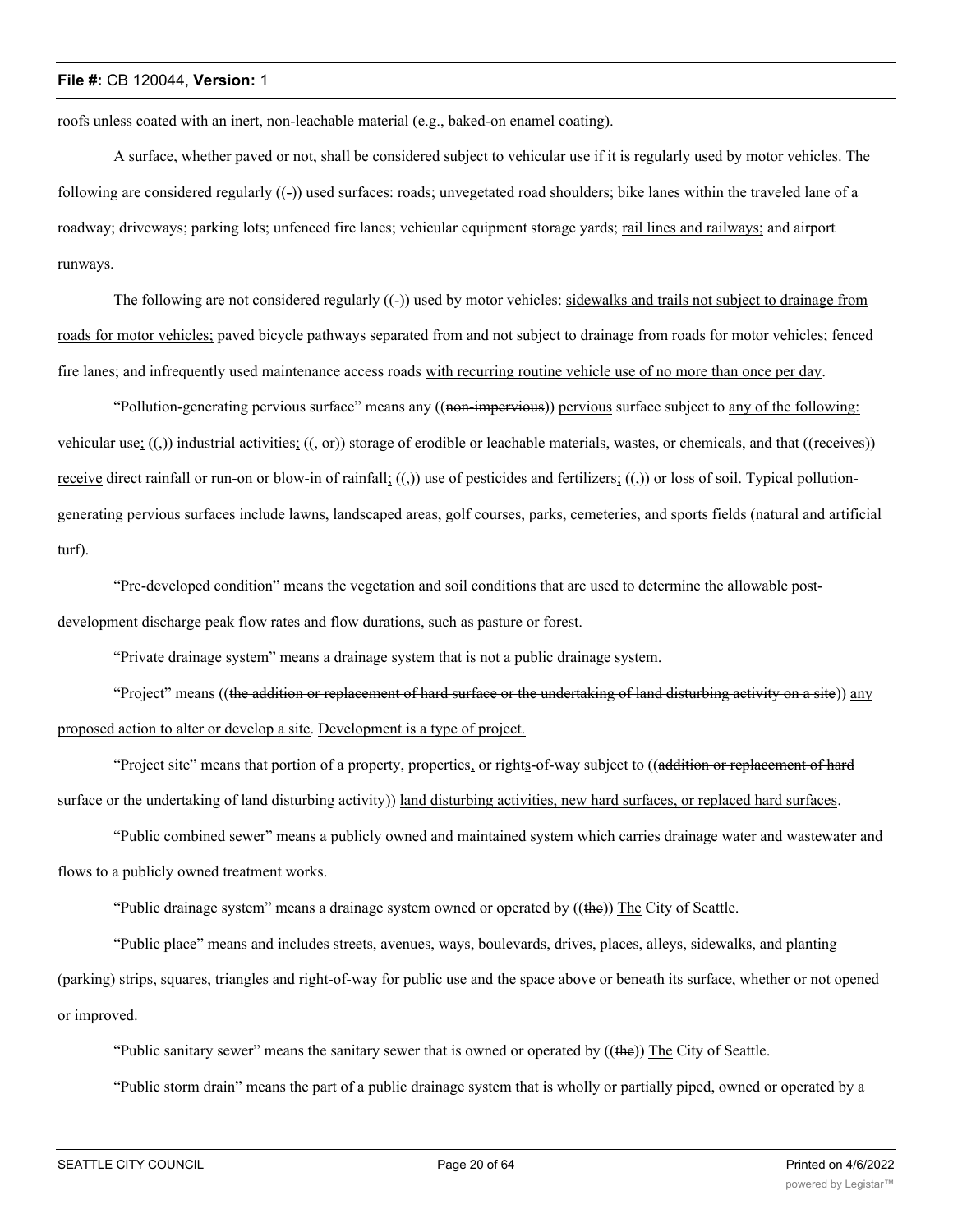roofs unless coated with an inert, non-leachable material (e.g., baked-on enamel coating).

A surface, whether paved or not, shall be considered subject to vehicular use if it is regularly used by motor vehicles. The following are considered regularly ((-)) used surfaces: roads; unvegetated road shoulders; bike lanes within the traveled lane of a roadway; driveways; parking lots; unfenced fire lanes; vehicular equipment storage yards; rail lines and railways; and airport runways.

The following are not considered regularly ((-)) used by motor vehicles: sidewalks and trails not subject to drainage from roads for motor vehicles; paved bicycle pathways separated from and not subject to drainage from roads for motor vehicles; fenced fire lanes; and infrequently used maintenance access roads with recurring routine vehicle use of no more than once per day.

"Pollution-generating pervious surface" means any ((~~non-impervious~~)) pervious surface subject to any of the following: vehicular use; ((~~,~~)) industrial activities; ((~~, or~~)) storage of erodible or leachable materials, wastes, or chemicals, and that ((~~receives~~)) receive direct rainfall or run-on or blow-in of rainfall; ((~~,~~)) use of pesticides and fertilizers; ((~~,~~)) or loss of soil. Typical pollution-generating pervious surfaces include lawns, landscaped areas, golf courses, parks, cemeteries, and sports fields (natural and artificial turf).

"Pre-developed condition" means the vegetation and soil conditions that are used to determine the allowable post-development discharge peak flow rates and flow durations, such as pasture or forest.

"Private drainage system" means a drainage system that is not a public drainage system.

"Project" means ((~~the addition or replacement of hard surface or the undertaking of land disturbing activity on a site~~)) any proposed action to alter or develop a site. Development is a type of project.

"Project site" means that portion of a property, properties, or rights-of-way subject to ((~~addition or replacement of hard surface or the undertaking of land disturbing activity~~)) land disturbing activities, new hard surfaces, or replaced hard surfaces.

"Public combined sewer" means a publicly owned and maintained system which carries drainage water and wastewater and flows to a publicly owned treatment works.

"Public drainage system" means a drainage system owned or operated by ((~~the~~)) The City of Seattle.

"Public place" means and includes streets, avenues, ways, boulevards, drives, places, alleys, sidewalks, and planting (parking) strips, squares, triangles and right-of-way for public use and the space above or beneath its surface, whether or not opened or improved.

"Public sanitary sewer" means the sanitary sewer that is owned or operated by ((~~the~~)) The City of Seattle.

"Public storm drain" means the part of a public drainage system that is wholly or partially piped, owned or operated by a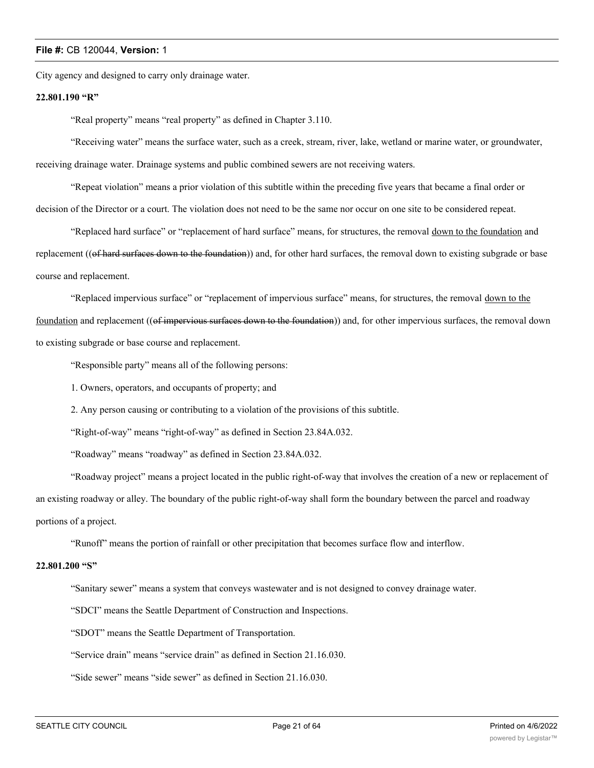City agency and designed to carry only drainage water.

**22.801.190 "R"**

"Real property" means "real property" as defined in Chapter 3.110.

"Receiving water" means the surface water, such as a creek, stream, river, lake, wetland or marine water, or groundwater, receiving drainage water. Drainage systems and public combined sewers are not receiving waters.

"Repeat violation" means a prior violation of this subtitle within the preceding five years that became a final order or decision of the Director or a court. The violation does not need to be the same nor occur on one site to be considered repeat.

"Replaced hard surface" or "replacement of hard surface" means, for structures, the removal <u>down to the foundation</u> and replacement ((~~of hard surfaces down to the foundation~~)) and, for other hard surfaces, the removal down to existing subgrade or base course and replacement.

"Replaced impervious surface" or "replacement of impervious surface" means, for structures, the removal <u>down to the foundation</u> and replacement ((~~of impervious surfaces down to the foundation~~)) and, for other impervious surfaces, the removal down to existing subgrade or base course and replacement.

"Responsible party" means all of the following persons:

1. Owners, operators, and occupants of property; and

2. Any person causing or contributing to a violation of the provisions of this subtitle.

"Right-of-way" means "right-of-way" as defined in Section 23.84A.032.

"Roadway" means "roadway" as defined in Section 23.84A.032.

"Roadway project" means a project located in the public right-of-way that involves the creation of a new or replacement of an existing roadway or alley. The boundary of the public right-of-way shall form the boundary between the parcel and roadway portions of a project.

"Runoff" means the portion of rainfall or other precipitation that becomes surface flow and interflow.

**22.801.200 "S"**

"Sanitary sewer" means a system that conveys wastewater and is not designed to convey drainage water.

"SDCI" means the Seattle Department of Construction and Inspections.

"SDOT" means the Seattle Department of Transportation.

"Service drain" means "service drain" as defined in Section 21.16.030.

"Side sewer" means "side sewer" as defined in Section 21.16.030.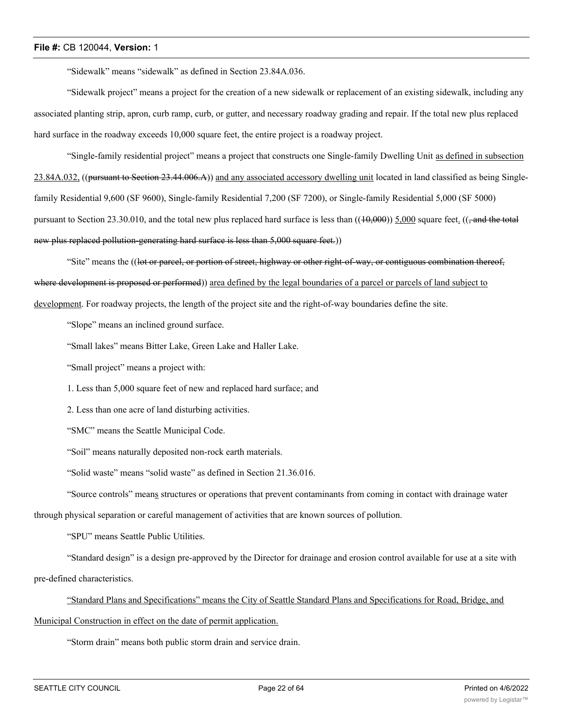"Sidewalk" means "sidewalk" as defined in Section 23.84A.036.

"Sidewalk project" means a project for the creation of a new sidewalk or replacement of an existing sidewalk, including any associated planting strip, apron, curb ramp, curb, or gutter, and necessary roadway grading and repair. If the total new plus replaced hard surface in the roadway exceeds 10,000 square feet, the entire project is a roadway project.

"Single-family residential project" means a project that constructs one Single-family Dwelling Unit <u>as defined in subsection 23.84A.032,</u> ((~~pursuant to Section 23.44.006.A~~)) <u>and any associated accessory dwelling unit</u> located in land classified as being Single-family Residential 9,600 (SF 9600), Single-family Residential 7,200 (SF 7200), or Single-family Residential 5,000 (SF 5000) pursuant to Section 23.30.010, and the total new plus replaced hard surface is less than ((~~10,000~~)) <u>5,000</u> square feet<u>.</u> ((~~, and the total new plus replaced pollution-generating hard surface is less than 5,000 square feet.~~))

"Site" means the ((~~lot or parcel, or portion of street, highway or other right-of-way, or contiguous combination thereof, where development is proposed or performed~~)) <u>area defined by the legal boundaries of a parcel or parcels of land subject to development</u>. For roadway projects, the length of the project site and the right-of-way boundaries define the site.

"Slope" means an inclined ground surface.

"Small lakes" means Bitter Lake, Green Lake and Haller Lake.

"Small project" means a project with:

1. Less than 5,000 square feet of new and replaced hard surface; and

2. Less than one acre of land disturbing activities.

"SMC" means the Seattle Municipal Code.

"Soil" means naturally deposited non-rock earth materials.

"Solid waste" means "solid waste" as defined in Section 21.36.016.

"Source controls" mean<u>s</u> structures or operations that prevent contaminants from coming in contact with drainage water through physical separation or careful management of activities that are known sources of pollution.

"SPU" means Seattle Public Utilities.

"Standard design" is a design pre-approved by the Director for drainage and erosion control available for use at a site with pre-defined characteristics.

<u>"Standard Plans and Specifications" means the City of Seattle Standard Plans and Specifications for Road, Bridge, and Municipal Construction in effect on the date of permit application.</u>

"Storm drain" means both public storm drain and service drain.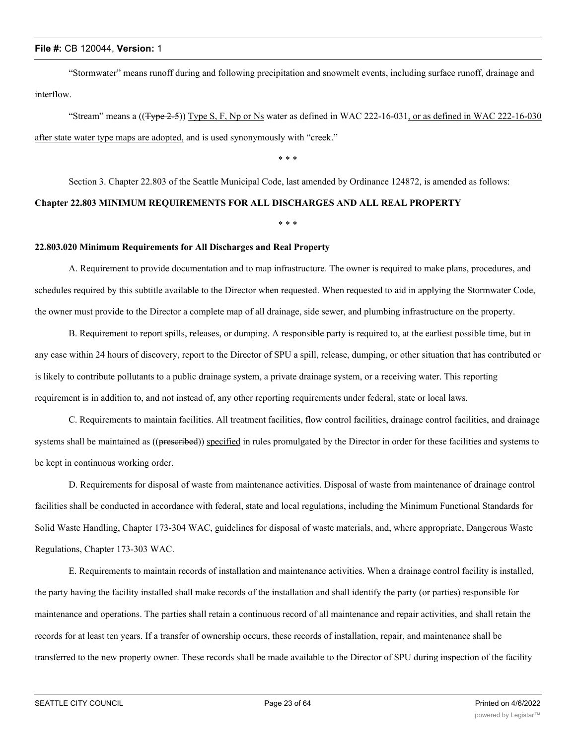"Stormwater" means runoff during and following precipitation and snowmelt events, including surface runoff, drainage and interflow.

"Stream" means a ((~~Type 2-5~~)) <u>Type S, F, Np or Ns</u> water as defined in WAC 222-16-031<u>, or as defined in WAC 222-16-030 after state water type maps are adopted,</u> and is used synonymously with "creek."

\* \* \*

Section 3. Chapter 22.803 of the Seattle Municipal Code, last amended by Ordinance 124872, is amended as follows:

**Chapter 22.803 MINIMUM REQUIREMENTS FOR ALL DISCHARGES AND ALL REAL PROPERTY**

\* \* \*

**22.803.020 Minimum Requirements for All Discharges and Real Property**

A. Requirement to provide documentation and to map infrastructure. The owner is required to make plans, procedures, and schedules required by this subtitle available to the Director when requested. When requested to aid in applying the Stormwater Code, the owner must provide to the Director a complete map of all drainage, side sewer, and plumbing infrastructure on the property.

B. Requirement to report spills, releases, or dumping. A responsible party is required to, at the earliest possible time, but in any case within 24 hours of discovery, report to the Director of SPU a spill, release, dumping, or other situation that has contributed or is likely to contribute pollutants to a public drainage system, a private drainage system, or a receiving water. This reporting requirement is in addition to, and not instead of, any other reporting requirements under federal, state or local laws.

C. Requirements to maintain facilities. All treatment facilities, flow control facilities, drainage control facilities, and drainage systems shall be maintained as ((~~prescribed~~)) <u>specified</u> in rules promulgated by the Director in order for these facilities and systems to be kept in continuous working order.

D. Requirements for disposal of waste from maintenance activities. Disposal of waste from maintenance of drainage control facilities shall be conducted in accordance with federal, state and local regulations, including the Minimum Functional Standards for Solid Waste Handling, Chapter 173-304 WAC, guidelines for disposal of waste materials, and, where appropriate, Dangerous Waste Regulations, Chapter 173-303 WAC.

E. Requirements to maintain records of installation and maintenance activities. When a drainage control facility is installed, the party having the facility installed shall make records of the installation and shall identify the party (or parties) responsible for maintenance and operations. The parties shall retain a continuous record of all maintenance and repair activities, and shall retain the records for at least ten years. If a transfer of ownership occurs, these records of installation, repair, and maintenance shall be transferred to the new property owner. These records shall be made available to the Director of SPU during inspection of the facility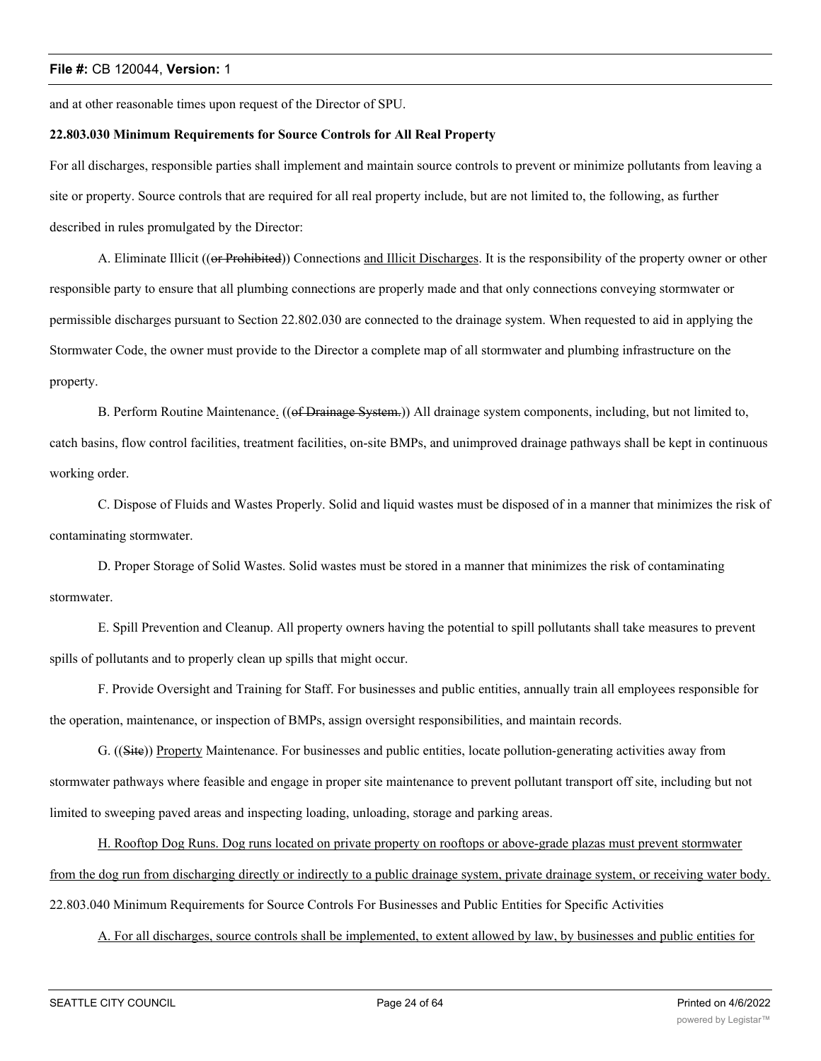and at other reasonable times upon request of the Director of SPU.

**22.803.030 Minimum Requirements for Source Controls for All Real Property**

For all discharges, responsible parties shall implement and maintain source controls to prevent or minimize pollutants from leaving a site or property. Source controls that are required for all real property include, but are not limited to, the following, as further described in rules promulgated by the Director:

A. Eliminate Illicit ((~~or Prohibited~~)) Connections <u>and Illicit Discharges</u>. It is the responsibility of the property owner or other responsible party to ensure that all plumbing connections are properly made and that only connections conveying stormwater or permissible discharges pursuant to Section 22.802.030 are connected to the drainage system. When requested to aid in applying the Stormwater Code, the owner must provide to the Director a complete map of all stormwater and plumbing infrastructure on the property.

B. Perform Routine Maintenance<u>.</u> ((~~of Drainage System.~~)) All drainage system components, including, but not limited to, catch basins, flow control facilities, treatment facilities, on-site BMPs, and unimproved drainage pathways shall be kept in continuous working order.

C. Dispose of Fluids and Wastes Properly. Solid and liquid wastes must be disposed of in a manner that minimizes the risk of contaminating stormwater.

D. Proper Storage of Solid Wastes. Solid wastes must be stored in a manner that minimizes the risk of contaminating stormwater.

E. Spill Prevention and Cleanup. All property owners having the potential to spill pollutants shall take measures to prevent spills of pollutants and to properly clean up spills that might occur.

F. Provide Oversight and Training for Staff. For businesses and public entities, annually train all employees responsible for the operation, maintenance, or inspection of BMPs, assign oversight responsibilities, and maintain records.

G. ((~~Site~~)) <u>Property</u> Maintenance. For businesses and public entities, locate pollution-generating activities away from stormwater pathways where feasible and engage in proper site maintenance to prevent pollutant transport off site, including but not limited to sweeping paved areas and inspecting loading, unloading, storage and parking areas.

<u>H. Rooftop Dog Runs. Dog runs located on private property on rooftops or above-grade plazas must prevent stormwater from the dog run from discharging directly or indirectly to a public drainage system, private drainage system, or receiving water body.</u>

22.803.040 Minimum Requirements for Source Controls For Businesses and Public Entities for Specific Activities

<u>A. For all discharges, source controls shall be implemented, to extent allowed by law, by businesses and public entities for</u>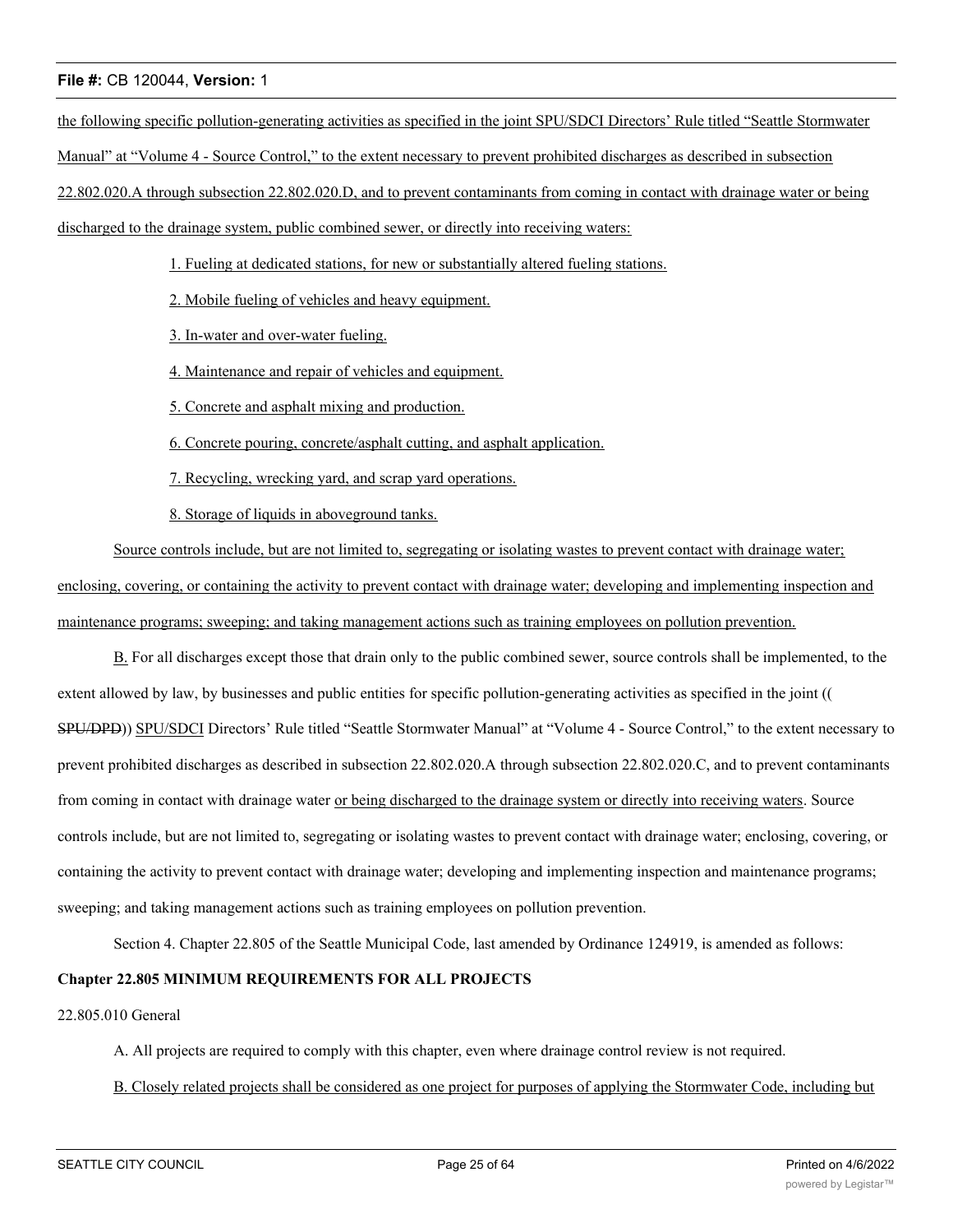the following specific pollution-generating activities as specified in the joint SPU/SDCI Directors' Rule titled "Seattle Stormwater Manual" at "Volume 4 - Source Control," to the extent necessary to prevent prohibited discharges as described in subsection 22.802.020.A through subsection 22.802.020.D, and to prevent contaminants from coming in contact with drainage water or being discharged to the drainage system, public combined sewer, or directly into receiving waters:

1. Fueling at dedicated stations, for new or substantially altered fueling stations.

2. Mobile fueling of vehicles and heavy equipment.

3. In-water and over-water fueling.

4. Maintenance and repair of vehicles and equipment.

5. Concrete and asphalt mixing and production.

6. Concrete pouring, concrete/asphalt cutting, and asphalt application.

7. Recycling, wrecking yard, and scrap yard operations.

8. Storage of liquids in aboveground tanks.

Source controls include, but are not limited to, segregating or isolating wastes to prevent contact with drainage water; enclosing, covering, or containing the activity to prevent contact with drainage water; developing and implementing inspection and maintenance programs; sweeping; and taking management actions such as training employees on pollution prevention.

B. For all discharges except those that drain only to the public combined sewer, source controls shall be implemented, to the extent allowed by law, by businesses and public entities for specific pollution-generating activities as specified in the joint ((SPU/DPD)) SPU/SDCI Directors' Rule titled "Seattle Stormwater Manual" at "Volume 4 - Source Control," to the extent necessary to prevent prohibited discharges as described in subsection 22.802.020.A through subsection 22.802.020.C, and to prevent contaminants from coming in contact with drainage water or being discharged to the drainage system or directly into receiving waters. Source controls include, but are not limited to, segregating or isolating wastes to prevent contact with drainage water; enclosing, covering, or containing the activity to prevent contact with drainage water; developing and implementing inspection and maintenance programs; sweeping; and taking management actions such as training employees on pollution prevention.

Section 4. Chapter 22.805 of the Seattle Municipal Code, last amended by Ordinance 124919, is amended as follows:

**Chapter 22.805 MINIMUM REQUIREMENTS FOR ALL PROJECTS**

22.805.010 General

A. All projects are required to comply with this chapter, even where drainage control review is not required.

B. Closely related projects shall be considered as one project for purposes of applying the Stormwater Code, including but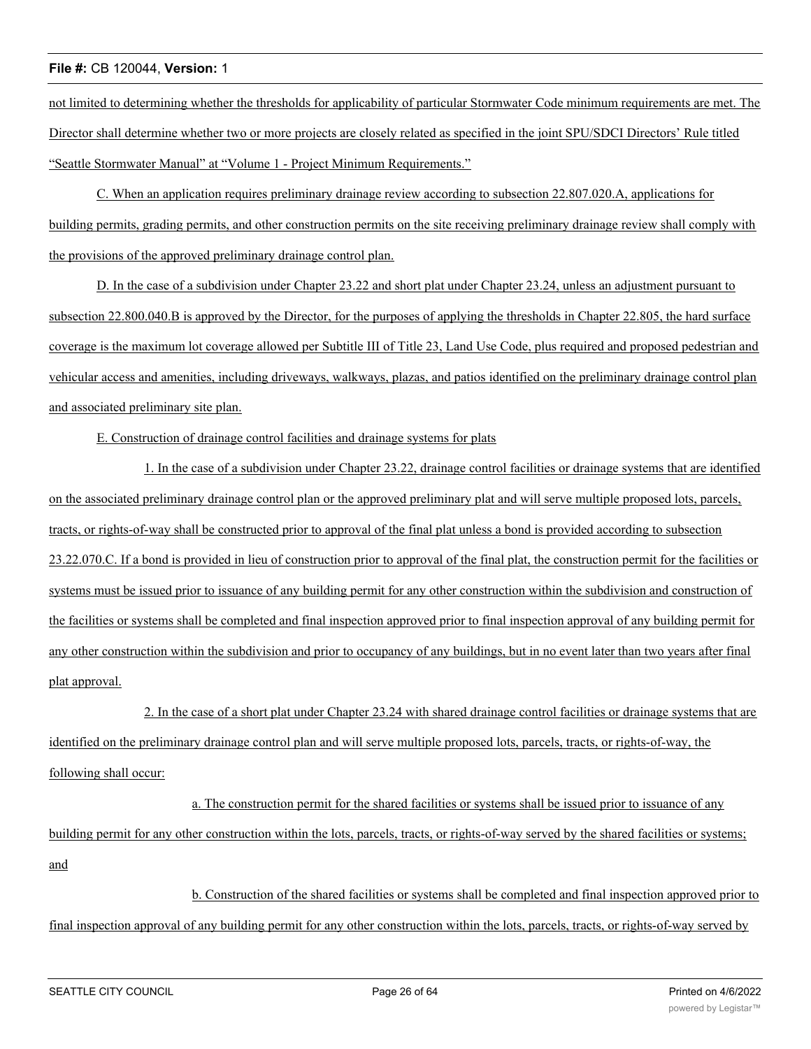not limited to determining whether the thresholds for applicability of particular Stormwater Code minimum requirements are met. The Director shall determine whether two or more projects are closely related as specified in the joint SPU/SDCI Directors' Rule titled "Seattle Stormwater Manual" at "Volume 1 - Project Minimum Requirements."

C. When an application requires preliminary drainage review according to subsection 22.807.020.A, applications for building permits, grading permits, and other construction permits on the site receiving preliminary drainage review shall comply with the provisions of the approved preliminary drainage control plan.

D. In the case of a subdivision under Chapter 23.22 and short plat under Chapter 23.24, unless an adjustment pursuant to subsection 22.800.040.B is approved by the Director, for the purposes of applying the thresholds in Chapter 22.805, the hard surface coverage is the maximum lot coverage allowed per Subtitle III of Title 23, Land Use Code, plus required and proposed pedestrian and vehicular access and amenities, including driveways, walkways, plazas, and patios identified on the preliminary drainage control plan and associated preliminary site plan.

E. Construction of drainage control facilities and drainage systems for plats

1. In the case of a subdivision under Chapter 23.22, drainage control facilities or drainage systems that are identified on the associated preliminary drainage control plan or the approved preliminary plat and will serve multiple proposed lots, parcels, tracts, or rights-of-way shall be constructed prior to approval of the final plat unless a bond is provided according to subsection 23.22.070.C. If a bond is provided in lieu of construction prior to approval of the final plat, the construction permit for the facilities or systems must be issued prior to issuance of any building permit for any other construction within the subdivision and construction of the facilities or systems shall be completed and final inspection approved prior to final inspection approval of any building permit for any other construction within the subdivision and prior to occupancy of any buildings, but in no event later than two years after final plat approval.

2. In the case of a short plat under Chapter 23.24 with shared drainage control facilities or drainage systems that are identified on the preliminary drainage control plan and will serve multiple proposed lots, parcels, tracts, or rights-of-way, the following shall occur:

a. The construction permit for the shared facilities or systems shall be issued prior to issuance of any building permit for any other construction within the lots, parcels, tracts, or rights-of-way served by the shared facilities or systems; and

b. Construction of the shared facilities or systems shall be completed and final inspection approved prior to final inspection approval of any building permit for any other construction within the lots, parcels, tracts, or rights-of-way served by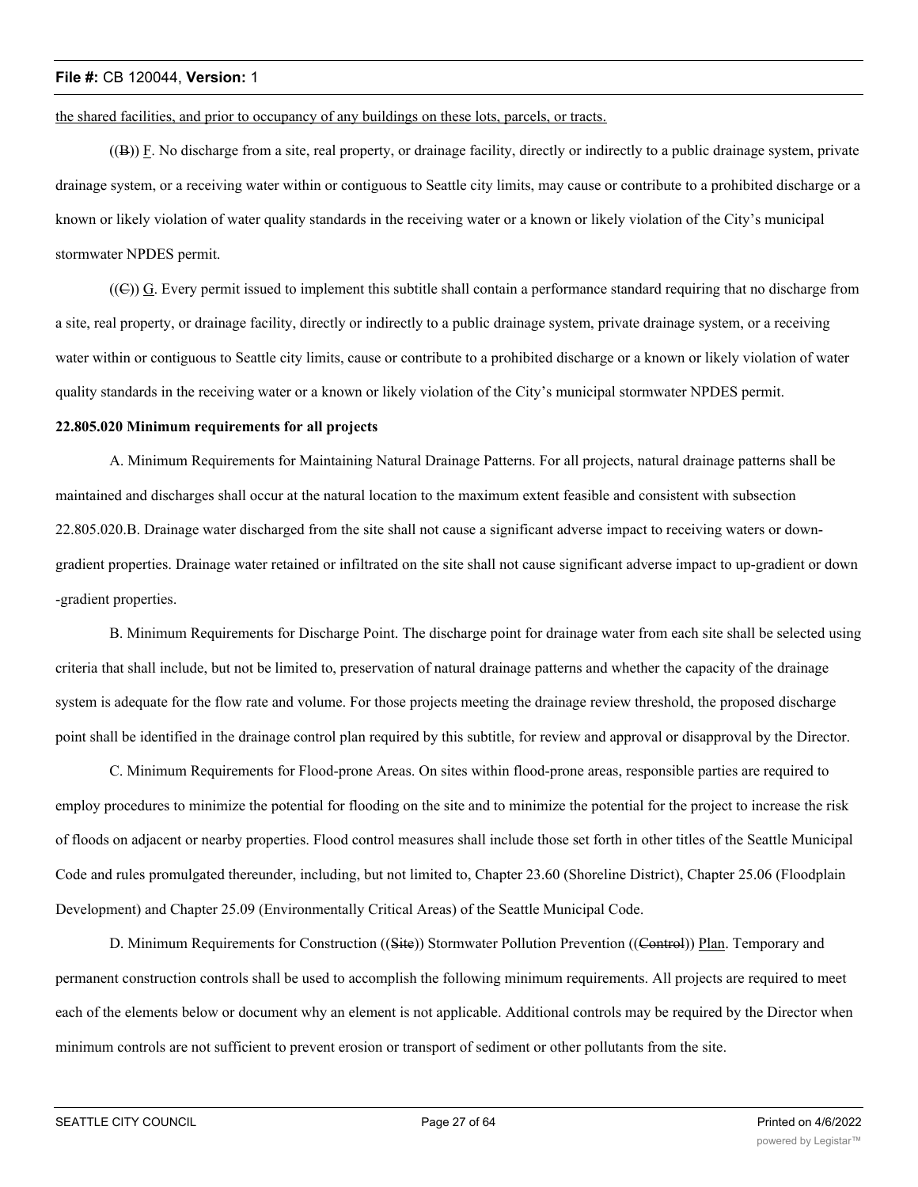the shared facilities, and prior to occupancy of any buildings on these lots, parcels, or tracts.

((~~B~~)) F. No discharge from a site, real property, or drainage facility, directly or indirectly to a public drainage system, private drainage system, or a receiving water within or contiguous to Seattle city limits, may cause or contribute to a prohibited discharge or a known or likely violation of water quality standards in the receiving water or a known or likely violation of the City's municipal stormwater NPDES permit.

((~~C~~)) G. Every permit issued to implement this subtitle shall contain a performance standard requiring that no discharge from a site, real property, or drainage facility, directly or indirectly to a public drainage system, private drainage system, or a receiving water within or contiguous to Seattle city limits, cause or contribute to a prohibited discharge or a known or likely violation of water quality standards in the receiving water or a known or likely violation of the City's municipal stormwater NPDES permit.

**22.805.020 Minimum requirements for all projects**

A. Minimum Requirements for Maintaining Natural Drainage Patterns. For all projects, natural drainage patterns shall be maintained and discharges shall occur at the natural location to the maximum extent feasible and consistent with subsection 22.805.020.B. Drainage water discharged from the site shall not cause a significant adverse impact to receiving waters or down-gradient properties. Drainage water retained or infiltrated on the site shall not cause significant adverse impact to up-gradient or down-gradient properties.

B. Minimum Requirements for Discharge Point. The discharge point for drainage water from each site shall be selected using criteria that shall include, but not be limited to, preservation of natural drainage patterns and whether the capacity of the drainage system is adequate for the flow rate and volume. For those projects meeting the drainage review threshold, the proposed discharge point shall be identified in the drainage control plan required by this subtitle, for review and approval or disapproval by the Director.

C. Minimum Requirements for Flood-prone Areas. On sites within flood-prone areas, responsible parties are required to employ procedures to minimize the potential for flooding on the site and to minimize the potential for the project to increase the risk of floods on adjacent or nearby properties. Flood control measures shall include those set forth in other titles of the Seattle Municipal Code and rules promulgated thereunder, including, but not limited to, Chapter 23.60 (Shoreline District), Chapter 25.06 (Floodplain Development) and Chapter 25.09 (Environmentally Critical Areas) of the Seattle Municipal Code.

D. Minimum Requirements for Construction ((~~Site~~)) Stormwater Pollution Prevention ((~~Control~~)) Plan. Temporary and permanent construction controls shall be used to accomplish the following minimum requirements. All projects are required to meet each of the elements below or document why an element is not applicable. Additional controls may be required by the Director when minimum controls are not sufficient to prevent erosion or transport of sediment or other pollutants from the site.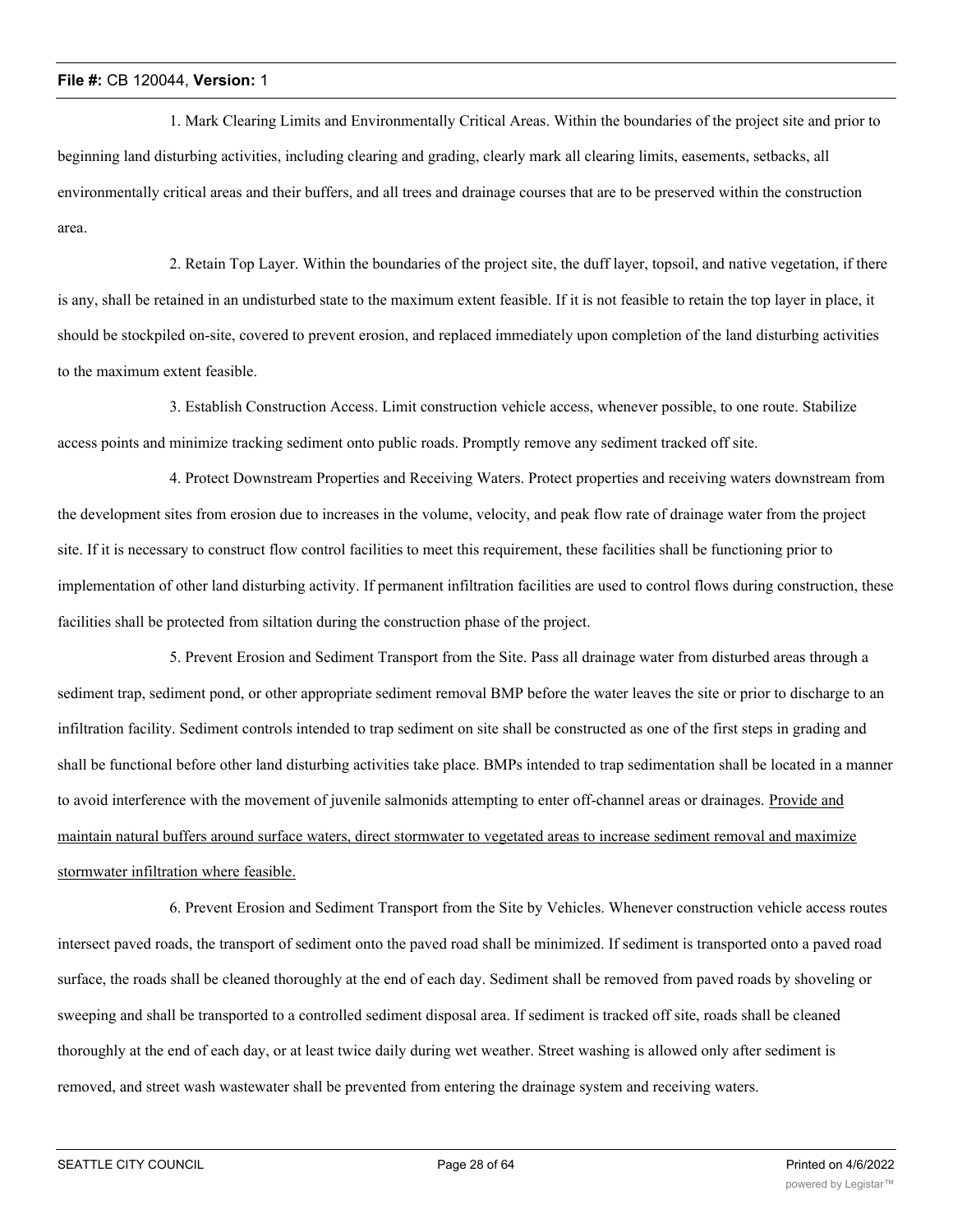1. Mark Clearing Limits and Environmentally Critical Areas. Within the boundaries of the project site and prior to beginning land disturbing activities, including clearing and grading, clearly mark all clearing limits, easements, setbacks, all environmentally critical areas and their buffers, and all trees and drainage courses that are to be preserved within the construction area.

2. Retain Top Layer. Within the boundaries of the project site, the duff layer, topsoil, and native vegetation, if there is any, shall be retained in an undisturbed state to the maximum extent feasible. If it is not feasible to retain the top layer in place, it should be stockpiled on-site, covered to prevent erosion, and replaced immediately upon completion of the land disturbing activities to the maximum extent feasible.

3. Establish Construction Access. Limit construction vehicle access, whenever possible, to one route. Stabilize access points and minimize tracking sediment onto public roads. Promptly remove any sediment tracked off site.

4. Protect Downstream Properties and Receiving Waters. Protect properties and receiving waters downstream from the development sites from erosion due to increases in the volume, velocity, and peak flow rate of drainage water from the project site. If it is necessary to construct flow control facilities to meet this requirement, these facilities shall be functioning prior to implementation of other land disturbing activity. If permanent infiltration facilities are used to control flows during construction, these facilities shall be protected from siltation during the construction phase of the project.

5. Prevent Erosion and Sediment Transport from the Site. Pass all drainage water from disturbed areas through a sediment trap, sediment pond, or other appropriate sediment removal BMP before the water leaves the site or prior to discharge to an infiltration facility. Sediment controls intended to trap sediment on site shall be constructed as one of the first steps in grading and shall be functional before other land disturbing activities take place. BMPs intended to trap sedimentation shall be located in a manner to avoid interference with the movement of juvenile salmonids attempting to enter off-channel areas or drainages. <u>Provide and maintain natural buffers around surface waters, direct stormwater to vegetated areas to increase sediment removal and maximize stormwater infiltration where feasible.</u>

6. Prevent Erosion and Sediment Transport from the Site by Vehicles. Whenever construction vehicle access routes intersect paved roads, the transport of sediment onto the paved road shall be minimized. If sediment is transported onto a paved road surface, the roads shall be cleaned thoroughly at the end of each day. Sediment shall be removed from paved roads by shoveling or sweeping and shall be transported to a controlled sediment disposal area. If sediment is tracked off site, roads shall be cleaned thoroughly at the end of each day, or at least twice daily during wet weather. Street washing is allowed only after sediment is removed, and street wash wastewater shall be prevented from entering the drainage system and receiving waters.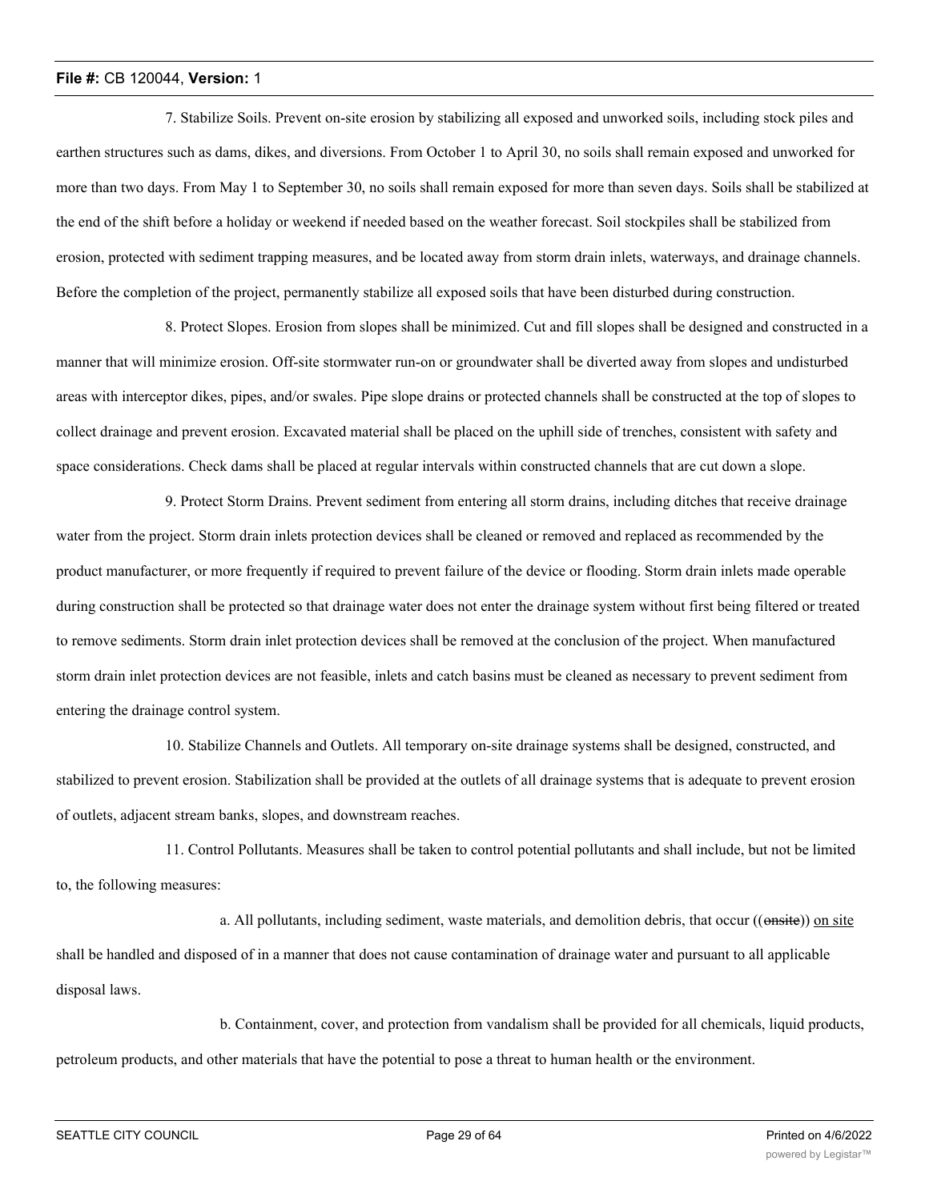7. Stabilize Soils. Prevent on-site erosion by stabilizing all exposed and unworked soils, including stock piles and earthen structures such as dams, dikes, and diversions. From October 1 to April 30, no soils shall remain exposed and unworked for more than two days. From May 1 to September 30, no soils shall remain exposed for more than seven days. Soils shall be stabilized at the end of the shift before a holiday or weekend if needed based on the weather forecast. Soil stockpiles shall be stabilized from erosion, protected with sediment trapping measures, and be located away from storm drain inlets, waterways, and drainage channels. Before the completion of the project, permanently stabilize all exposed soils that have been disturbed during construction.

8. Protect Slopes. Erosion from slopes shall be minimized. Cut and fill slopes shall be designed and constructed in a manner that will minimize erosion. Off-site stormwater run-on or groundwater shall be diverted away from slopes and undisturbed areas with interceptor dikes, pipes, and/or swales. Pipe slope drains or protected channels shall be constructed at the top of slopes to collect drainage and prevent erosion. Excavated material shall be placed on the uphill side of trenches, consistent with safety and space considerations. Check dams shall be placed at regular intervals within constructed channels that are cut down a slope.

9. Protect Storm Drains. Prevent sediment from entering all storm drains, including ditches that receive drainage water from the project. Storm drain inlets protection devices shall be cleaned or removed and replaced as recommended by the product manufacturer, or more frequently if required to prevent failure of the device or flooding. Storm drain inlets made operable during construction shall be protected so that drainage water does not enter the drainage system without first being filtered or treated to remove sediments. Storm drain inlet protection devices shall be removed at the conclusion of the project. When manufactured storm drain inlet protection devices are not feasible, inlets and catch basins must be cleaned as necessary to prevent sediment from entering the drainage control system.

10. Stabilize Channels and Outlets. All temporary on-site drainage systems shall be designed, constructed, and stabilized to prevent erosion. Stabilization shall be provided at the outlets of all drainage systems that is adequate to prevent erosion of outlets, adjacent stream banks, slopes, and downstream reaches.

11. Control Pollutants. Measures shall be taken to control potential pollutants and shall include, but not be limited to, the following measures:

a. All pollutants, including sediment, waste materials, and demolition debris, that occur ((~~onsite~~)) <u>on site</u> shall be handled and disposed of in a manner that does not cause contamination of drainage water and pursuant to all applicable disposal laws.

b. Containment, cover, and protection from vandalism shall be provided for all chemicals, liquid products, petroleum products, and other materials that have the potential to pose a threat to human health or the environment.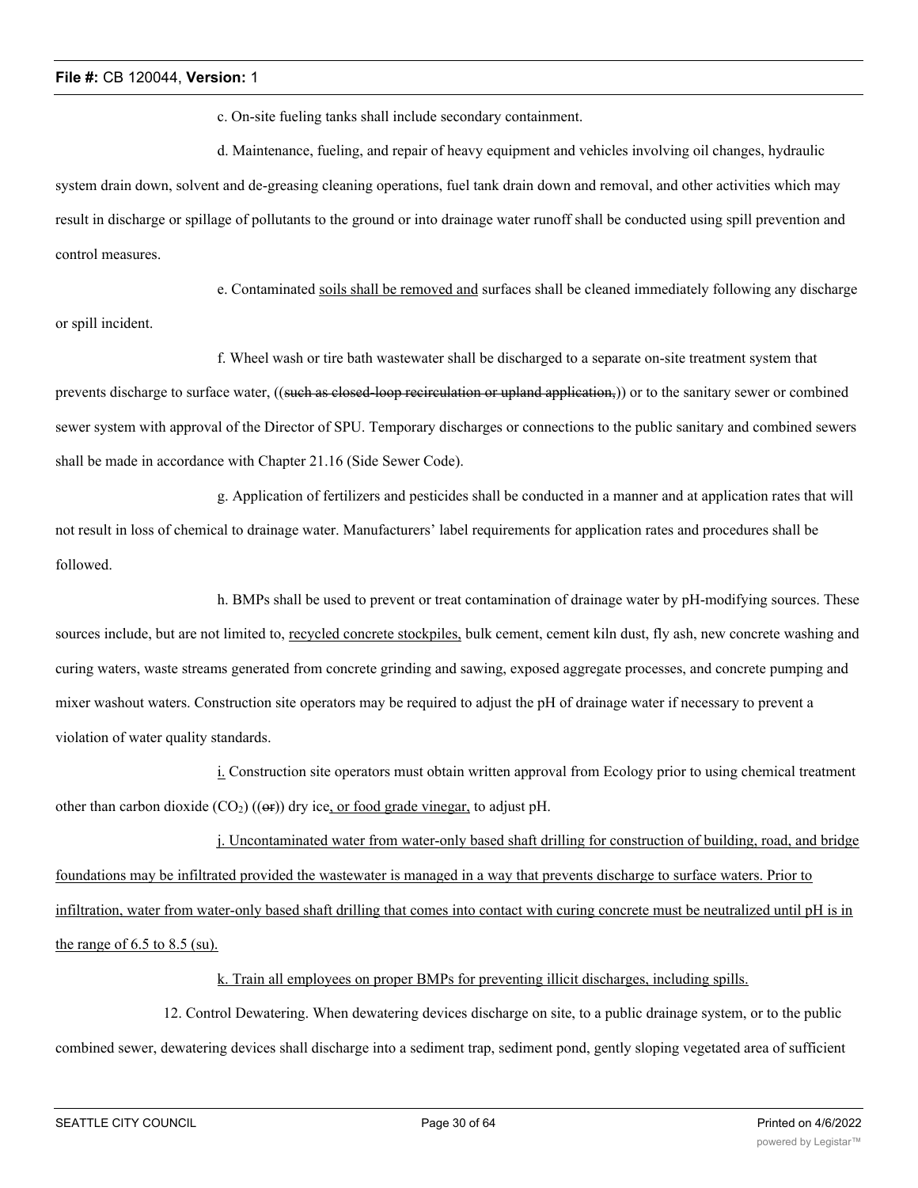c. On-site fueling tanks shall include secondary containment.

d. Maintenance, fueling, and repair of heavy equipment and vehicles involving oil changes, hydraulic system drain down, solvent and de-greasing cleaning operations, fuel tank drain down and removal, and other activities which may result in discharge or spillage of pollutants to the ground or into drainage water runoff shall be conducted using spill prevention and control measures.

e. Contaminated <u>soils shall be removed and</u> surfaces shall be cleaned immediately following any discharge or spill incident.

f. Wheel wash or tire bath wastewater shall be discharged to a separate on-site treatment system that prevents discharge to surface water, ((~~such as closed-loop recirculation or upland application,~~)) or to the sanitary sewer or combined sewer system with approval of the Director of SPU. Temporary discharges or connections to the public sanitary and combined sewers shall be made in accordance with Chapter 21.16 (Side Sewer Code).

g. Application of fertilizers and pesticides shall be conducted in a manner and at application rates that will not result in loss of chemical to drainage water. Manufacturers' label requirements for application rates and procedures shall be followed.

h. BMPs shall be used to prevent or treat contamination of drainage water by pH-modifying sources. These sources include, but are not limited to, <u>recycled concrete stockpiles,</u> bulk cement, cement kiln dust, fly ash, new concrete washing and curing waters, waste streams generated from concrete grinding and sawing, exposed aggregate processes, and concrete pumping and mixer washout waters. Construction site operators may be required to adjust the pH of drainage water if necessary to prevent a violation of water quality standards.

<u>i.</u> Construction site operators must obtain written approval from Ecology prior to using chemical treatment other than carbon dioxide ($CO_2$) ((~~or~~)) dry ice<u>, or food grade vinegar,</u> to adjust pH.

<u>j. Uncontaminated water from water-only based shaft drilling for construction of building, road, and bridge foundations may be infiltrated provided the wastewater is managed in a way that prevents discharge to surface waters. Prior to infiltration, water from water-only based shaft drilling that comes into contact with curing concrete must be neutralized until pH is in the range of 6.5 to 8.5 (su).</u>

<u>k. Train all employees on proper BMPs for preventing illicit discharges, including spills.</u>

12. Control Dewatering. When dewatering devices discharge on site, to a public drainage system, or to the public combined sewer, dewatering devices shall discharge into a sediment trap, sediment pond, gently sloping vegetated area of sufficient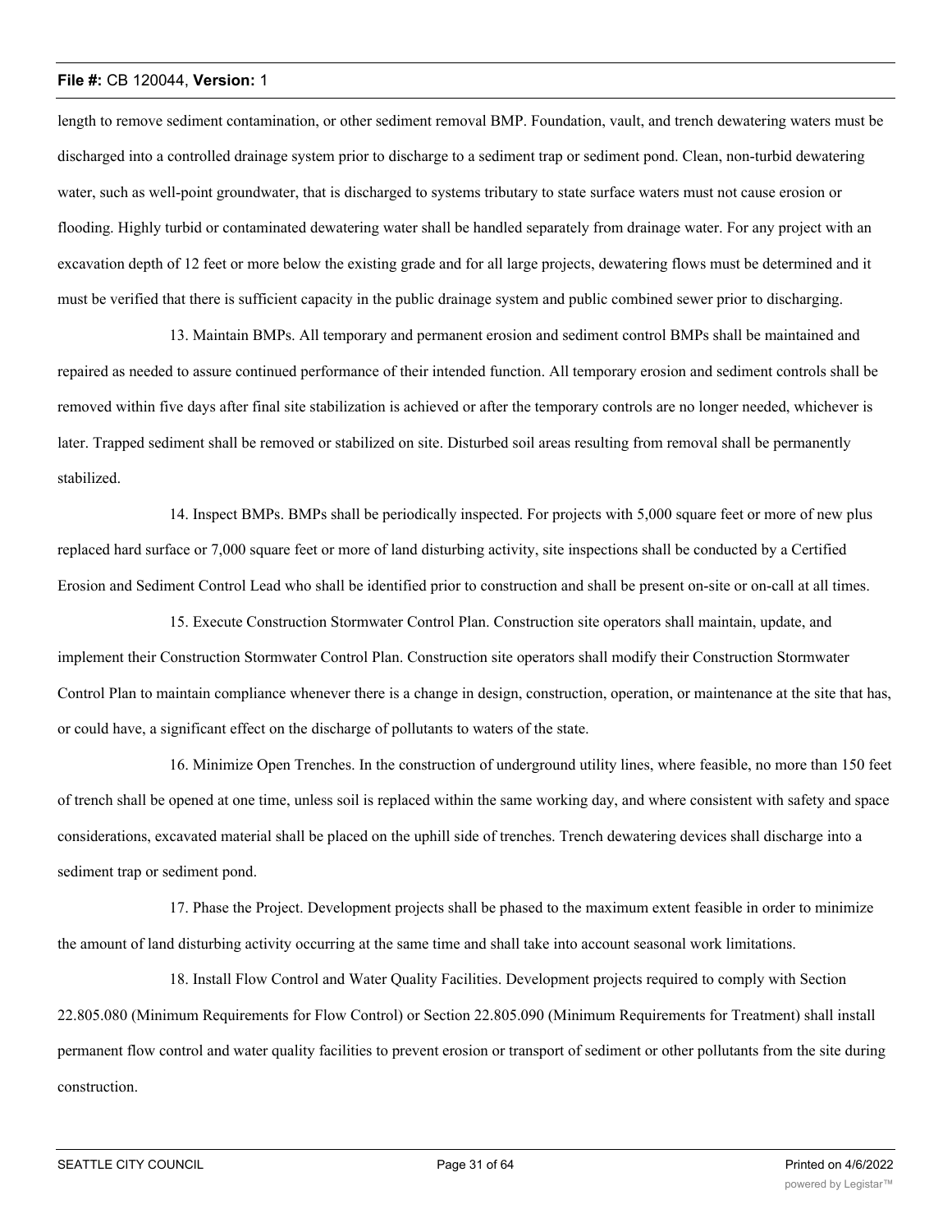length to remove sediment contamination, or other sediment removal BMP. Foundation, vault, and trench dewatering waters must be discharged into a controlled drainage system prior to discharge to a sediment trap or sediment pond. Clean, non-turbid dewatering water, such as well-point groundwater, that is discharged to systems tributary to state surface waters must not cause erosion or flooding. Highly turbid or contaminated dewatering water shall be handled separately from drainage water. For any project with an excavation depth of 12 feet or more below the existing grade and for all large projects, dewatering flows must be determined and it must be verified that there is sufficient capacity in the public drainage system and public combined sewer prior to discharging.

13. Maintain BMPs. All temporary and permanent erosion and sediment control BMPs shall be maintained and repaired as needed to assure continued performance of their intended function. All temporary erosion and sediment controls shall be removed within five days after final site stabilization is achieved or after the temporary controls are no longer needed, whichever is later. Trapped sediment shall be removed or stabilized on site. Disturbed soil areas resulting from removal shall be permanently stabilized.

14. Inspect BMPs. BMPs shall be periodically inspected. For projects with 5,000 square feet or more of new plus replaced hard surface or 7,000 square feet or more of land disturbing activity, site inspections shall be conducted by a Certified Erosion and Sediment Control Lead who shall be identified prior to construction and shall be present on-site or on-call at all times.

15. Execute Construction Stormwater Control Plan. Construction site operators shall maintain, update, and implement their Construction Stormwater Control Plan. Construction site operators shall modify their Construction Stormwater Control Plan to maintain compliance whenever there is a change in design, construction, operation, or maintenance at the site that has, or could have, a significant effect on the discharge of pollutants to waters of the state.

16. Minimize Open Trenches. In the construction of underground utility lines, where feasible, no more than 150 feet of trench shall be opened at one time, unless soil is replaced within the same working day, and where consistent with safety and space considerations, excavated material shall be placed on the uphill side of trenches. Trench dewatering devices shall discharge into a sediment trap or sediment pond.

17. Phase the Project. Development projects shall be phased to the maximum extent feasible in order to minimize the amount of land disturbing activity occurring at the same time and shall take into account seasonal work limitations.

18. Install Flow Control and Water Quality Facilities. Development projects required to comply with Section 22.805.080 (Minimum Requirements for Flow Control) or Section 22.805.090 (Minimum Requirements for Treatment) shall install permanent flow control and water quality facilities to prevent erosion or transport of sediment or other pollutants from the site during construction.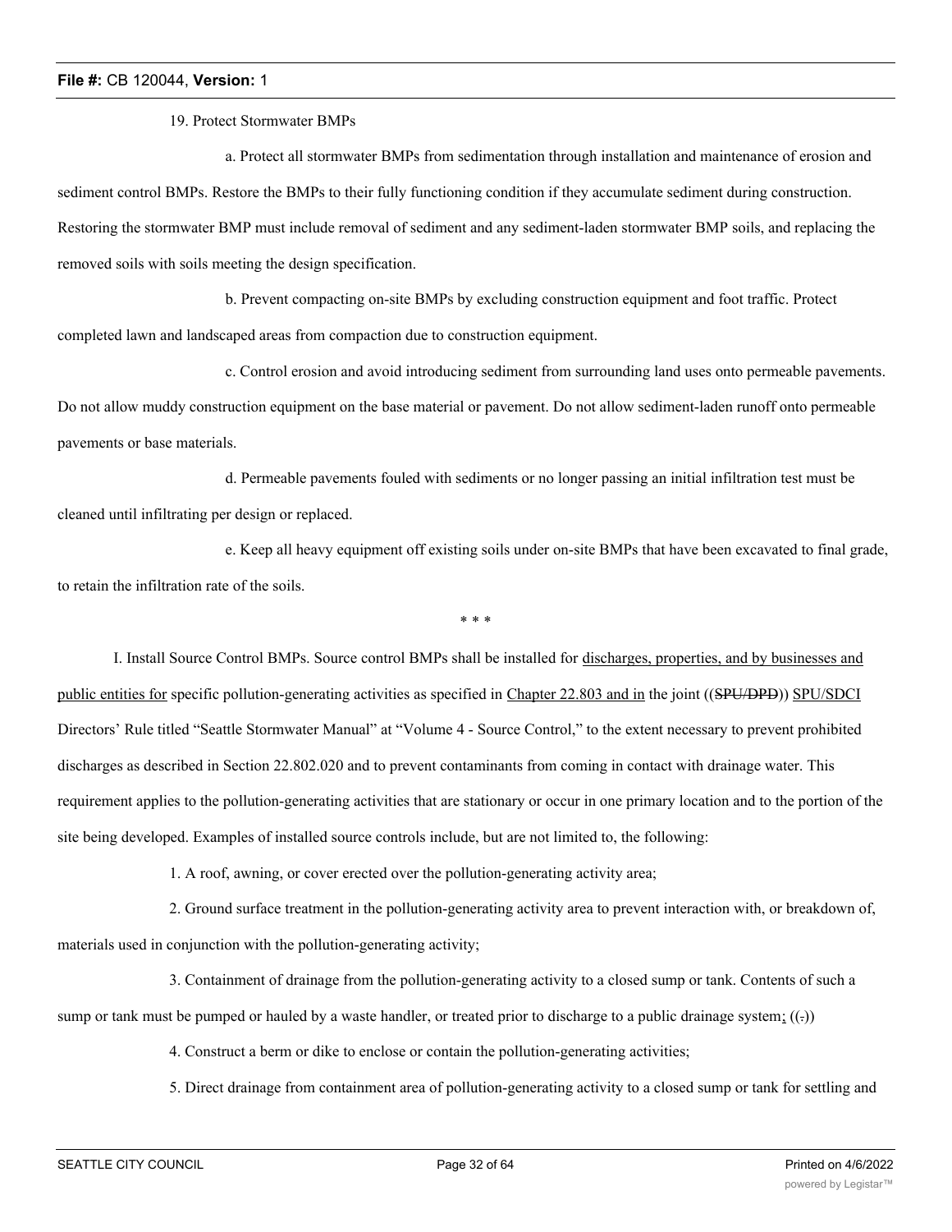19. Protect Stormwater BMPs

a. Protect all stormwater BMPs from sedimentation through installation and maintenance of erosion and sediment control BMPs. Restore the BMPs to their fully functioning condition if they accumulate sediment during construction. Restoring the stormwater BMP must include removal of sediment and any sediment-laden stormwater BMP soils, and replacing the removed soils with soils meeting the design specification.

b. Prevent compacting on-site BMPs by excluding construction equipment and foot traffic. Protect completed lawn and landscaped areas from compaction due to construction equipment.

c. Control erosion and avoid introducing sediment from surrounding land uses onto permeable pavements. Do not allow muddy construction equipment on the base material or pavement. Do not allow sediment-laden runoff onto permeable pavements or base materials.

d. Permeable pavements fouled with sediments or no longer passing an initial infiltration test must be cleaned until infiltrating per design or replaced.

e. Keep all heavy equipment off existing soils under on-site BMPs that have been excavated to final grade, to retain the infiltration rate of the soils.

\* \* \*

I. Install Source Control BMPs. Source control BMPs shall be installed for discharges, properties, and by businesses and public entities for specific pollution-generating activities as specified in Chapter 22.803 and in the joint ((~~SPU/DPD~~)) SPU/SDCI Directors' Rule titled "Seattle Stormwater Manual" at "Volume 4 - Source Control," to the extent necessary to prevent prohibited discharges as described in Section 22.802.020 and to prevent contaminants from coming in contact with drainage water. This requirement applies to the pollution-generating activities that are stationary or occur in one primary location and to the portion of the site being developed. Examples of installed source controls include, but are not limited to, the following:

1. A roof, awning, or cover erected over the pollution-generating activity area;

2. Ground surface treatment in the pollution-generating activity area to prevent interaction with, or breakdown of, materials used in conjunction with the pollution-generating activity;

3. Containment of drainage from the pollution-generating activity to a closed sump or tank. Contents of such a sump or tank must be pumped or hauled by a waste handler, or treated prior to discharge to a public drainage system; ((~~.~~))

4. Construct a berm or dike to enclose or contain the pollution-generating activities;

5. Direct drainage from containment area of pollution-generating activity to a closed sump or tank for settling and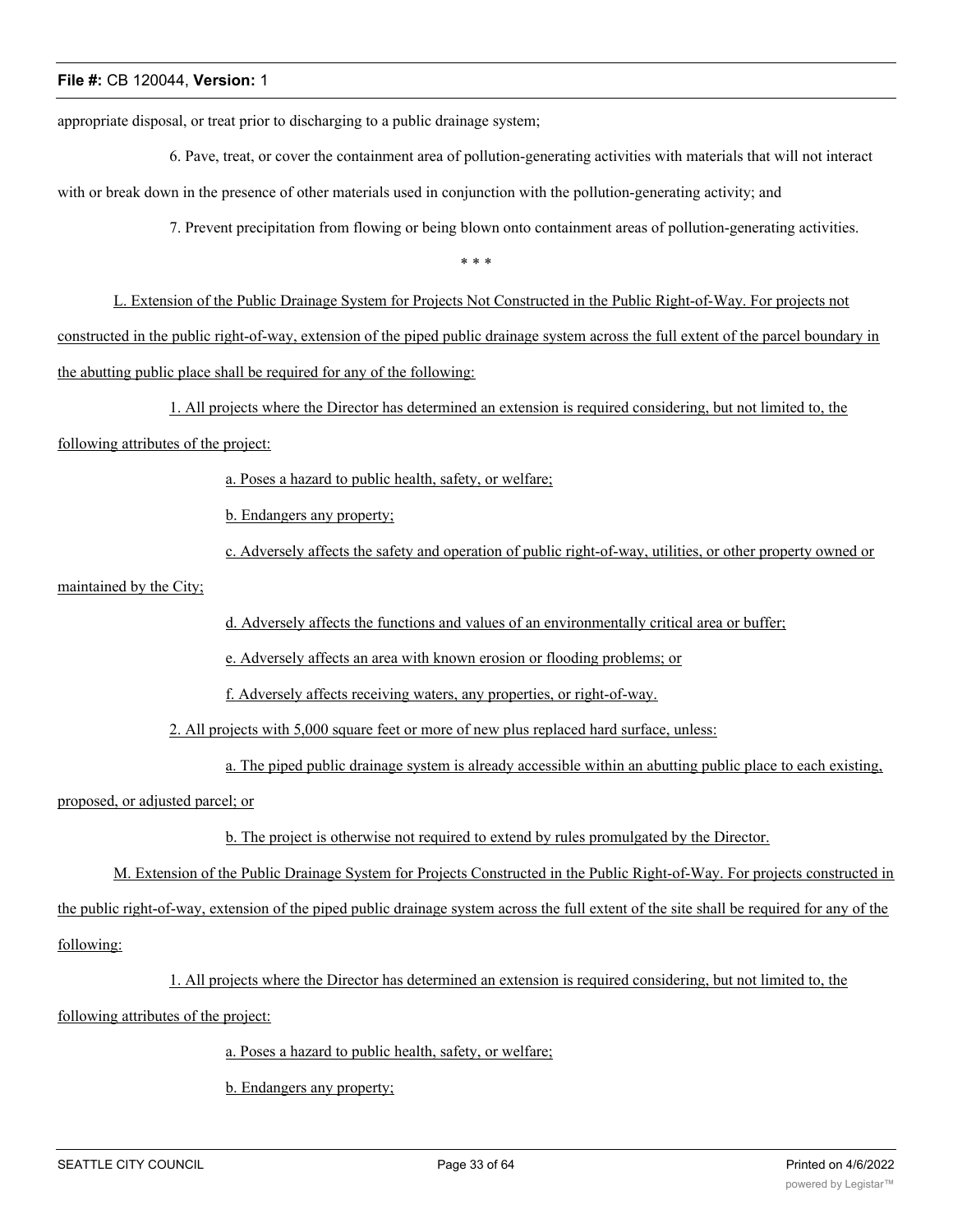appropriate disposal, or treat prior to discharging to a public drainage system;

6. Pave, treat, or cover the containment area of pollution-generating activities with materials that will not interact with or break down in the presence of other materials used in conjunction with the pollution-generating activity; and

7. Prevent precipitation from flowing or being blown onto containment areas of pollution-generating activities.

\* \* \*

L. Extension of the Public Drainage System for Projects Not Constructed in the Public Right-of-Way. For projects not constructed in the public right-of-way, extension of the piped public drainage system across the full extent of the parcel boundary in the abutting public place shall be required for any of the following:

1. All projects where the Director has determined an extension is required considering, but not limited to, the following attributes of the project:

a. Poses a hazard to public health, safety, or welfare;

b. Endangers any property;

c. Adversely affects the safety and operation of public right-of-way, utilities, or other property owned or maintained by the City;

d. Adversely affects the functions and values of an environmentally critical area or buffer;

e. Adversely affects an area with known erosion or flooding problems; or

f. Adversely affects receiving waters, any properties, or right-of-way.

2. All projects with 5,000 square feet or more of new plus replaced hard surface, unless:

a. The piped public drainage system is already accessible within an abutting public place to each existing, proposed, or adjusted parcel; or

b. The project is otherwise not required to extend by rules promulgated by the Director.

M. Extension of the Public Drainage System for Projects Constructed in the Public Right-of-Way. For projects constructed in the public right-of-way, extension of the piped public drainage system across the full extent of the site shall be required for any of the following:

1. All projects where the Director has determined an extension is required considering, but not limited to, the following attributes of the project:

a. Poses a hazard to public health, safety, or welfare;

b. Endangers any property;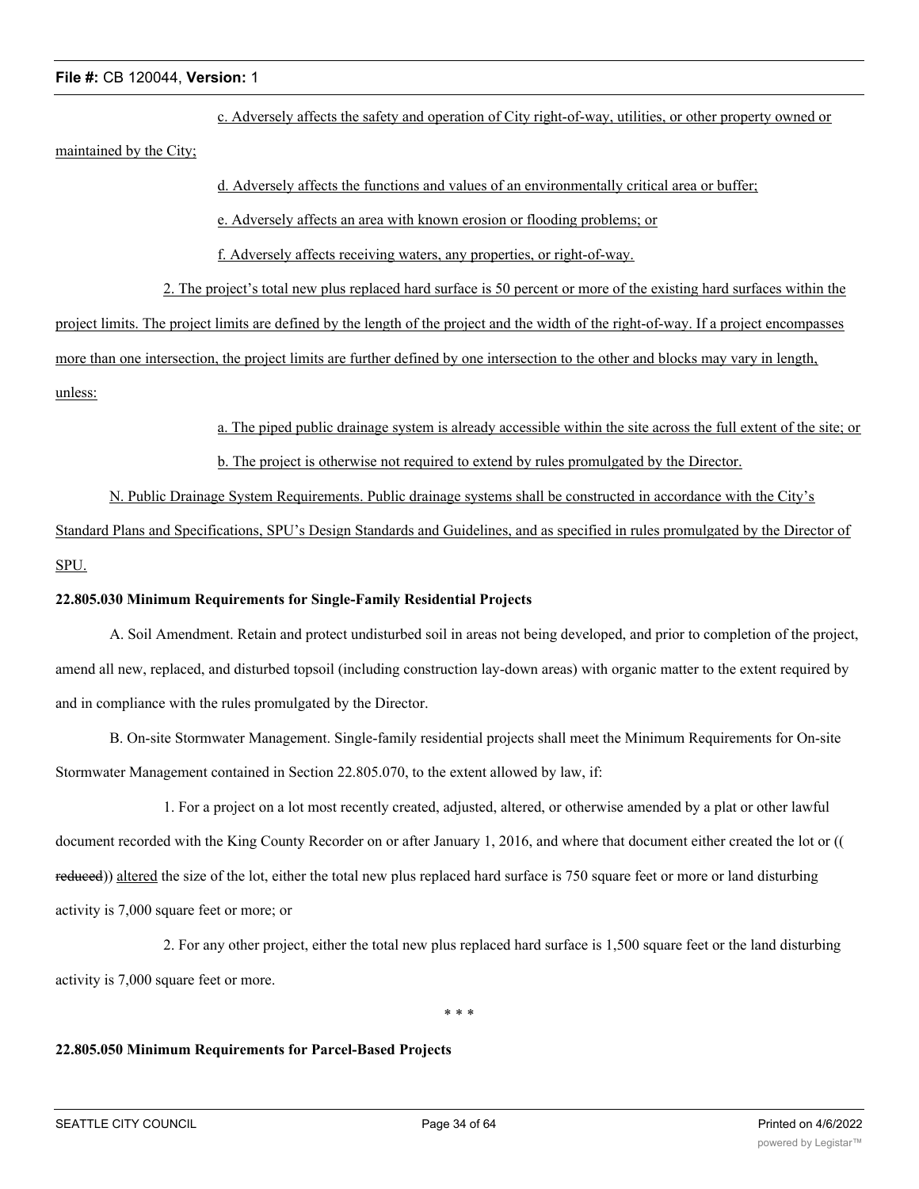c. Adversely affects the safety and operation of City right-of-way, utilities, or other property owned or maintained by the City;

d. Adversely affects the functions and values of an environmentally critical area or buffer;

e. Adversely affects an area with known erosion or flooding problems; or

f. Adversely affects receiving waters, any properties, or right-of-way.

2. The project's total new plus replaced hard surface is 50 percent or more of the existing hard surfaces within the project limits. The project limits are defined by the length of the project and the width of the right-of-way. If a project encompasses more than one intersection, the project limits are further defined by one intersection to the other and blocks may vary in length, unless:

a. The piped public drainage system is already accessible within the site across the full extent of the site; or

b. The project is otherwise not required to extend by rules promulgated by the Director.

N. Public Drainage System Requirements. Public drainage systems shall be constructed in accordance with the City's Standard Plans and Specifications, SPU's Design Standards and Guidelines, and as specified in rules promulgated by the Director of SPU.

**22.805.030 Minimum Requirements for Single-Family Residential Projects**

A. Soil Amendment. Retain and protect undisturbed soil in areas not being developed, and prior to completion of the project, amend all new, replaced, and disturbed topsoil (including construction lay-down areas) with organic matter to the extent required by and in compliance with the rules promulgated by the Director.

B. On-site Stormwater Management. Single-family residential projects shall meet the Minimum Requirements for On-site Stormwater Management contained in Section 22.805.070, to the extent allowed by law, if:

1. For a project on a lot most recently created, adjusted, altered, or otherwise amended by a plat or other lawful document recorded with the King County Recorder on or after January 1, 2016, and where that document either created the lot or ((~~reduced~~)) altered the size of the lot, either the total new plus replaced hard surface is 750 square feet or more or land disturbing activity is 7,000 square feet or more; or

2. For any other project, either the total new plus replaced hard surface is 1,500 square feet or the land disturbing activity is 7,000 square feet or more.

\* \* \*

**22.805.050 Minimum Requirements for Parcel-Based Projects**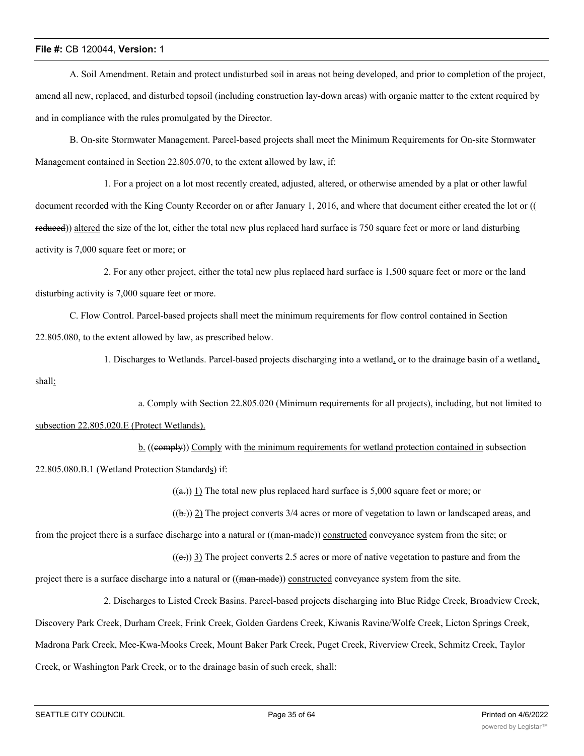A. Soil Amendment. Retain and protect undisturbed soil in areas not being developed, and prior to completion of the project, amend all new, replaced, and disturbed topsoil (including construction lay-down areas) with organic matter to the extent required by and in compliance with the rules promulgated by the Director.

B. On-site Stormwater Management. Parcel-based projects shall meet the Minimum Requirements for On-site Stormwater Management contained in Section 22.805.070, to the extent allowed by law, if:

1. For a project on a lot most recently created, adjusted, altered, or otherwise amended by a plat or other lawful document recorded with the King County Recorder on or after January 1, 2016, and where that document either created the lot or ((reduced)) altered the size of the lot, either the total new plus replaced hard surface is 750 square feet or more or land disturbing activity is 7,000 square feet or more; or

2. For any other project, either the total new plus replaced hard surface is 1,500 square feet or more or the land disturbing activity is 7,000 square feet or more.

C. Flow Control. Parcel-based projects shall meet the minimum requirements for flow control contained in Section 22.805.080, to the extent allowed by law, as prescribed below.

1. Discharges to Wetlands. Parcel-based projects discharging into a wetland, or to the drainage basin of a wetland, shall:

a. Comply with Section 22.805.020 (Minimum requirements for all projects), including, but not limited to subsection 22.805.020.E (Protect Wetlands).

b. ((comply)) Comply with the minimum requirements for wetland protection contained in subsection 22.805.080.B.1 (Wetland Protection Standards) if:

((a.)) 1) The total new plus replaced hard surface is 5,000 square feet or more; or

((b.)) 2) The project converts 3/4 acres or more of vegetation to lawn or landscaped areas, and from the project there is a surface discharge into a natural or ((man-made)) constructed conveyance system from the site; or

((c.)) 3) The project converts 2.5 acres or more of native vegetation to pasture and from the project there is a surface discharge into a natural or ((man-made)) constructed conveyance system from the site.

2. Discharges to Listed Creek Basins. Parcel-based projects discharging into Blue Ridge Creek, Broadview Creek, Discovery Park Creek, Durham Creek, Frink Creek, Golden Gardens Creek, Kiwanis Ravine/Wolfe Creek, Licton Springs Creek, Madrona Park Creek, Mee-Kwa-Mooks Creek, Mount Baker Park Creek, Puget Creek, Riverview Creek, Schmitz Creek, Taylor Creek, or Washington Park Creek, or to the drainage basin of such creek, shall: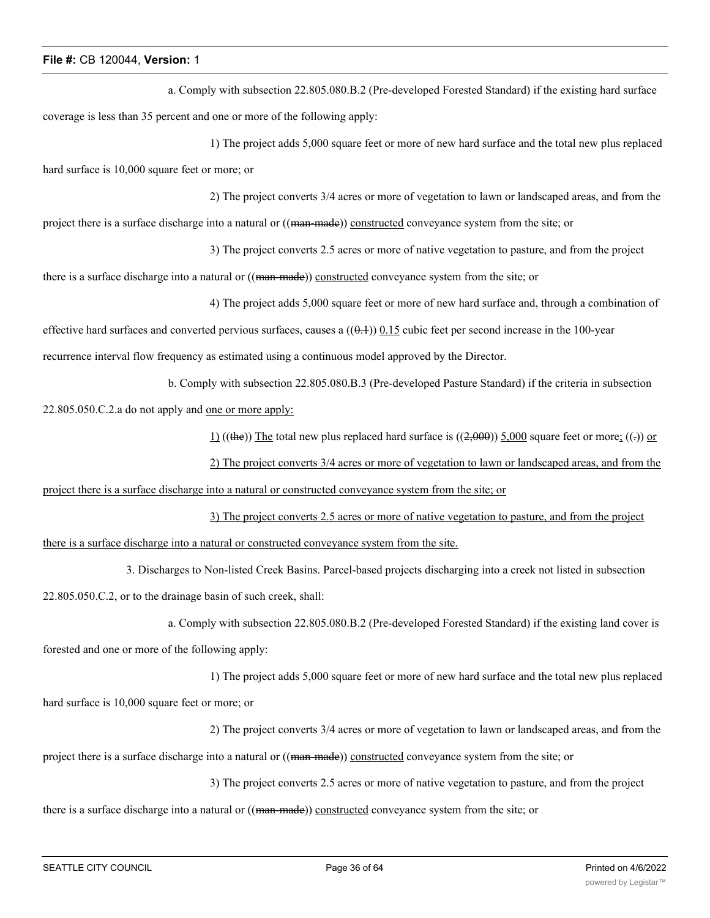a. Comply with subsection 22.805.080.B.2 (Pre-developed Forested Standard) if the existing hard surface coverage is less than 35 percent and one or more of the following apply:

1) The project adds 5,000 square feet or more of new hard surface and the total new plus replaced hard surface is 10,000 square feet or more; or

2) The project converts 3/4 acres or more of vegetation to lawn or landscaped areas, and from the project there is a surface discharge into a natural or ((~~man-made~~)) <u>constructed</u> conveyance system from the site; or

3) The project converts 2.5 acres or more of native vegetation to pasture, and from the project there is a surface discharge into a natural or ((~~man-made~~)) <u>constructed</u> conveyance system from the site; or

4) The project adds 5,000 square feet or more of new hard surface and, through a combination of effective hard surfaces and converted pervious surfaces, causes a ((~~0.1~~)) <u>0.15</u> cubic feet per second increase in the 100-year recurrence interval flow frequency as estimated using a continuous model approved by the Director.

b. Comply with subsection 22.805.080.B.3 (Pre-developed Pasture Standard) if the criteria in subsection 22.805.050.C.2.a do not apply and <u>one or more apply:</u>

<u>1)</u> ((~~the~~)) <u>The</u> total new plus replaced hard surface is ((~~2,000~~)) <u>5,000</u> square feet or more<u>;</u> ((~~.~~)) <u>or</u>

<u>2) The project converts 3/4 acres or more of vegetation to lawn or landscaped areas, and from the project there is a surface discharge into a natural or constructed conveyance system from the site; or</u>

<u>3) The project converts 2.5 acres or more of native vegetation to pasture, and from the project there is a surface discharge into a natural or constructed conveyance system from the site.</u>

3. Discharges to Non-listed Creek Basins. Parcel-based projects discharging into a creek not listed in subsection 22.805.050.C.2, or to the drainage basin of such creek, shall:

a. Comply with subsection 22.805.080.B.2 (Pre-developed Forested Standard) if the existing land cover is forested and one or more of the following apply:

1) The project adds 5,000 square feet or more of new hard surface and the total new plus replaced hard surface is 10,000 square feet or more; or

2) The project converts 3/4 acres or more of vegetation to lawn or landscaped areas, and from the project there is a surface discharge into a natural or ((~~man-made~~)) <u>constructed</u> conveyance system from the site; or

3) The project converts 2.5 acres or more of native vegetation to pasture, and from the project there is a surface discharge into a natural or ((~~man-made~~)) <u>constructed</u> conveyance system from the site; or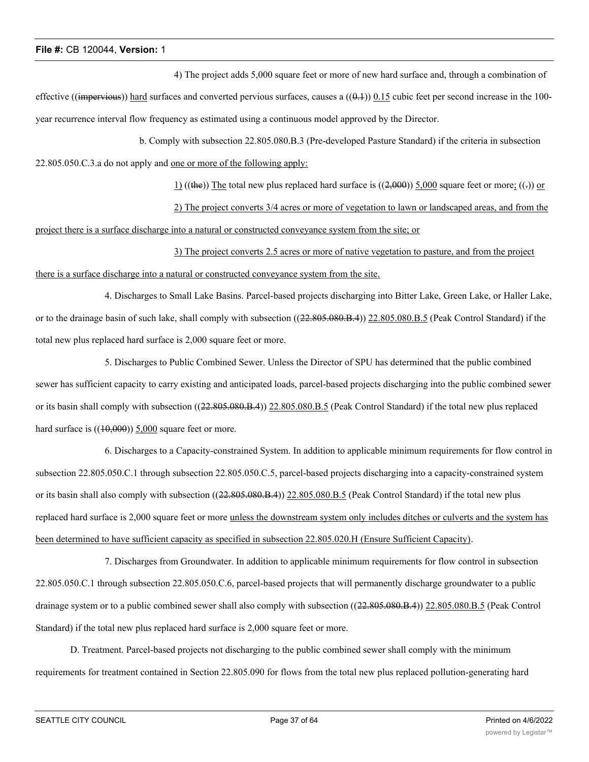4) The project adds 5,000 square feet or more of new hard surface and, through a combination of effective ((~~impervious~~)) <u>hard</u> surfaces and converted pervious surfaces, causes a ((~~0.1~~)) <u>0.15</u> cubic feet per second increase in the 100-year recurrence interval flow frequency as estimated using a continuous model approved by the Director.

b. Comply with subsection 22.805.080.B.3 (Pre-developed Pasture Standard) if the criteria in subsection 22.805.050.C.3.a do not apply and <u>one or more of the following apply:</u>

<u>1)</u> ((~~the~~)) <u>The</u> total new plus replaced hard surface is ((~~2,000~~)) <u>5,000</u> square feet or more<u>;</u> ((~~.~~)) <u>or</u>

<u>2) The project converts 3/4 acres or more of vegetation to lawn or landscaped areas, and from the project there is a surface discharge into a natural or constructed conveyance system from the site; or</u>

<u>3) The project converts 2.5 acres or more of native vegetation to pasture, and from the project there is a surface discharge into a natural or constructed conveyance system from the site.</u>

4. Discharges to Small Lake Basins. Parcel-based projects discharging into Bitter Lake, Green Lake, or Haller Lake, or to the drainage basin of such lake, shall comply with subsection ((~~22.805.080.B.4~~)) <u>22.805.080.B.5</u> (Peak Control Standard) if the total new plus replaced hard surface is 2,000 square feet or more.

5. Discharges to Public Combined Sewer. Unless the Director of SPU has determined that the public combined sewer has sufficient capacity to carry existing and anticipated loads, parcel-based projects discharging into the public combined sewer or its basin shall comply with subsection ((~~22.805.080.B.4~~)) <u>22.805.080.B.5</u> (Peak Control Standard) if the total new plus replaced hard surface is ((~~10,000~~)) <u>5,000</u> square feet or more.

6. Discharges to a Capacity-constrained System. In addition to applicable minimum requirements for flow control in subsection 22.805.050.C.1 through subsection 22.805.050.C.5, parcel-based projects discharging into a capacity-constrained system or its basin shall also comply with subsection ((~~22.805.080.B.4~~)) <u>22.805.080.B.5</u> (Peak Control Standard) if the total new plus replaced hard surface is 2,000 square feet or more <u>unless the downstream system only includes ditches or culverts and the system has been determined to have sufficient capacity as specified in subsection 22.805.020.H (Ensure Sufficient Capacity)</u>.

7. Discharges from Groundwater. In addition to applicable minimum requirements for flow control in subsection 22.805.050.C.1 through subsection 22.805.050.C.6, parcel-based projects that will permanently discharge groundwater to a public drainage system or to a public combined sewer shall also comply with subsection ((~~22.805.080.B.4~~)) <u>22.805.080.B.5</u> (Peak Control Standard) if the total new plus replaced hard surface is 2,000 square feet or more.

D. Treatment. Parcel-based projects not discharging to the public combined sewer shall comply with the minimum requirements for treatment contained in Section 22.805.090 for flows from the total new plus replaced pollution-generating hard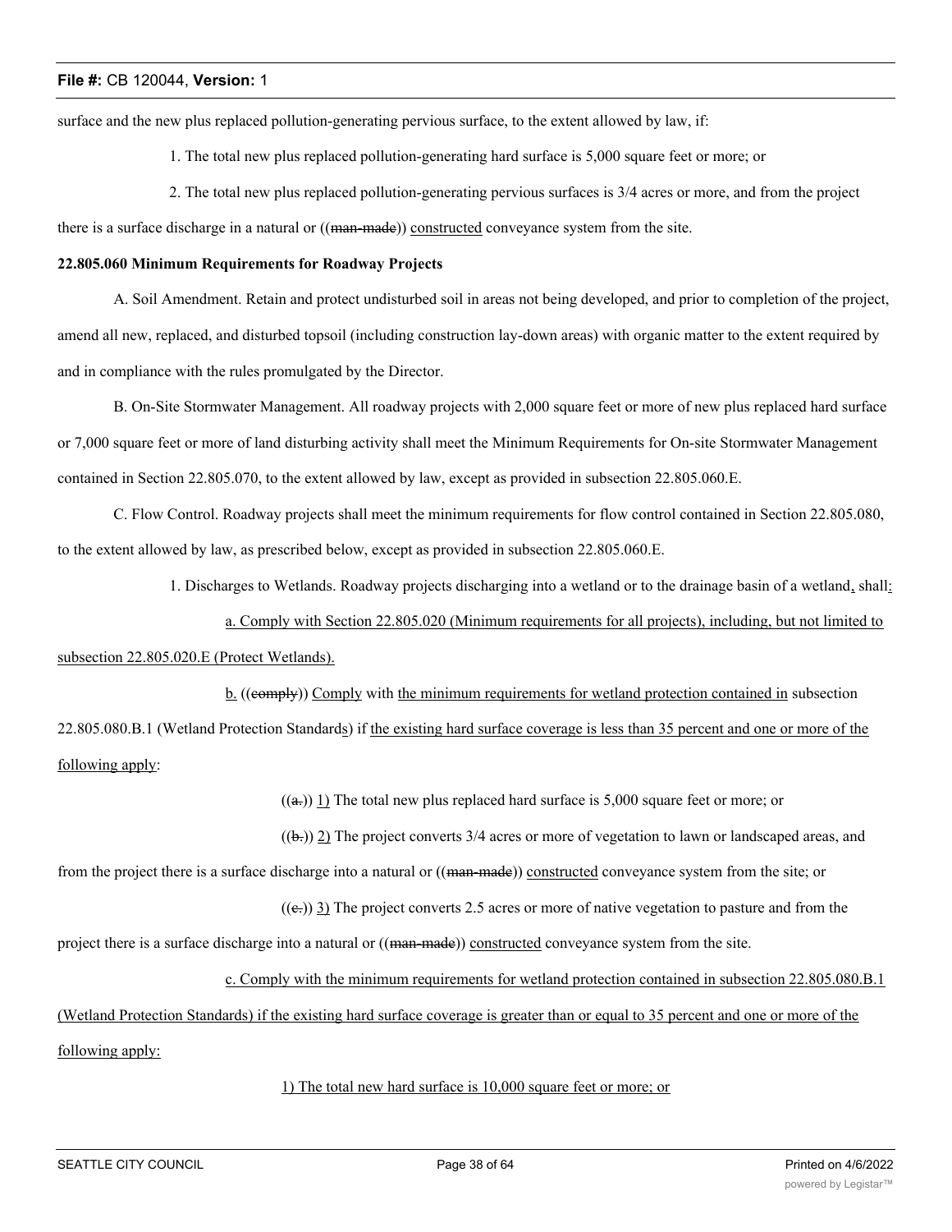surface and the new plus replaced pollution-generating pervious surface, to the extent allowed by law, if:

1. The total new plus replaced pollution-generating hard surface is 5,000 square feet or more; or

2. The total new plus replaced pollution-generating pervious surfaces is 3/4 acres or more, and from the project there is a surface discharge in a natural or ((~~man-made~~)) constructed conveyance system from the site.

**22.805.060 Minimum Requirements for Roadway Projects**

A. Soil Amendment. Retain and protect undisturbed soil in areas not being developed, and prior to completion of the project, amend all new, replaced, and disturbed topsoil (including construction lay-down areas) with organic matter to the extent required by and in compliance with the rules promulgated by the Director.

B. On-Site Stormwater Management. All roadway projects with 2,000 square feet or more of new plus replaced hard surface or 7,000 square feet or more of land disturbing activity shall meet the Minimum Requirements for On-site Stormwater Management contained in Section 22.805.070, to the extent allowed by law, except as provided in subsection 22.805.060.E.

C. Flow Control. Roadway projects shall meet the minimum requirements for flow control contained in Section 22.805.080, to the extent allowed by law, as prescribed below, except as provided in subsection 22.805.060.E.

1. Discharges to Wetlands. Roadway projects discharging into a wetland or to the drainage basin of a wetland, shall:

a. Comply with Section 22.805.020 (Minimum requirements for all projects), including, but not limited to subsection 22.805.020.E (Protect Wetlands).

b. ((~~comply~~)) Comply with the minimum requirements for wetland protection contained in subsection 22.805.080.B.1 (Wetland Protection Standards) if the existing hard surface coverage is less than 35 percent and one or more of the following apply:

((~~a.~~)) 1) The total new plus replaced hard surface is 5,000 square feet or more; or

((~~b.~~)) 2) The project converts 3/4 acres or more of vegetation to lawn or landscaped areas, and from the project there is a surface discharge into a natural or ((~~man-made~~)) constructed conveyance system from the site; or

((~~c.~~)) 3) The project converts 2.5 acres or more of native vegetation to pasture and from the project there is a surface discharge into a natural or ((~~man-made~~)) constructed conveyance system from the site.

c. Comply with the minimum requirements for wetland protection contained in subsection 22.805.080.B.1 (Wetland Protection Standards) if the existing hard surface coverage is greater than or equal to 35 percent and one or more of the following apply:

1) The total new hard surface is 10,000 square feet or more; or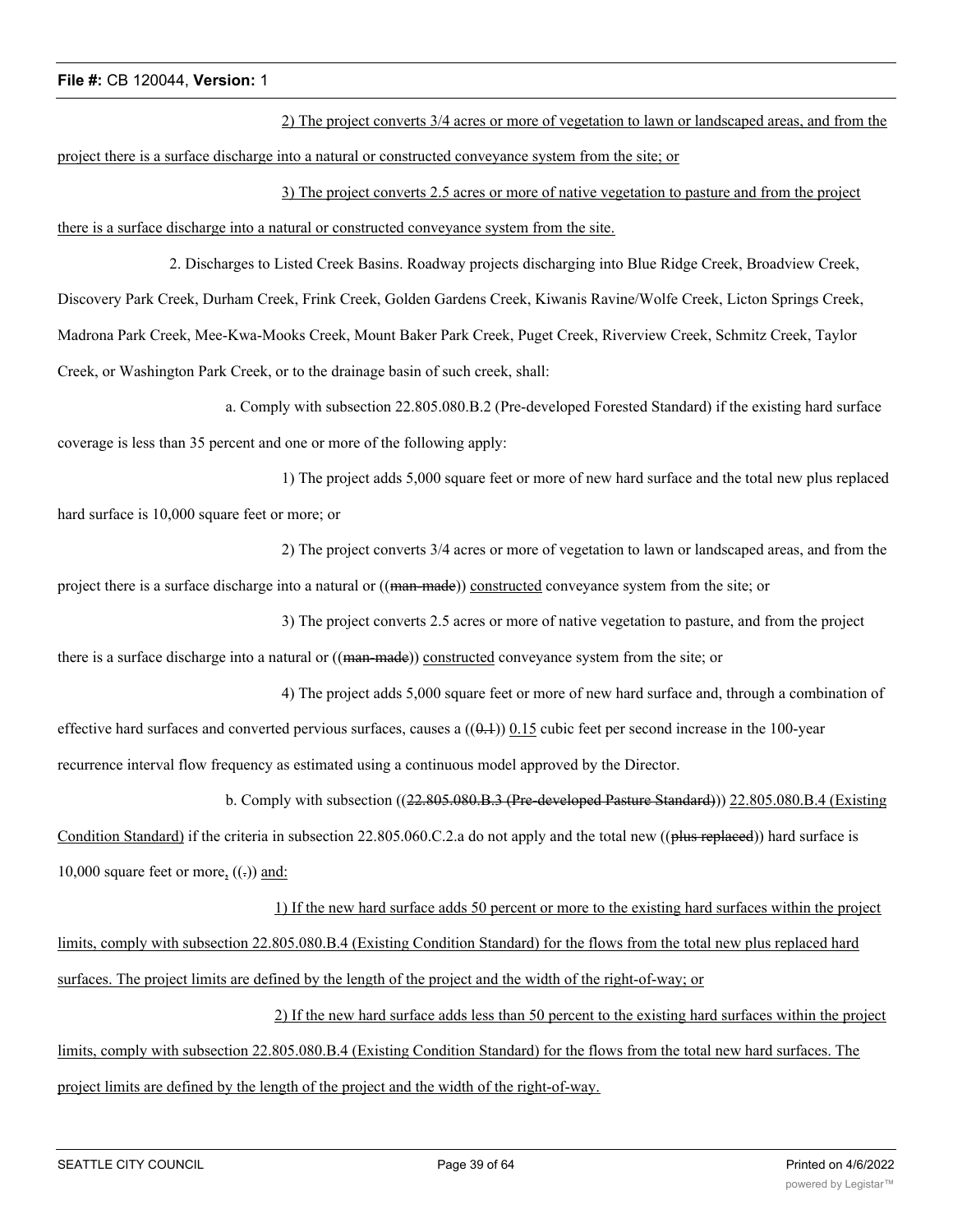2) The project converts 3/4 acres or more of vegetation to lawn or landscaped areas, and from the project there is a surface discharge into a natural or constructed conveyance system from the site; or

3) The project converts 2.5 acres or more of native vegetation to pasture and from the project there is a surface discharge into a natural or constructed conveyance system from the site.

2. Discharges to Listed Creek Basins. Roadway projects discharging into Blue Ridge Creek, Broadview Creek, Discovery Park Creek, Durham Creek, Frink Creek, Golden Gardens Creek, Kiwanis Ravine/Wolfe Creek, Licton Springs Creek, Madrona Park Creek, Mee-Kwa-Mooks Creek, Mount Baker Park Creek, Puget Creek, Riverview Creek, Schmitz Creek, Taylor Creek, or Washington Park Creek, or to the drainage basin of such creek, shall:

a. Comply with subsection 22.805.080.B.2 (Pre-developed Forested Standard) if the existing hard surface coverage is less than 35 percent and one or more of the following apply:

1) The project adds 5,000 square feet or more of new hard surface and the total new plus replaced hard surface is 10,000 square feet or more; or

2) The project converts 3/4 acres or more of vegetation to lawn or landscaped areas, and from the project there is a surface discharge into a natural or ((~~man-made~~)) constructed conveyance system from the site; or

3) The project converts 2.5 acres or more of native vegetation to pasture, and from the project there is a surface discharge into a natural or ((~~man-made~~)) constructed conveyance system from the site; or

4) The project adds 5,000 square feet or more of new hard surface and, through a combination of effective hard surfaces and converted pervious surfaces, causes a ((~~0.1~~)) 0.15 cubic feet per second increase in the 100-year recurrence interval flow frequency as estimated using a continuous model approved by the Director.

b. Comply with subsection ((~~22.805.080.B.3 (Pre-developed Pasture Standard)~~)) 22.805.080.B.4 (Existing Condition Standard) if the criteria in subsection 22.805.060.C.2.a do not apply and the total new ((~~plus replaced~~)) hard surface is 10,000 square feet or more, ((~~.~~)) and:

1) If the new hard surface adds 50 percent or more to the existing hard surfaces within the project limits, comply with subsection 22.805.080.B.4 (Existing Condition Standard) for the flows from the total new plus replaced hard surfaces. The project limits are defined by the length of the project and the width of the right-of-way; or

2) If the new hard surface adds less than 50 percent to the existing hard surfaces within the project limits, comply with subsection 22.805.080.B.4 (Existing Condition Standard) for the flows from the total new hard surfaces. The project limits are defined by the length of the project and the width of the right-of-way.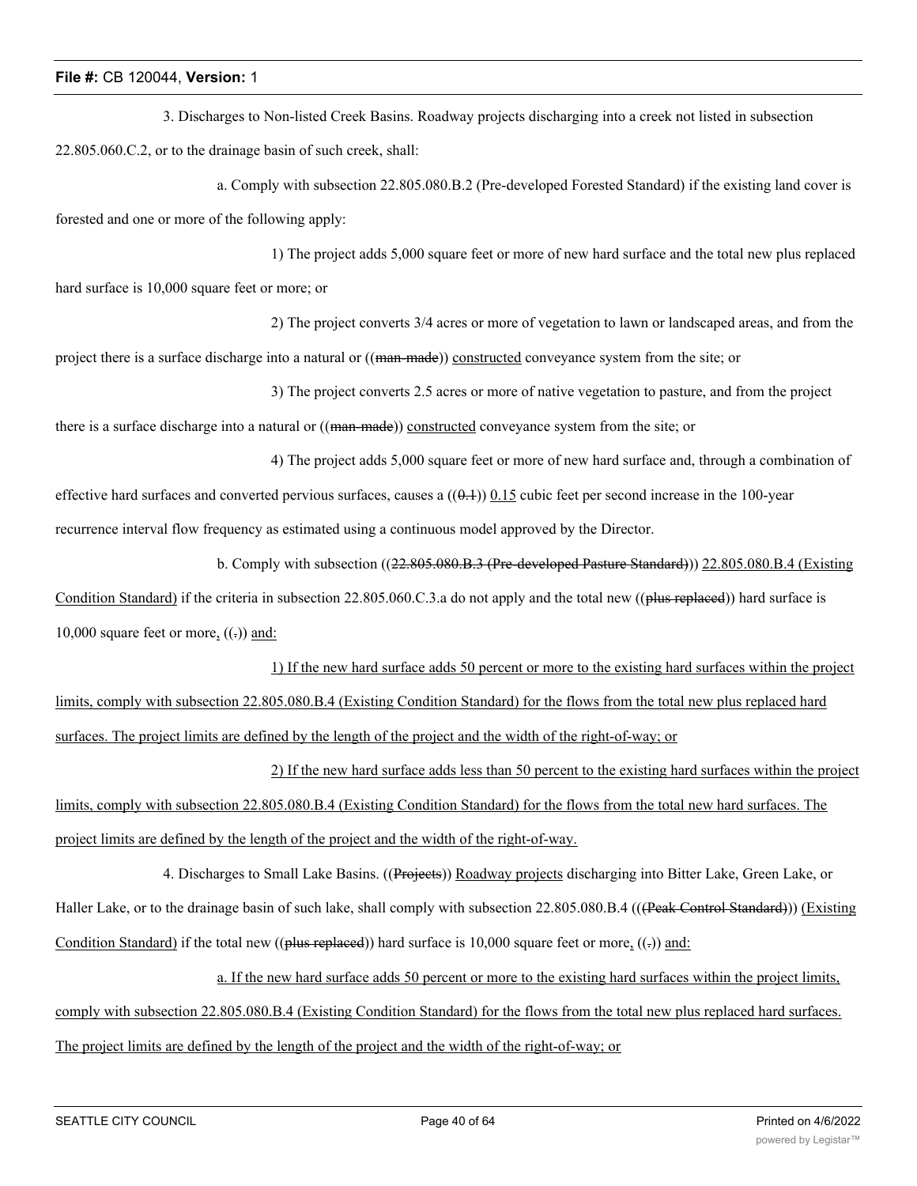3. Discharges to Non-listed Creek Basins. Roadway projects discharging into a creek not listed in subsection 22.805.060.C.2, or to the drainage basin of such creek, shall:

a. Comply with subsection 22.805.080.B.2 (Pre-developed Forested Standard) if the existing land cover is forested and one or more of the following apply:

1) The project adds 5,000 square feet or more of new hard surface and the total new plus replaced hard surface is 10,000 square feet or more; or

2) The project converts 3/4 acres or more of vegetation to lawn or landscaped areas, and from the project there is a surface discharge into a natural or ((~~man-made~~)) constructed conveyance system from the site; or

3) The project converts 2.5 acres or more of native vegetation to pasture, and from the project there is a surface discharge into a natural or ((~~man-made~~)) constructed conveyance system from the site; or

4) The project adds 5,000 square feet or more of new hard surface and, through a combination of effective hard surfaces and converted pervious surfaces, causes a ((~~0.1~~)) 0.15 cubic feet per second increase in the 100-year recurrence interval flow frequency as estimated using a continuous model approved by the Director.

b. Comply with subsection ((~~22.805.080.B.3 (Pre-developed Pasture Standard)~~)) 22.805.080.B.4 (Existing Condition Standard) if the criteria in subsection 22.805.060.C.3.a do not apply and the total new ((~~plus replaced~~)) hard surface is 10,000 square feet or more, ((~~.~~)) and:

1) If the new hard surface adds 50 percent or more to the existing hard surfaces within the project limits, comply with subsection 22.805.080.B.4 (Existing Condition Standard) for the flows from the total new plus replaced hard surfaces. The project limits are defined by the length of the project and the width of the right-of-way; or

2) If the new hard surface adds less than 50 percent to the existing hard surfaces within the project limits, comply with subsection 22.805.080.B.4 (Existing Condition Standard) for the flows from the total new hard surfaces. The project limits are defined by the length of the project and the width of the right-of-way.

4. Discharges to Small Lake Basins. ((~~Projects~~)) Roadway projects discharging into Bitter Lake, Green Lake, or Haller Lake, or to the drainage basin of such lake, shall comply with subsection 22.805.080.B.4 ((~~(Peak Control Standard)~~)) (Existing Condition Standard) if the total new ((~~plus replaced~~)) hard surface is 10,000 square feet or more, ((~~.~~)) and:

a. If the new hard surface adds 50 percent or more to the existing hard surfaces within the project limits, comply with subsection 22.805.080.B.4 (Existing Condition Standard) for the flows from the total new plus replaced hard surfaces. The project limits are defined by the length of the project and the width of the right-of-way; or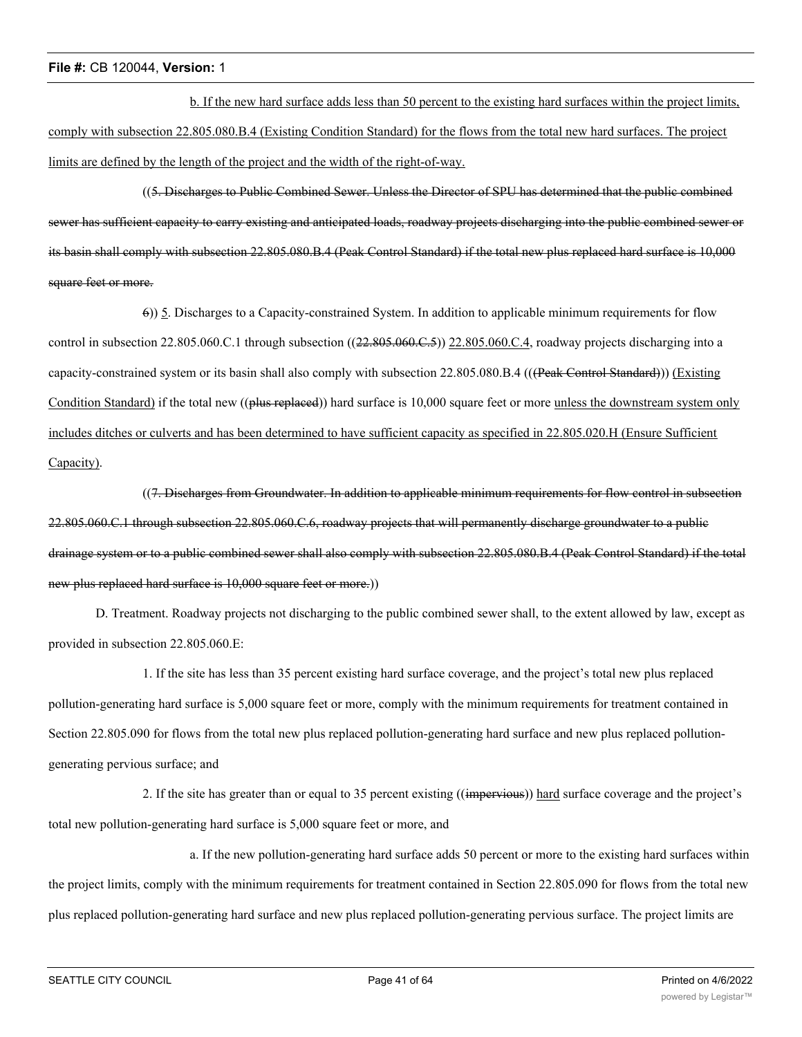b. If the new hard surface adds less than 50 percent to the existing hard surfaces within the project limits, comply with subsection 22.805.080.B.4 (Existing Condition Standard) for the flows from the total new hard surfaces. The project limits are defined by the length of the project and the width of the right-of-way.

((~~5. Discharges to Public Combined Sewer. Unless the Director of SPU has determined that the public combined sewer has sufficient capacity to carry existing and anticipated loads, roadway projects discharging into the public combined sewer or its basin shall comply with subsection 22.805.080.B.4 (Peak Control Standard) if the total new plus replaced hard surface is 10,000 square feet or more.~~

~~6~~)) 5. Discharges to a Capacity-constrained System. In addition to applicable minimum requirements for flow control in subsection 22.805.060.C.1 through subsection ((~~22.805.060.C.5~~)) 22.805.060.C.4, roadway projects discharging into a capacity-constrained system or its basin shall also comply with subsection 22.805.080.B.4 (((~~Peak Control Standard~~))) (Existing Condition Standard) if the total new ((~~plus replaced~~)) hard surface is 10,000 square feet or more unless the downstream system only includes ditches or culverts and has been determined to have sufficient capacity as specified in 22.805.020.H (Ensure Sufficient Capacity).

((~~7. Discharges from Groundwater. In addition to applicable minimum requirements for flow control in subsection 22.805.060.C.1 through subsection 22.805.060.C.6, roadway projects that will permanently discharge groundwater to a public drainage system or to a public combined sewer shall also comply with subsection 22.805.080.B.4 (Peak Control Standard) if the total new plus replaced hard surface is 10,000 square feet or more.~~))

D. Treatment. Roadway projects not discharging to the public combined sewer shall, to the extent allowed by law, except as provided in subsection 22.805.060.E:

1. If the site has less than 35 percent existing hard surface coverage, and the project's total new plus replaced pollution-generating hard surface is 5,000 square feet or more, comply with the minimum requirements for treatment contained in Section 22.805.090 for flows from the total new plus replaced pollution-generating hard surface and new plus replaced pollution-generating pervious surface; and

2. If the site has greater than or equal to 35 percent existing ((~~impervious~~)) hard surface coverage and the project's total new pollution-generating hard surface is 5,000 square feet or more, and

a. If the new pollution-generating hard surface adds 50 percent or more to the existing hard surfaces within the project limits, comply with the minimum requirements for treatment contained in Section 22.805.090 for flows from the total new plus replaced pollution-generating hard surface and new plus replaced pollution-generating pervious surface. The project limits are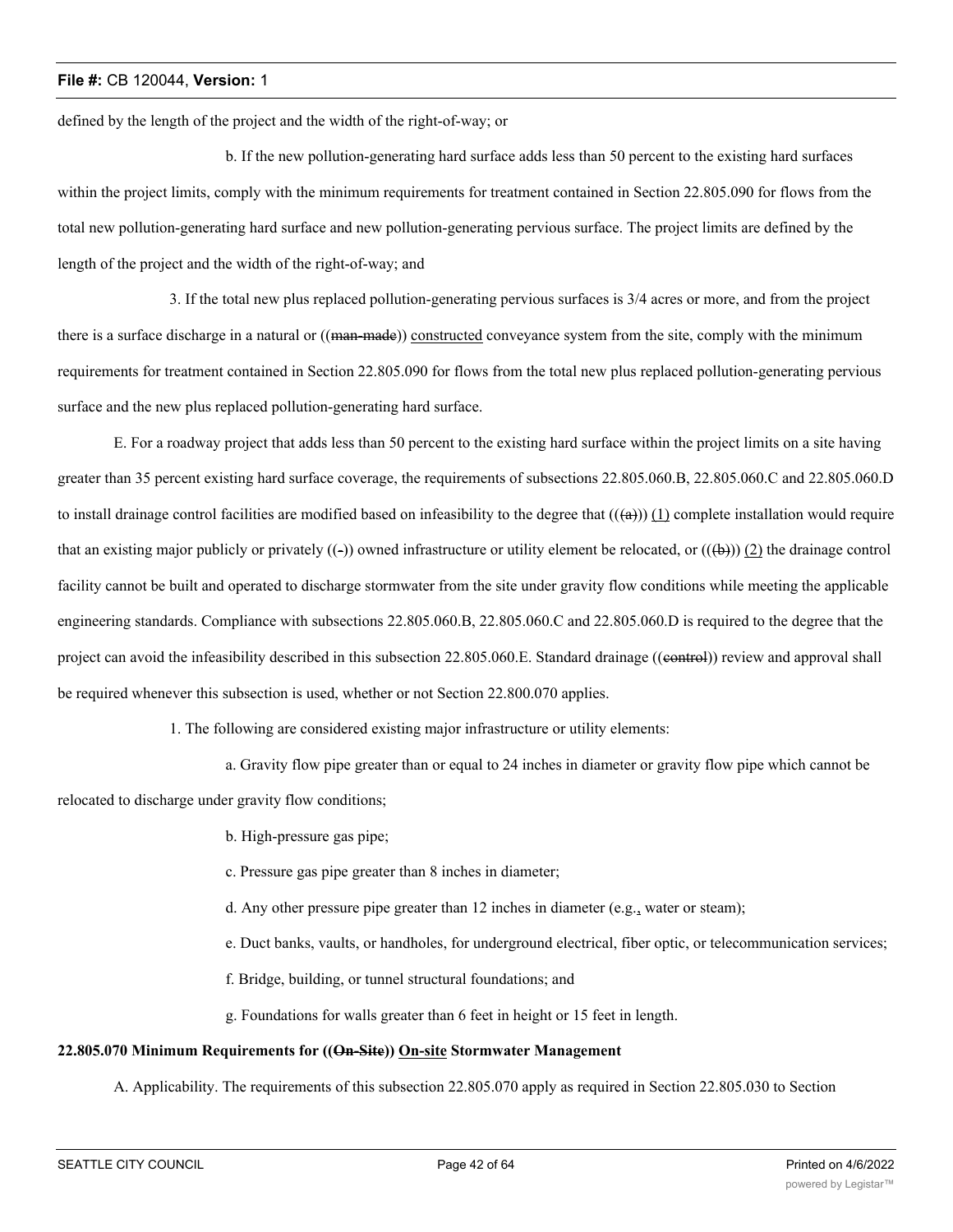defined by the length of the project and the width of the right-of-way; or

b. If the new pollution-generating hard surface adds less than 50 percent to the existing hard surfaces within the project limits, comply with the minimum requirements for treatment contained in Section 22.805.090 for flows from the total new pollution-generating hard surface and new pollution-generating pervious surface. The project limits are defined by the length of the project and the width of the right-of-way; and

3. If the total new plus replaced pollution-generating pervious surfaces is 3/4 acres or more, and from the project there is a surface discharge in a natural or ((~~man-made~~)) <u>constructed</u> conveyance system from the site, comply with the minimum requirements for treatment contained in Section 22.805.090 for flows from the total new plus replaced pollution-generating pervious surface and the new plus replaced pollution-generating hard surface.

E. For a roadway project that adds less than 50 percent to the existing hard surface within the project limits on a site having greater than 35 percent existing hard surface coverage, the requirements of subsections 22.805.060.B, 22.805.060.C and 22.805.060.D to install drainage control facilities are modified based on infeasibility to the degree that ((~~(a)~~)) <u>(1)</u> complete installation would require that an existing major publicly or privately ((~~-~~)) owned infrastructure or utility element be relocated, or ((~~(b)~~)) <u>(2)</u> the drainage control facility cannot be built and operated to discharge stormwater from the site under gravity flow conditions while meeting the applicable engineering standards. Compliance with subsections 22.805.060.B, 22.805.060.C and 22.805.060.D is required to the degree that the project can avoid the infeasibility described in this subsection 22.805.060.E. Standard drainage ((~~control~~)) review and approval shall be required whenever this subsection is used, whether or not Section 22.800.070 applies.

1. The following are considered existing major infrastructure or utility elements:

a. Gravity flow pipe greater than or equal to 24 inches in diameter or gravity flow pipe which cannot be relocated to discharge under gravity flow conditions;

b. High-pressure gas pipe;

c. Pressure gas pipe greater than 8 inches in diameter;

d. Any other pressure pipe greater than 12 inches in diameter (e.g.<u>,</u> water or steam);

e. Duct banks, vaults, or handholes, for underground electrical, fiber optic, or telecommunication services;

f. Bridge, building, or tunnel structural foundations; and

g. Foundations for walls greater than 6 feet in height or 15 feet in length.

**22.805.070 Minimum Requirements for ((~~On-Site~~)) <u>On-site</u> Stormwater Management**

A. Applicability. The requirements of this subsection 22.805.070 apply as required in Section 22.805.030 to Section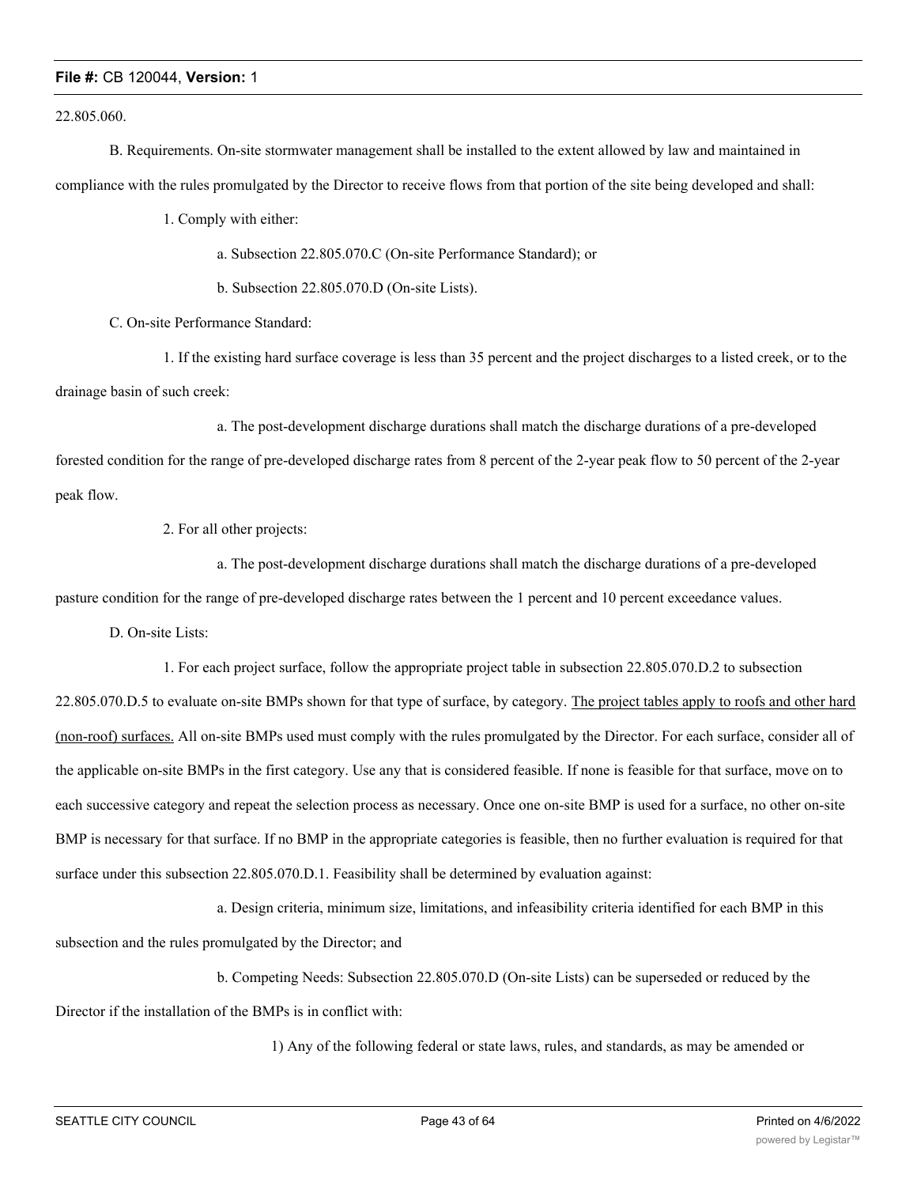22.805.060.

B. Requirements. On-site stormwater management shall be installed to the extent allowed by law and maintained in compliance with the rules promulgated by the Director to receive flows from that portion of the site being developed and shall:

1. Comply with either:

a. Subsection 22.805.070.C (On-site Performance Standard); or

b. Subsection 22.805.070.D (On-site Lists).

C. On-site Performance Standard:

1. If the existing hard surface coverage is less than 35 percent and the project discharges to a listed creek, or to the drainage basin of such creek:

a. The post-development discharge durations shall match the discharge durations of a pre-developed forested condition for the range of pre-developed discharge rates from 8 percent of the 2-year peak flow to 50 percent of the 2-year peak flow.

2. For all other projects:

a. The post-development discharge durations shall match the discharge durations of a pre-developed pasture condition for the range of pre-developed discharge rates between the 1 percent and 10 percent exceedance values.

D. On-site Lists:

1. For each project surface, follow the appropriate project table in subsection 22.805.070.D.2 to subsection 22.805.070.D.5 to evaluate on-site BMPs shown for that type of surface, by category. <u>The project tables apply to roofs and other hard (non-roof) surfaces.</u> All on-site BMPs used must comply with the rules promulgated by the Director. For each surface, consider all of the applicable on-site BMPs in the first category. Use any that is considered feasible. If none is feasible for that surface, move on to each successive category and repeat the selection process as necessary. Once one on-site BMP is used for a surface, no other on-site BMP is necessary for that surface. If no BMP in the appropriate categories is feasible, then no further evaluation is required for that surface under this subsection 22.805.070.D.1. Feasibility shall be determined by evaluation against:

a. Design criteria, minimum size, limitations, and infeasibility criteria identified for each BMP in this subsection and the rules promulgated by the Director; and

b. Competing Needs: Subsection 22.805.070.D (On-site Lists) can be superseded or reduced by the Director if the installation of the BMPs is in conflict with:

1) Any of the following federal or state laws, rules, and standards, as may be amended or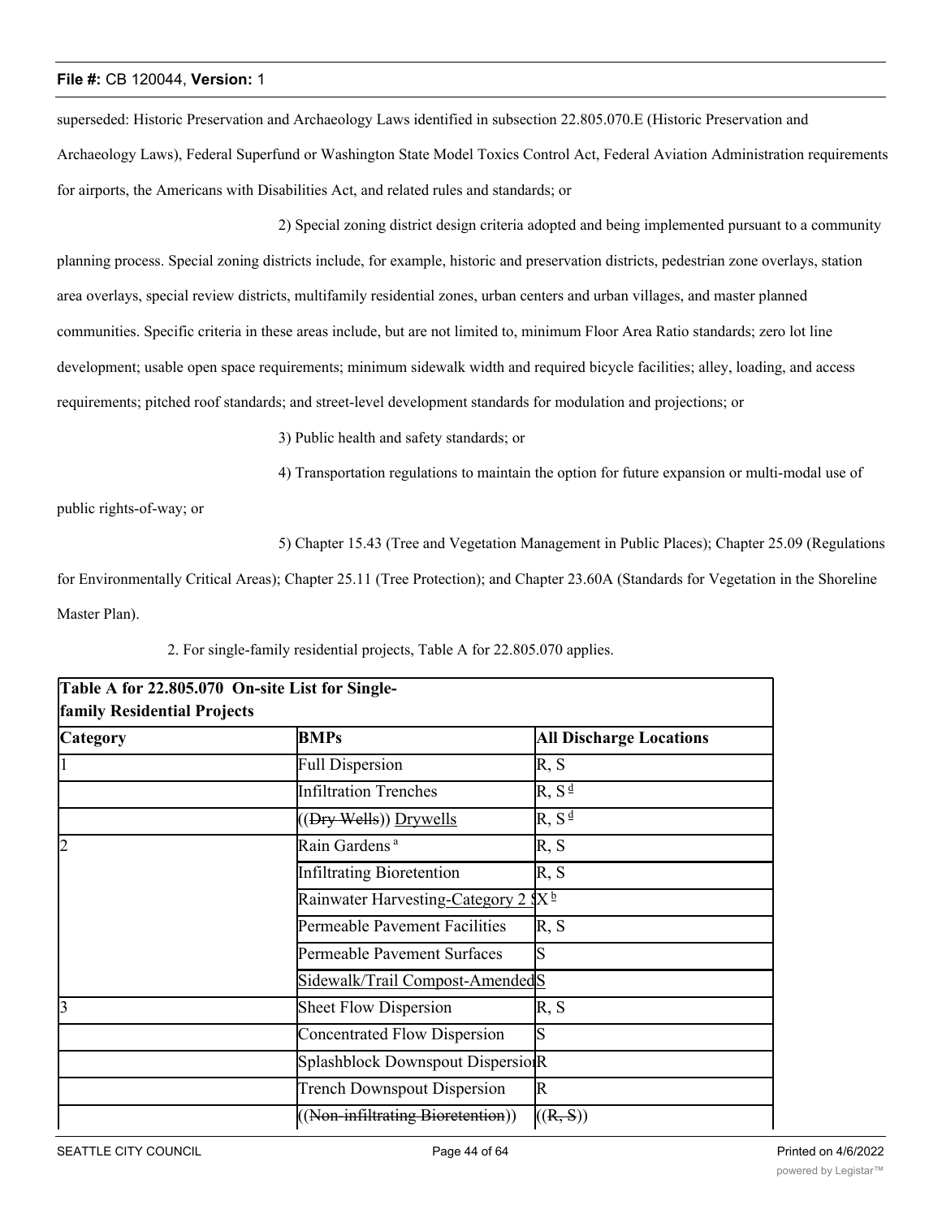superseded: Historic Preservation and Archaeology Laws identified in subsection 22.805.070.E (Historic Preservation and Archaeology Laws), Federal Superfund or Washington State Model Toxics Control Act, Federal Aviation Administration requirements for airports, the Americans with Disabilities Act, and related rules and standards; or

2) Special zoning district design criteria adopted and being implemented pursuant to a community planning process. Special zoning districts include, for example, historic and preservation districts, pedestrian zone overlays, station area overlays, special review districts, multifamily residential zones, urban centers and urban villages, and master planned communities. Specific criteria in these areas include, but are not limited to, minimum Floor Area Ratio standards; zero lot line development; usable open space requirements; minimum sidewalk width and required bicycle facilities; alley, loading, and access requirements; pitched roof standards; and street-level development standards for modulation and projections; or

3) Public health and safety standards; or

4) Transportation regulations to maintain the option for future expansion or multi-modal use of public rights-of-way; or

5) Chapter 15.43 (Tree and Vegetation Management in Public Places); Chapter 25.09 (Regulations for Environmentally Critical Areas); Chapter 25.11 (Tree Protection); and Chapter 23.60A (Standards for Vegetation in the Shoreline Master Plan).

2. For single-family residential projects, Table A for 22.805.070 applies.

| **Table A for 22.805.070 On-site List for Single-family Residential Projects** | | |
|---|---|---|
| **Category** | **BMPs** | **All Discharge Locations** |
| 1 | Full Dispersion | R, S |
| | Infiltration Trenches | R, S [d] |
| | ((~~Dry Wells~~)) <u>Drywells</u> | R, S [d] |
| 2 | Rain Gardens [a] | R, S |
| | Infiltrating Bioretention | R, S |
| | Rainwater Harvesting<u>-Category 2</u> | <u>S</u>X [b] |
| | Permeable Pavement Facilities | R, S |
| | Permeable Pavement Surfaces | S |
| | <u>Sidewalk/Trail Compost-Amended</u> | <u>S</u> |
| 3 | Sheet Flow Dispersion | R, S |
| | Concentrated Flow Dispersion | S |
| | Splashblock Downspout Dispersion | R |
| | Trench Downspout Dispersion | R |
| | ((~~Non-infiltrating Bioretention~~)) | ((~~R, S~~)) |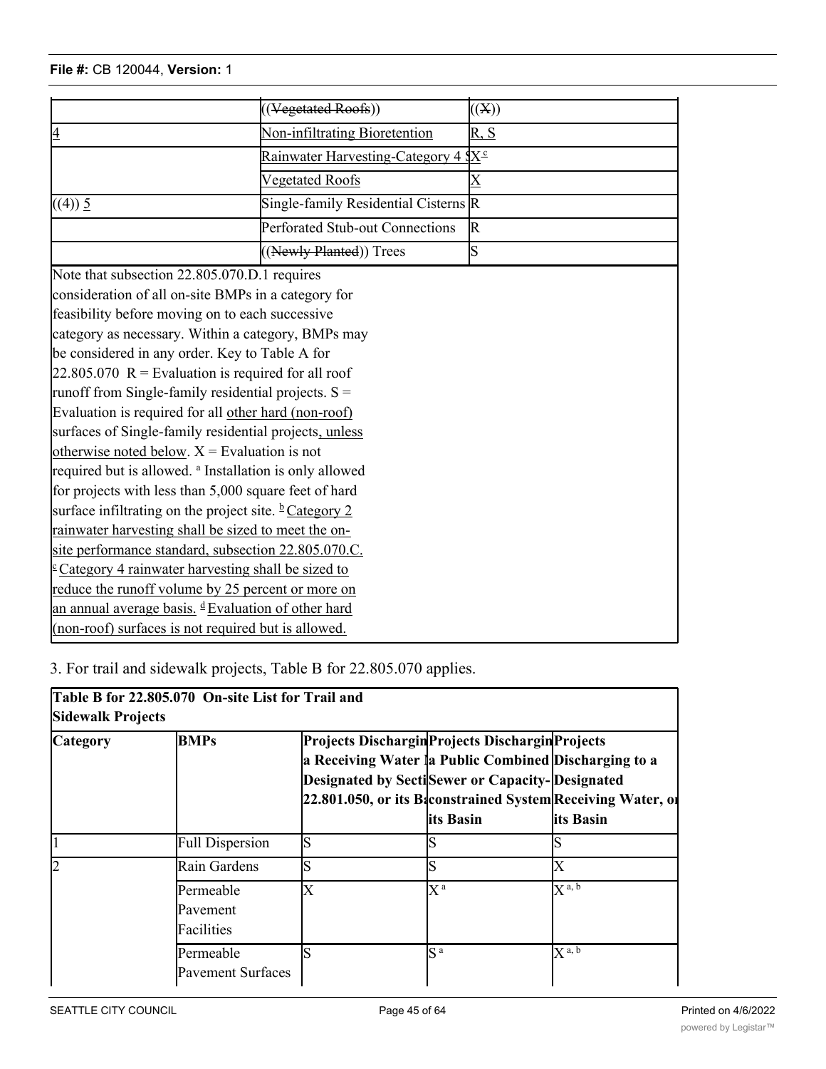| | ((~~Vegetated Roofs~~)) | ((~~X~~)) |
|---|---|---|
| 4 | Non-infiltrating Bioretention | R, S |
| | Rainwater Harvesting-Category 4 | S X[c] |
| | Vegetated Roofs | X |
| ((4)) 5 | Single-family Residential Cisterns | R |
| | Perforated Stub-out Connections | R |
| | ((~~Newly Planted~~)) Trees | S |

Note that subsection 22.805.070.D.1 requires consideration of all on-site BMPs in a category for feasibility before moving on to each successive category as necessary. Within a category, BMPs may be considered in any order. Key to Table A for 22.805.070 R = Evaluation is required for all roof runoff from Single-family residential projects. S = Evaluation is required for all other hard (non-roof) surfaces of Single-family residential projects, unless otherwise noted below. X = Evaluation is not required but is allowed. [a] Installation is only allowed for projects with less than 5,000 square feet of hard surface infiltrating on the project site. [b] Category 2 rainwater harvesting shall be sized to meet the on-site performance standard, subsection 22.805.070.C. [c] Category 4 rainwater harvesting shall be sized to reduce the runoff volume by 25 percent or more on an annual average basis. [d] Evaluation of other hard (non-roof) surfaces is not required but is allowed.

3. For trail and sidewalk projects, Table B for 22.805.070 applies.

**Table B for 22.805.070 On-site List for Trail and Sidewalk Projects**

| Category | BMPs | Projects Discharging to a Receiving Water Designated by Section 22.801.050, or its Basin | Projects Discharging to a Public Combined Sewer or Capacity-constrained System its Basin | Projects Discharging to a Designated Receiving Water, or its Basin |
|---|---|---|---|---|
| 1 | Full Dispersion | S | S | S |
| 2 | Rain Gardens | S | S | X |
| | Permeable Pavement Facilities | X | X [a] | X [a, b] |
| | Permeable Pavement Surfaces | S | S [a] | X [a, b] |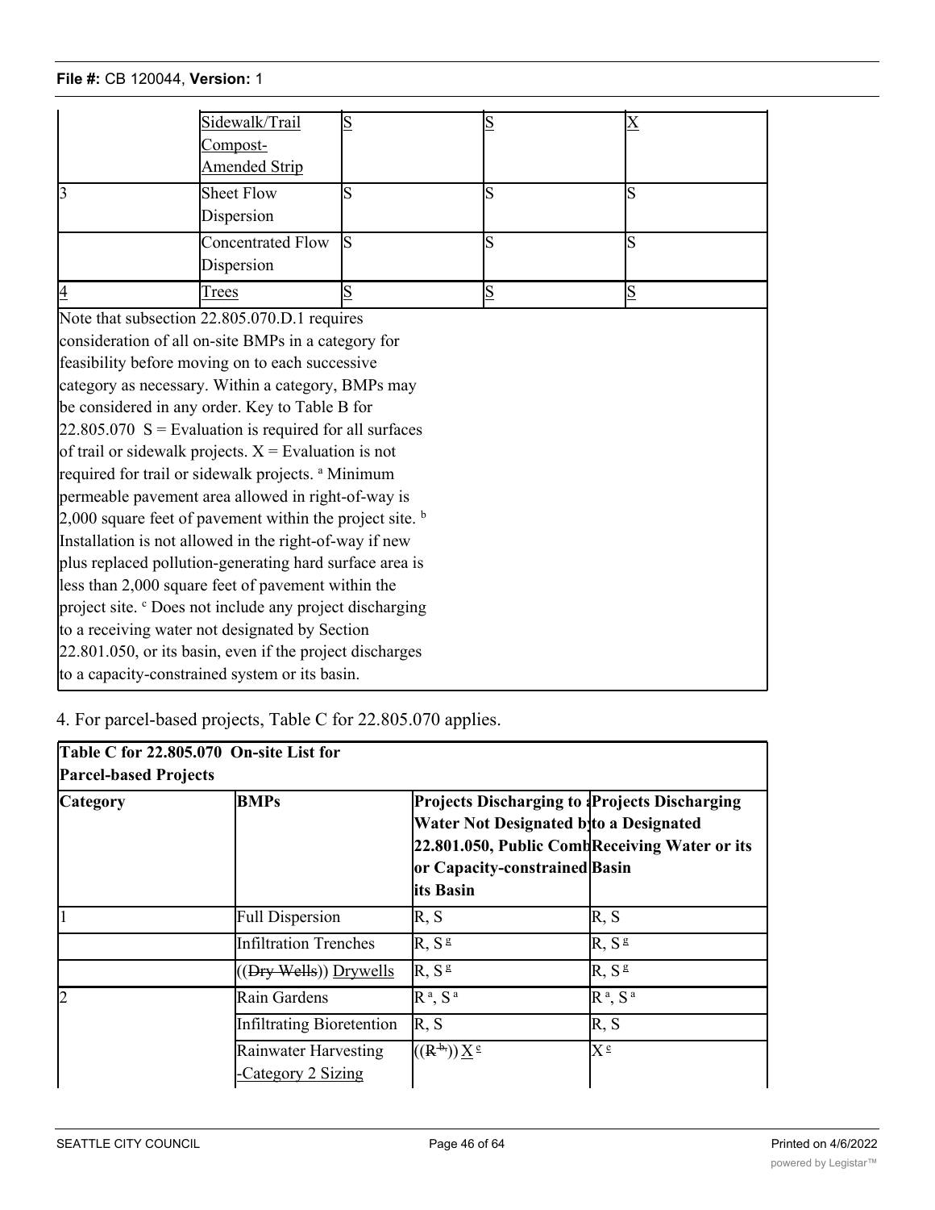| | | | | |
|---|---|---|---|---|
| | Sidewalk/Trail Compost-Amended Strip | S | S | X |
| 3 | Sheet Flow Dispersion | S | S | S |
| | Concentrated Flow Dispersion | S | S | S |
| 4 | Trees | S | S | S |

Note that subsection 22.805.070.D.1 requires consideration of all on-site BMPs in a category for feasibility before moving on to each successive category as necessary. Within a category, BMPs may be considered in any order. Key to Table B for 22.805.070 S = Evaluation is required for all surfaces of trail or sidewalk projects. X = Evaluation is not required for trail or sidewalk projects. [a] Minimum permeable pavement area allowed in right-of-way is 2,000 square feet of pavement within the project site. [b] Installation is not allowed in the right-of-way if new plus replaced pollution-generating hard surface area is less than 2,000 square feet of pavement within the project site. [c] Does not include any project discharging to a receiving water not designated by Section 22.801.050, or its basin, even if the project discharges to a capacity-constrained system or its basin.

4. For parcel-based projects, Table C for 22.805.070 applies.

| **Table C for 22.805.070 On-site List for Parcel-based Projects** | | | |
|---|---|---|---|
| **Category** | **BMPs** | **Projects Discharging to a Water Not Designated by 22.801.050, Public Combined or Capacity-constrained Basin its Basin** | **Projects Discharging to a Designated Receiving Water or its Basin** |
| 1 | Full Dispersion | R, S | R, S |
| | Infiltration Trenches | R, S [g] | R, S [g] |
| | ((~~Dry Wells~~)) Drywells | R, S [g] | R, S [g] |
| 2 | Rain Gardens | R [a], S [a] | R [a], S [a] |
| | Infiltrating Bioretention | R, S | R, S |
| | Rainwater Harvesting -Category 2 Sizing | ((~~R [b]~~)) X [e] | X [e] |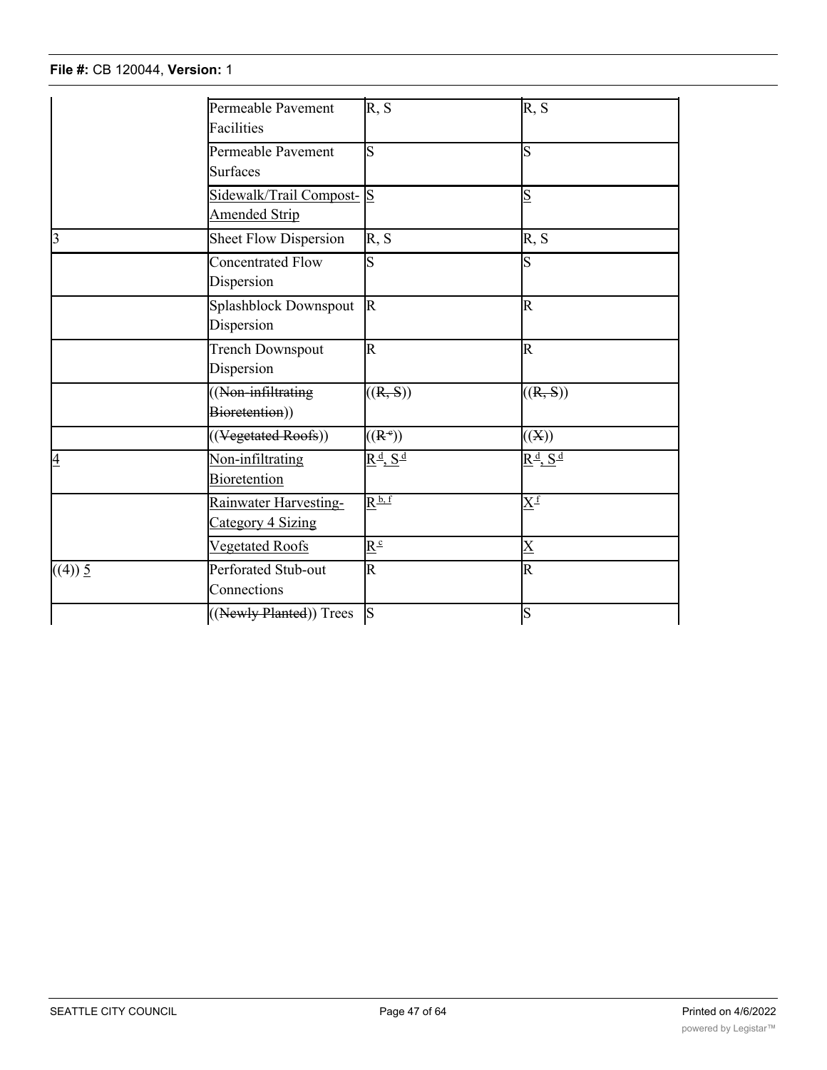| | | | |
|---|---|---|---|
| | Permeable Pavement Facilities | R, S | R, S |
| | Permeable Pavement Surfaces | S | S |
| | Sidewalk/Trail Compost-Amended Strip | S | S |
| 3 | Sheet Flow Dispersion | R, S | R, S |
| | Concentrated Flow Dispersion | S | S |
| | Splashblock Downspout Dispersion | R | R |
| | Trench Downspout Dispersion | R | R |
| | ((Non-infiltrating Bioretention)) | ((R, S)) | ((R, S)) |
| | ((Vegetated Roofs)) | ((R[e])) | ((X)) |
| 4 | Non-infiltrating Bioretention | R[d], S[d] | R[d], S[d] |
| | Rainwater Harvesting-Category 4 Sizing | R[b, f] | X[f] |
| | Vegetated Roofs | R[e] | X |
| ((4)) 5 | Perforated Stub-out Connections | R | R |
| | ((Newly Planted)) Trees | S | S |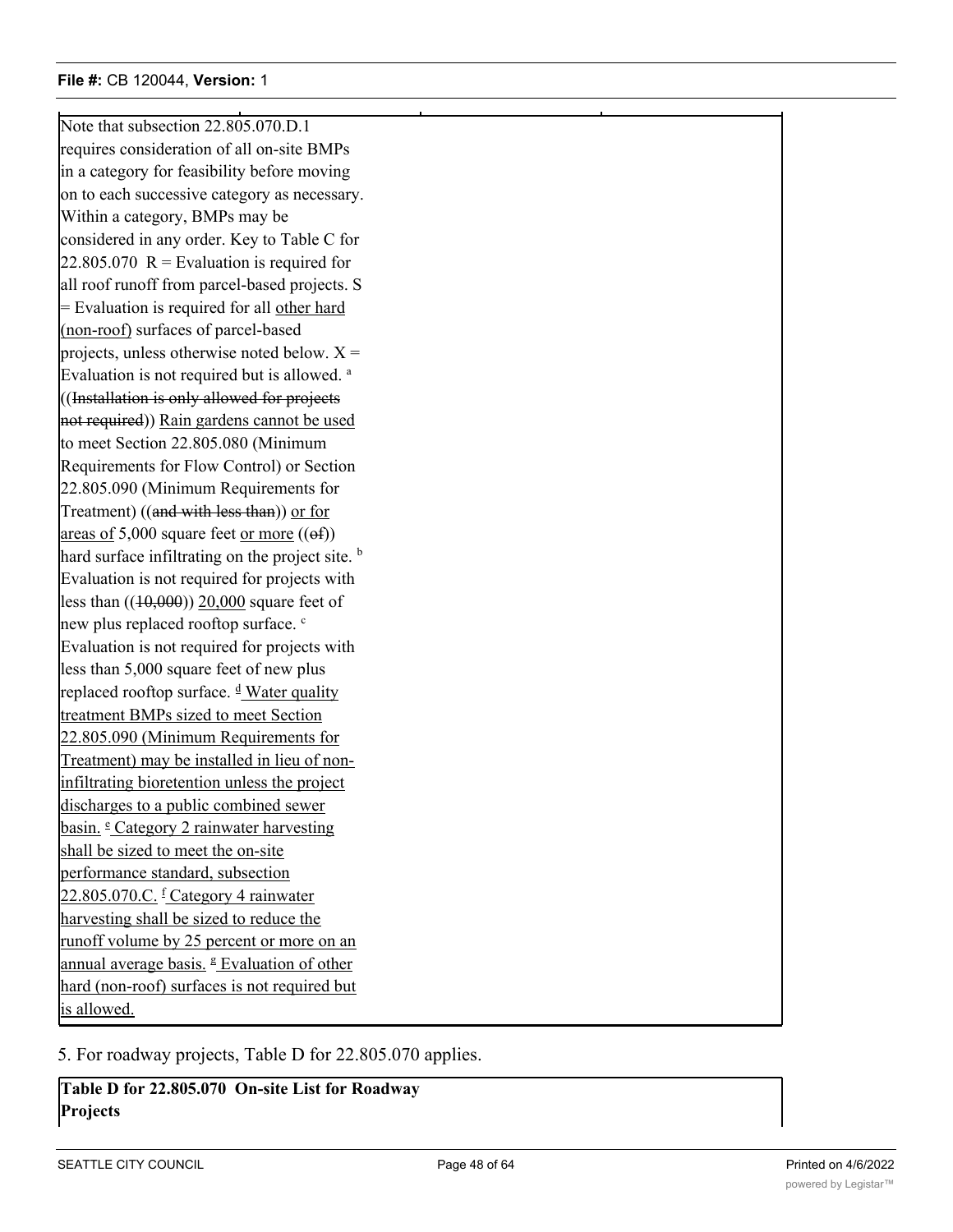| | | | |
|---|---|---|---|
| Note that subsection 22.805.070.D.1 requires consideration of all on-site BMPs in a category for feasibility before moving on to each successive category as necessary. Within a category, BMPs may be considered in any order. Key to Table C for 22.805.070 R = Evaluation is required for all roof runoff from parcel-based projects. S = Evaluation is required for all other hard (non-roof) surfaces of parcel-based projects, unless otherwise noted below. X = Evaluation is not required but is allowed. [a] ((~~Installation is only allowed for projects not required~~)) Rain gardens cannot be used to meet Section 22.805.080 (Minimum Requirements for Flow Control) or Section 22.805.090 (Minimum Requirements for Treatment) ((~~and with less than~~)) or for areas of 5,000 square feet or more ((~~of~~)) hard surface infiltrating on the project site. [b] Evaluation is not required for projects with less than ((~~10,000~~)) 20,000 square feet of new plus replaced rooftop surface. [c] Evaluation is not required for projects with less than 5,000 square feet of new plus replaced rooftop surface. [d] Water quality treatment BMPs sized to meet Section 22.805.090 (Minimum Requirements for Treatment) may be installed in lieu of non-infiltrating bioretention unless the project discharges to a public combined sewer basin. [e] Category 2 rainwater harvesting shall be sized to meet the on-site performance standard, subsection 22.805.070.C. [f] Category 4 rainwater harvesting shall be sized to reduce the runoff volume by 25 percent or more on an annual average basis. [g] Evaluation of other hard (non-roof) surfaces is not required but is allowed. | | | |

5. For roadway projects, Table D for 22.805.070 applies.

| **Table D for 22.805.070 On-site List for Roadway Projects** |
|---|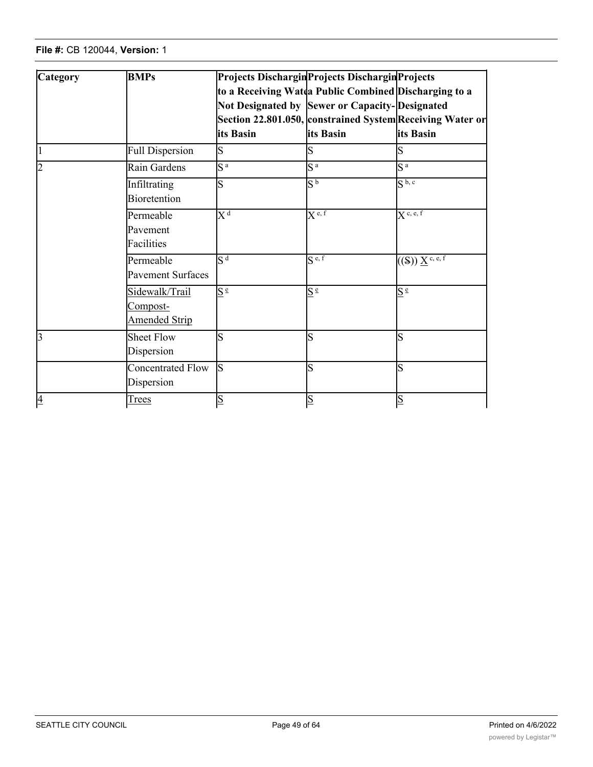| Category | BMPs | Projects Discharging to a Receiving Water Not Designated by Section 22.801.050, its Basin | Projects Discharging to a Public Combined Sewer or Capacity-constrained System its Basin | Projects Discharging to a Designated Receiving Water or its Basin |
|---|---|---|---|---|
| 1 | Full Dispersion | S | S | S |
| 2 | Rain Gardens | S [a] | S [a] | S [a] |
| | Infiltrating Bioretention | S | S [b] | S [b, c] |
| | Permeable Pavement Facilities | X [d] | X [e, f] | X [c, e, f] |
| | Permeable Pavement Surfaces | S [d] | S [e, f] | ((~~S~~)) <u>X</u> [c, e, f] |
| | <u>Sidewalk/Trail Compost-Amended Strip</u> | <u>S [g]</u> | <u>S [g]</u> | <u>S [g]</u> |
| 3 | Sheet Flow Dispersion | S | S | S |
| | Concentrated Flow Dispersion | S | S | S |
| <u>4</u> | <u>Trees</u> | <u>S</u> | <u>S</u> | <u>S</u> |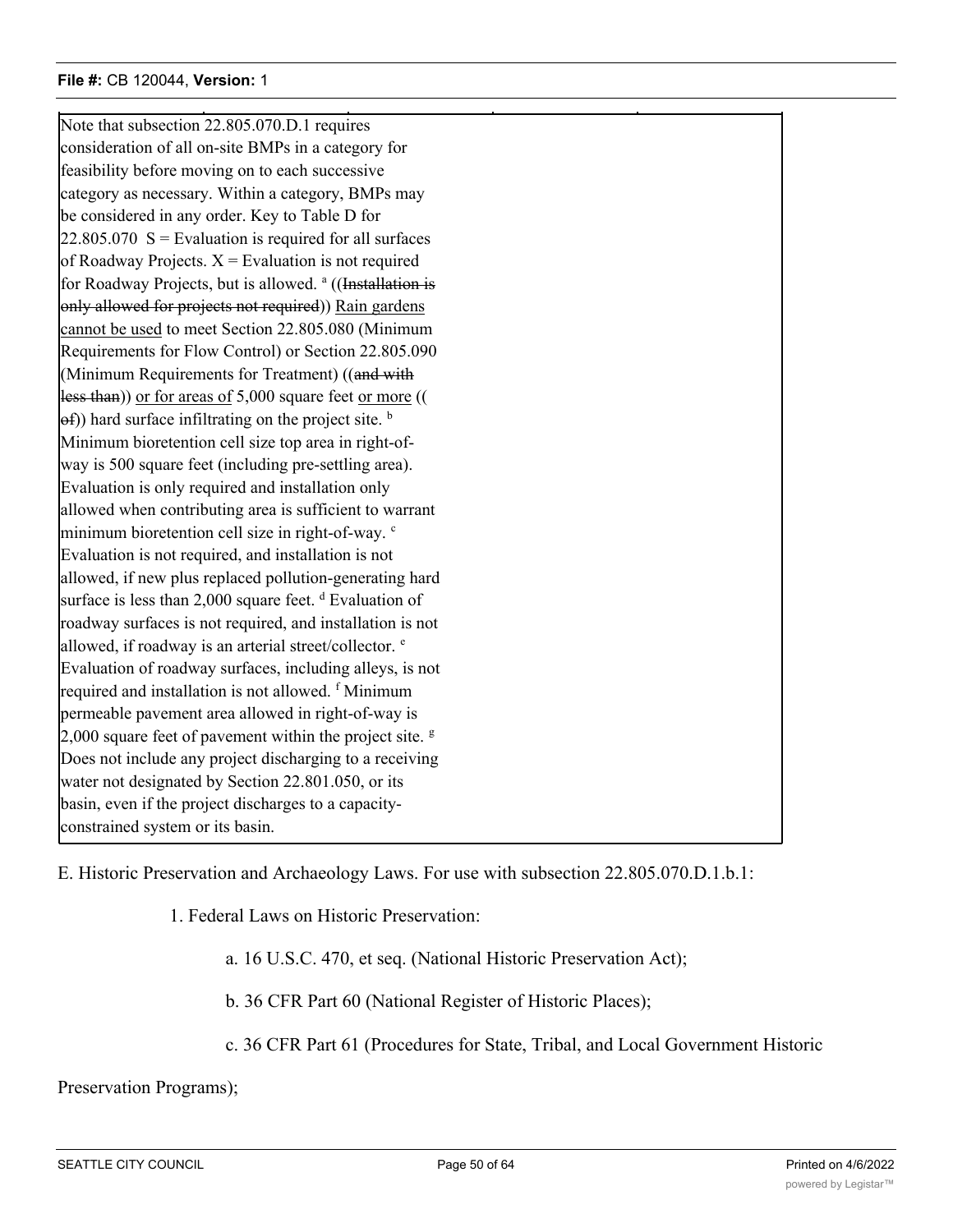Note that subsection 22.805.070.D.1 requires consideration of all on-site BMPs in a category for feasibility before moving on to each successive category as necessary. Within a category, BMPs may be considered in any order. Key to Table D for 22.805.070 S = Evaluation is required for all surfaces of Roadway Projects. X = Evaluation is not required for Roadway Projects, but is allowed. [a] ((~~Installation is only allowed for projects not required~~)) Rain gardens cannot be used to meet Section 22.805.080 (Minimum Requirements for Flow Control) or Section 22.805.090 (Minimum Requirements for Treatment) ((~~and with less than~~)) or for areas of 5,000 square feet or more ((~~of~~)) hard surface infiltrating on the project site. [b] Minimum bioretention cell size top area in right-of-way is 500 square feet (including pre-settling area). Evaluation is only required and installation only allowed when contributing area is sufficient to warrant minimum bioretention cell size in right-of-way. [c] Evaluation is not required, and installation is not allowed, if new plus replaced pollution-generating hard surface is less than 2,000 square feet. [d] Evaluation of roadway surfaces is not required, and installation is not allowed, if roadway is an arterial street/collector. [e] Evaluation of roadway surfaces, including alleys, is not required and installation is not allowed. [f] Minimum permeable pavement area allowed in right-of-way is 2,000 square feet of pavement within the project site. [g] Does not include any project discharging to a receiving water not designated by Section 22.801.050, or its basin, even if the project discharges to a capacity-constrained system or its basin.

E. Historic Preservation and Archaeology Laws. For use with subsection 22.805.070.D.1.b.1:

1. Federal Laws on Historic Preservation:

a. 16 U.S.C. 470, et seq. (National Historic Preservation Act);

b. 36 CFR Part 60 (National Register of Historic Places);

c. 36 CFR Part 61 (Procedures for State, Tribal, and Local Government Historic Preservation Programs);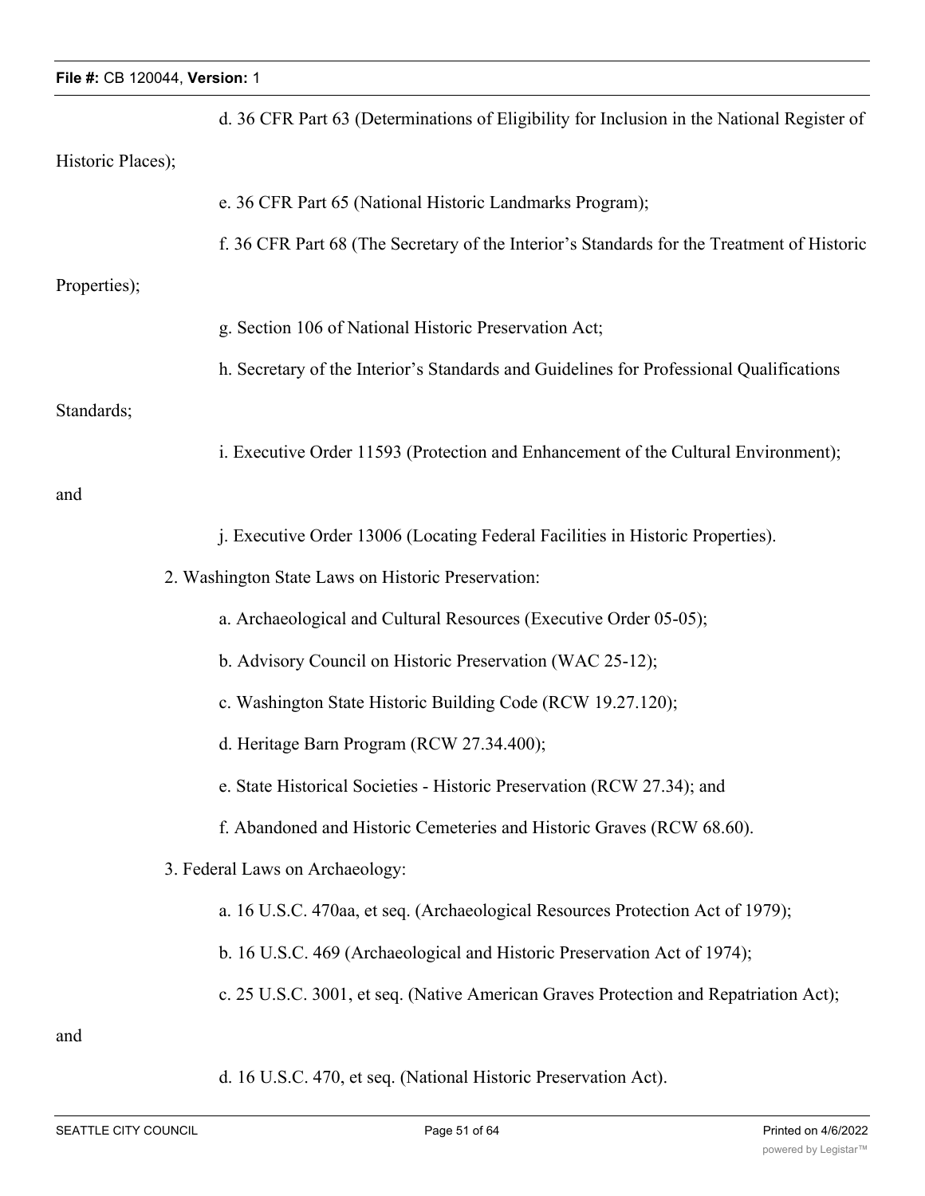d. 36 CFR Part 63 (Determinations of Eligibility for Inclusion in the National Register of Historic Places);

e. 36 CFR Part 65 (National Historic Landmarks Program);

f. 36 CFR Part 68 (The Secretary of the Interior's Standards for the Treatment of Historic Properties);

g. Section 106 of National Historic Preservation Act;

h. Secretary of the Interior's Standards and Guidelines for Professional Qualifications Standards;

i. Executive Order 11593 (Protection and Enhancement of the Cultural Environment); and

j. Executive Order 13006 (Locating Federal Facilities in Historic Properties).

2. Washington State Laws on Historic Preservation:

a. Archaeological and Cultural Resources (Executive Order 05-05);

b. Advisory Council on Historic Preservation (WAC 25-12);

c. Washington State Historic Building Code (RCW 19.27.120);

d. Heritage Barn Program (RCW 27.34.400);

e. State Historical Societies - Historic Preservation (RCW 27.34); and

f. Abandoned and Historic Cemeteries and Historic Graves (RCW 68.60).

3. Federal Laws on Archaeology:

a. 16 U.S.C. 470aa, et seq. (Archaeological Resources Protection Act of 1979);

b. 16 U.S.C. 469 (Archaeological and Historic Preservation Act of 1974);

c. 25 U.S.C. 3001, et seq. (Native American Graves Protection and Repatriation Act); and

d. 16 U.S.C. 470, et seq. (National Historic Preservation Act).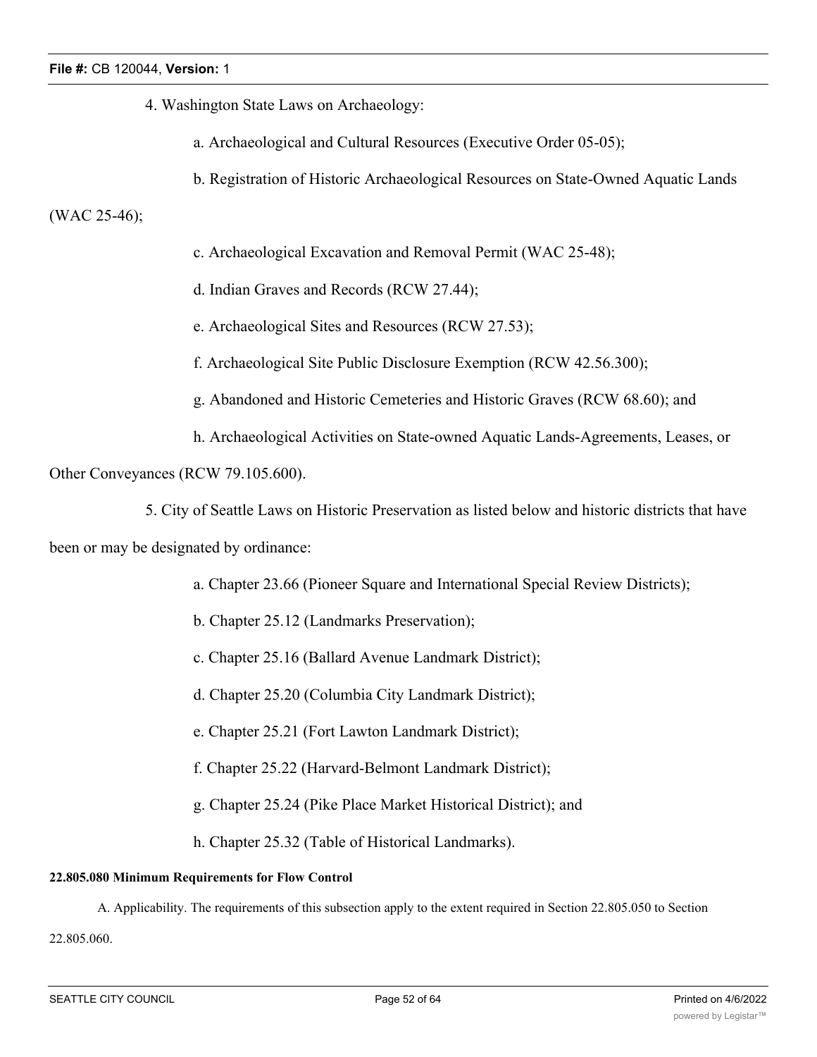4. Washington State Laws on Archaeology:

a. Archaeological and Cultural Resources (Executive Order 05-05);

b. Registration of Historic Archaeological Resources on State-Owned Aquatic Lands (WAC 25-46);

c. Archaeological Excavation and Removal Permit (WAC 25-48);

d. Indian Graves and Records (RCW 27.44);

e. Archaeological Sites and Resources (RCW 27.53);

f. Archaeological Site Public Disclosure Exemption (RCW 42.56.300);

g. Abandoned and Historic Cemeteries and Historic Graves (RCW 68.60); and

h. Archaeological Activities on State-owned Aquatic Lands-Agreements, Leases, or Other Conveyances (RCW 79.105.600).

5. City of Seattle Laws on Historic Preservation as listed below and historic districts that have been or may be designated by ordinance:

a. Chapter 23.66 (Pioneer Square and International Special Review Districts);

b. Chapter 25.12 (Landmarks Preservation);

c. Chapter 25.16 (Ballard Avenue Landmark District);

d. Chapter 25.20 (Columbia City Landmark District);

e. Chapter 25.21 (Fort Lawton Landmark District);

f. Chapter 25.22 (Harvard-Belmont Landmark District);

g. Chapter 25.24 (Pike Place Market Historical District); and

h. Chapter 25.32 (Table of Historical Landmarks).

**22.805.080 Minimum Requirements for Flow Control**

A. Applicability. The requirements of this subsection apply to the extent required in Section 22.805.050 to Section 22.805.060.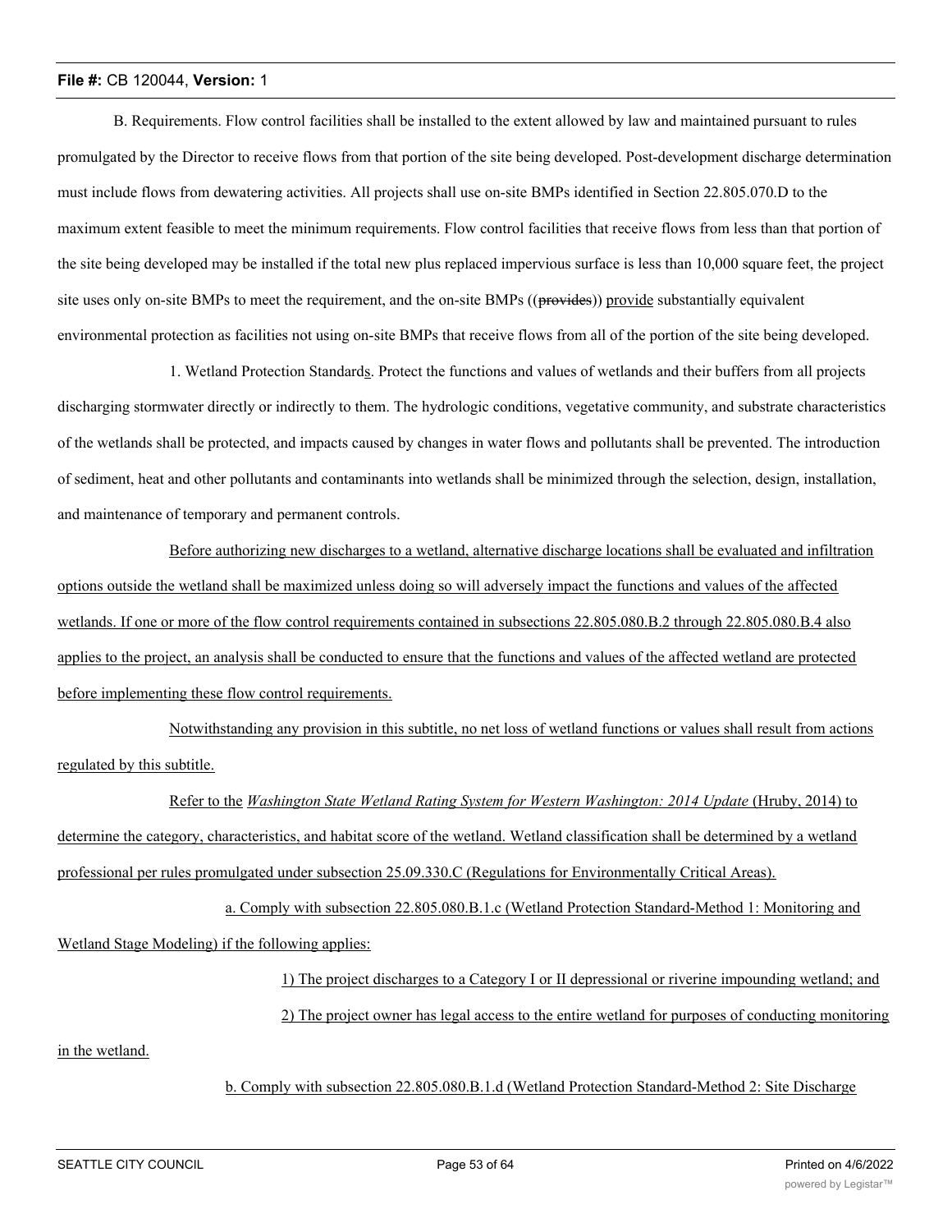B. Requirements. Flow control facilities shall be installed to the extent allowed by law and maintained pursuant to rules promulgated by the Director to receive flows from that portion of the site being developed. Post-development discharge determination must include flows from dewatering activities. All projects shall use on-site BMPs identified in Section 22.805.070.D to the maximum extent feasible to meet the minimum requirements. Flow control facilities that receive flows from less than that portion of the site being developed may be installed if the total new plus replaced impervious surface is less than 10,000 square feet, the project site uses only on-site BMPs to meet the requirement, and the on-site BMPs ((~~provides~~)) <u>provide</u> substantially equivalent environmental protection as facilities not using on-site BMPs that receive flows from all of the portion of the site being developed.

1. Wetland Protection Standard<u>s</u>. Protect the functions and values of wetlands and their buffers from all projects discharging stormwater directly or indirectly to them. The hydrologic conditions, vegetative community, and substrate characteristics of the wetlands shall be protected, and impacts caused by changes in water flows and pollutants shall be prevented. The introduction of sediment, heat and other pollutants and contaminants into wetlands shall be minimized through the selection, design, installation, and maintenance of temporary and permanent controls.

<u>Before authorizing new discharges to a wetland, alternative discharge locations shall be evaluated and infiltration options outside the wetland shall be maximized unless doing so will adversely impact the functions and values of the affected wetlands. If one or more of the flow control requirements contained in subsections 22.805.080.B.2 through 22.805.080.B.4 also applies to the project, an analysis shall be conducted to ensure that the functions and values of the affected wetland are protected before implementing these flow control requirements.</u>

<u>Notwithstanding any provision in this subtitle, no net loss of wetland functions or values shall result from actions regulated by this subtitle.</u>

<u>Refer to the *Washington State Wetland Rating System for Western Washington: 2014 Update* (Hruby, 2014) to determine the category, characteristics, and habitat score of the wetland. Wetland classification shall be determined by a wetland professional per rules promulgated under subsection 25.09.330.C (Regulations for Environmentally Critical Areas).</u>

<u>a. Comply with subsection 22.805.080.B.1.c (Wetland Protection Standard-Method 1: Monitoring and Wetland Stage Modeling) if the following applies:</u>

<u>1) The project discharges to a Category I or II depressional or riverine impounding wetland; and</u>

<u>2) The project owner has legal access to the entire wetland for purposes of conducting monitoring in the wetland.</u>

<u>b. Comply with subsection 22.805.080.B.1.d (Wetland Protection Standard-Method 2: Site Discharge</u>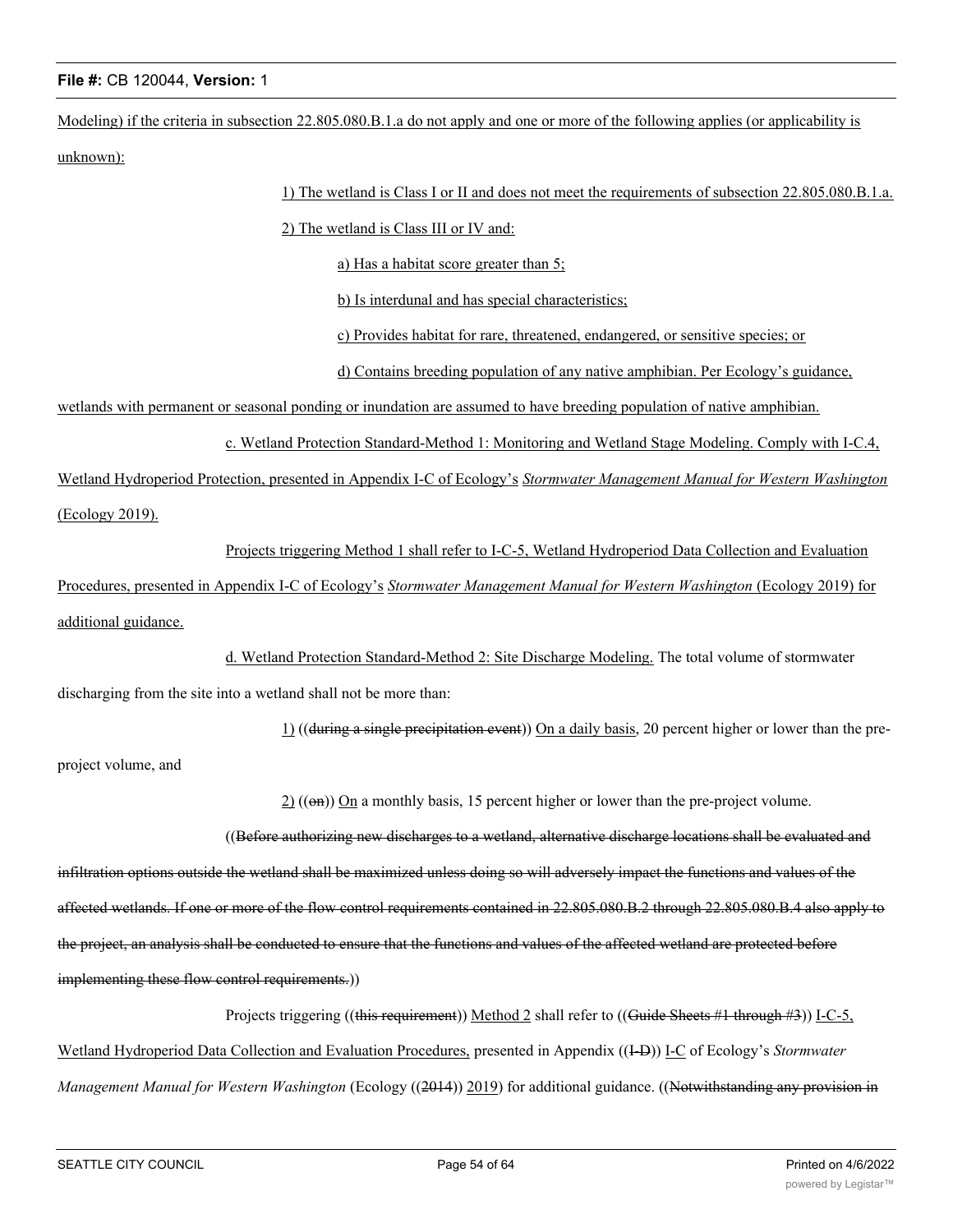Modeling) if the criteria in subsection 22.805.080.B.1.a do not apply and one or more of the following applies (or applicability is unknown):

1) The wetland is Class I or II and does not meet the requirements of subsection 22.805.080.B.1.a.

2) The wetland is Class III or IV and:

a) Has a habitat score greater than 5;

b) Is interdunal and has special characteristics;

c) Provides habitat for rare, threatened, endangered, or sensitive species; or

d) Contains breeding population of any native amphibian. Per Ecology's guidance, wetlands with permanent or seasonal ponding or inundation are assumed to have breeding population of native amphibian.

c. Wetland Protection Standard-Method 1: Monitoring and Wetland Stage Modeling. Comply with I-C.4, Wetland Hydroperiod Protection, presented in Appendix I-C of Ecology's *Stormwater Management Manual for Western Washington* (Ecology 2019).

Projects triggering Method 1 shall refer to I-C-5, Wetland Hydroperiod Data Collection and Evaluation Procedures, presented in Appendix I-C of Ecology's *Stormwater Management Manual for Western Washington* (Ecology 2019) for additional guidance.

d. Wetland Protection Standard-Method 2: Site Discharge Modeling. The total volume of stormwater discharging from the site into a wetland shall not be more than:

1) ((~~during a single precipitation event~~)) On a daily basis, 20 percent higher or lower than the pre-project volume, and

2) ((~~on~~)) On a monthly basis, 15 percent higher or lower than the pre-project volume.

((~~Before authorizing new discharges to a wetland, alternative discharge locations shall be evaluated and infiltration options outside the wetland shall be maximized unless doing so will adversely impact the functions and values of the affected wetlands. If one or more of the flow control requirements contained in 22.805.080.B.2 through 22.805.080.B.4 also apply to the project, an analysis shall be conducted to ensure that the functions and values of the affected wetland are protected before implementing these flow control requirements.~~))

Projects triggering ((~~this requirement~~)) Method 2 shall refer to ((~~Guide Sheets #1 through #3~~)) I-C-5, Wetland Hydroperiod Data Collection and Evaluation Procedures, presented in Appendix ((~~I-D~~)) I-C of Ecology's *Stormwater Management Manual for Western Washington* (Ecology ((~~2014~~)) 2019) for additional guidance. ((~~Notwithstanding any provision in~~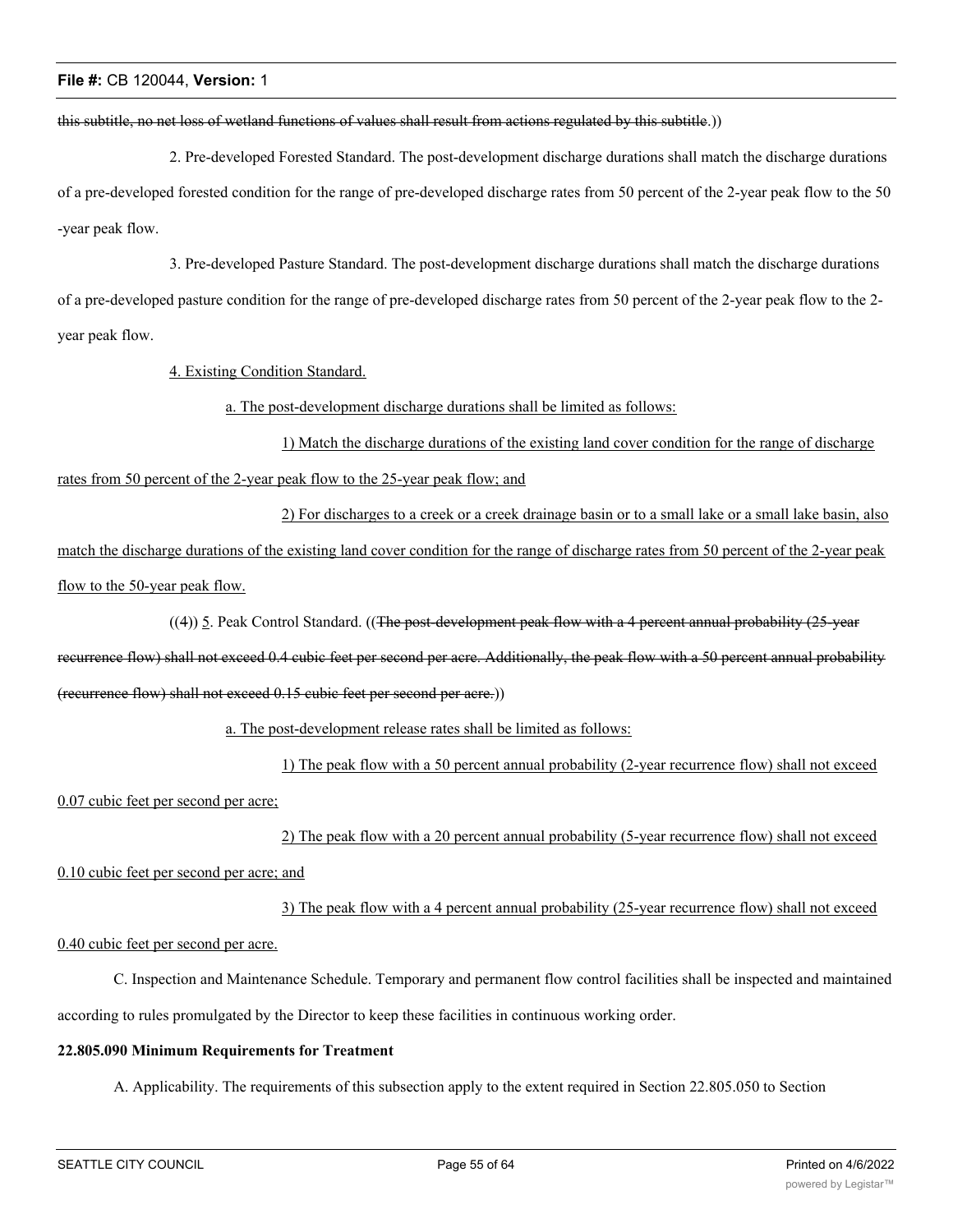this subtitle, no net loss of wetland functions of values shall result from actions regulated by this subtitle.))

2. Pre-developed Forested Standard. The post-development discharge durations shall match the discharge durations of a pre-developed forested condition for the range of pre-developed discharge rates from 50 percent of the 2-year peak flow to the 50-year peak flow.

3. Pre-developed Pasture Standard. The post-development discharge durations shall match the discharge durations of a pre-developed pasture condition for the range of pre-developed discharge rates from 50 percent of the 2-year peak flow to the 2-year peak flow.

4. Existing Condition Standard.

a. The post-development discharge durations shall be limited as follows:

1) Match the discharge durations of the existing land cover condition for the range of discharge rates from 50 percent of the 2-year peak flow to the 25-year peak flow; and

2) For discharges to a creek or a creek drainage basin or to a small lake or a small lake basin, also match the discharge durations of the existing land cover condition for the range of discharge rates from 50 percent of the 2-year peak flow to the 50-year peak flow.

((4)) 5. Peak Control Standard. ((The post-development peak flow with a 4 percent annual probability (25-year recurrence flow) shall not exceed 0.4 cubic feet per second per acre. Additionally, the peak flow with a 50 percent annual probability (recurrence flow) shall not exceed 0.15 cubic feet per second per acre.))

a. The post-development release rates shall be limited as follows:

1) The peak flow with a 50 percent annual probability (2-year recurrence flow) shall not exceed 0.07 cubic feet per second per acre;

2) The peak flow with a 20 percent annual probability (5-year recurrence flow) shall not exceed 0.10 cubic feet per second per acre; and

3) The peak flow with a 4 percent annual probability (25-year recurrence flow) shall not exceed 0.40 cubic feet per second per acre.

C. Inspection and Maintenance Schedule. Temporary and permanent flow control facilities shall be inspected and maintained according to rules promulgated by the Director to keep these facilities in continuous working order.

**22.805.090 Minimum Requirements for Treatment**

A. Applicability. The requirements of this subsection apply to the extent required in Section 22.805.050 to Section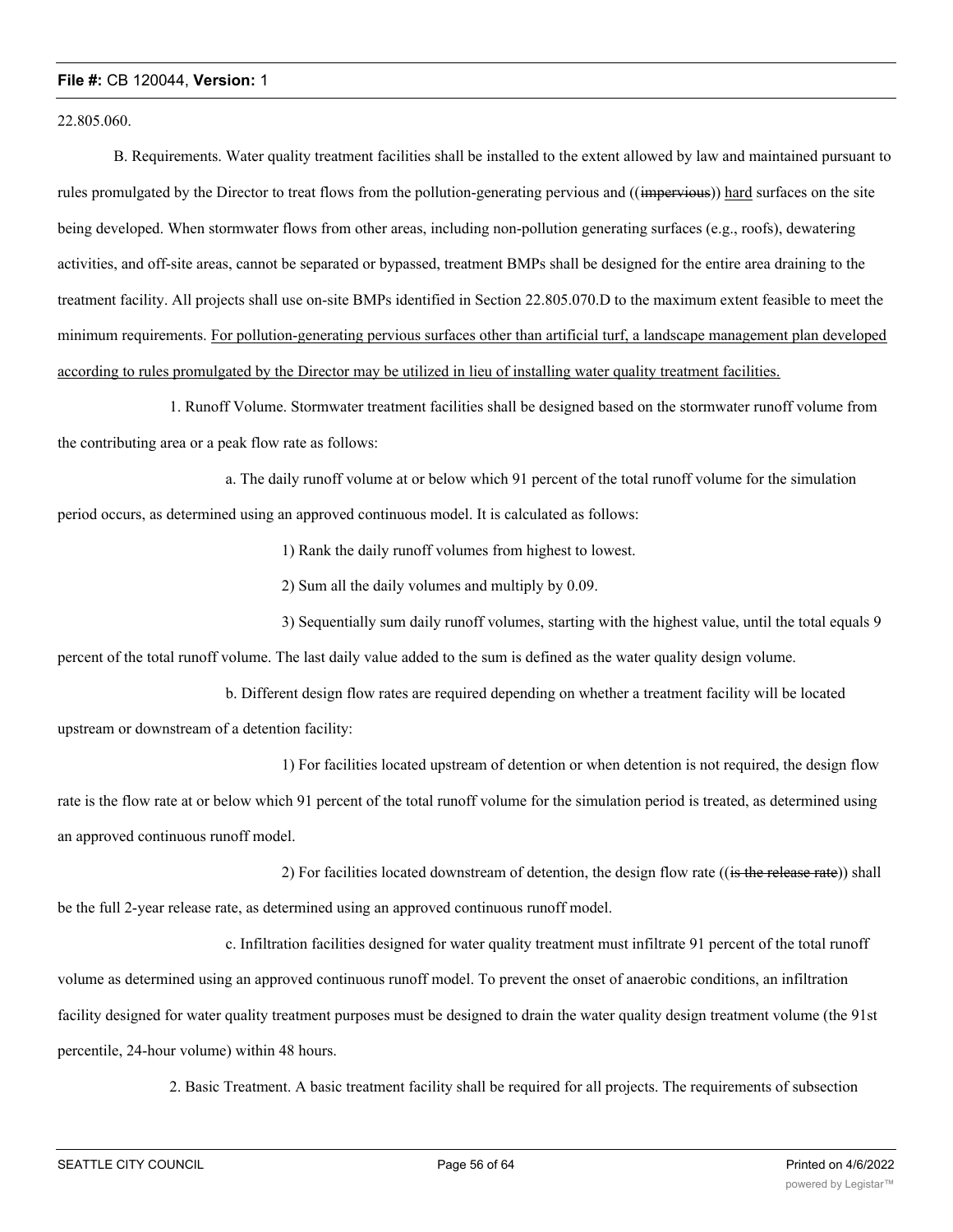22.805.060.

B. Requirements. Water quality treatment facilities shall be installed to the extent allowed by law and maintained pursuant to rules promulgated by the Director to treat flows from the pollution-generating pervious and ((~~impervious~~)) <u>hard</u> surfaces on the site being developed. When stormwater flows from other areas, including non-pollution generating surfaces (e.g., roofs), dewatering activities, and off-site areas, cannot be separated or bypassed, treatment BMPs shall be designed for the entire area draining to the treatment facility. All projects shall use on-site BMPs identified in Section 22.805.070.D to the maximum extent feasible to meet the minimum requirements. <u>For pollution-generating pervious surfaces other than artificial turf, a landscape management plan developed according to rules promulgated by the Director may be utilized in lieu of installing water quality treatment facilities.</u>

1. Runoff Volume. Stormwater treatment facilities shall be designed based on the stormwater runoff volume from the contributing area or a peak flow rate as follows:

a. The daily runoff volume at or below which 91 percent of the total runoff volume for the simulation period occurs, as determined using an approved continuous model. It is calculated as follows:

1) Rank the daily runoff volumes from highest to lowest.

2) Sum all the daily volumes and multiply by 0.09.

3) Sequentially sum daily runoff volumes, starting with the highest value, until the total equals 9 percent of the total runoff volume. The last daily value added to the sum is defined as the water quality design volume.

b. Different design flow rates are required depending on whether a treatment facility will be located upstream or downstream of a detention facility:

1) For facilities located upstream of detention or when detention is not required, the design flow rate is the flow rate at or below which 91 percent of the total runoff volume for the simulation period is treated, as determined using an approved continuous runoff model.

2) For facilities located downstream of detention, the design flow rate ((~~is the release rate~~)) shall be the full 2-year release rate, as determined using an approved continuous runoff model.

c. Infiltration facilities designed for water quality treatment must infiltrate 91 percent of the total runoff volume as determined using an approved continuous runoff model. To prevent the onset of anaerobic conditions, an infiltration facility designed for water quality treatment purposes must be designed to drain the water quality design treatment volume (the 91st percentile, 24-hour volume) within 48 hours.

2. Basic Treatment. A basic treatment facility shall be required for all projects. The requirements of subsection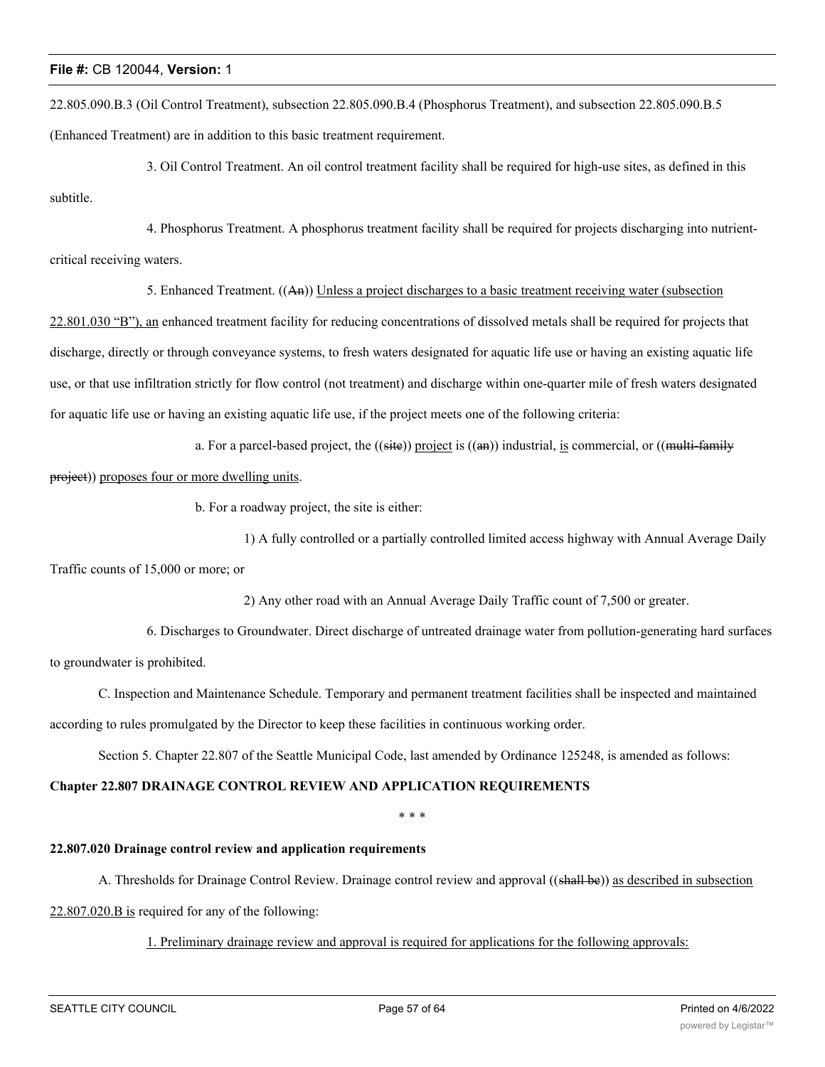22.805.090.B.3 (Oil Control Treatment), subsection 22.805.090.B.4 (Phosphorus Treatment), and subsection 22.805.090.B.5 (Enhanced Treatment) are in addition to this basic treatment requirement.

3. Oil Control Treatment. An oil control treatment facility shall be required for high-use sites, as defined in this subtitle.

4. Phosphorus Treatment. A phosphorus treatment facility shall be required for projects discharging into nutrient-critical receiving waters.

5. Enhanced Treatment. ((~~An~~)) Unless a project discharges to a basic treatment receiving water (subsection 22.801.030 "B"), an enhanced treatment facility for reducing concentrations of dissolved metals shall be required for projects that discharge, directly or through conveyance systems, to fresh waters designated for aquatic life use or having an existing aquatic life use, or that use infiltration strictly for flow control (not treatment) and discharge within one-quarter mile of fresh waters designated for aquatic life use or having an existing aquatic life use, if the project meets one of the following criteria:

a. For a parcel-based project, the ((~~site~~)) project is ((~~an~~)) industrial, is commercial, or ((~~multi-family project~~)) proposes four or more dwelling units.

b. For a roadway project, the site is either:

1) A fully controlled or a partially controlled limited access highway with Annual Average Daily Traffic counts of 15,000 or more; or

2) Any other road with an Annual Average Daily Traffic count of 7,500 or greater.

6. Discharges to Groundwater. Direct discharge of untreated drainage water from pollution-generating hard surfaces to groundwater is prohibited.

C. Inspection and Maintenance Schedule. Temporary and permanent treatment facilities shall be inspected and maintained according to rules promulgated by the Director to keep these facilities in continuous working order.

Section 5. Chapter 22.807 of the Seattle Municipal Code, last amended by Ordinance 125248, is amended as follows:

**Chapter 22.807 DRAINAGE CONTROL REVIEW AND APPLICATION REQUIREMENTS**

\* \* \*

**22.807.020 Drainage control review and application requirements**

A. Thresholds for Drainage Control Review. Drainage control review and approval ((~~shall be~~)) as described in subsection 22.807.020.B is required for any of the following:

1. Preliminary drainage review and approval is required for applications for the following approvals: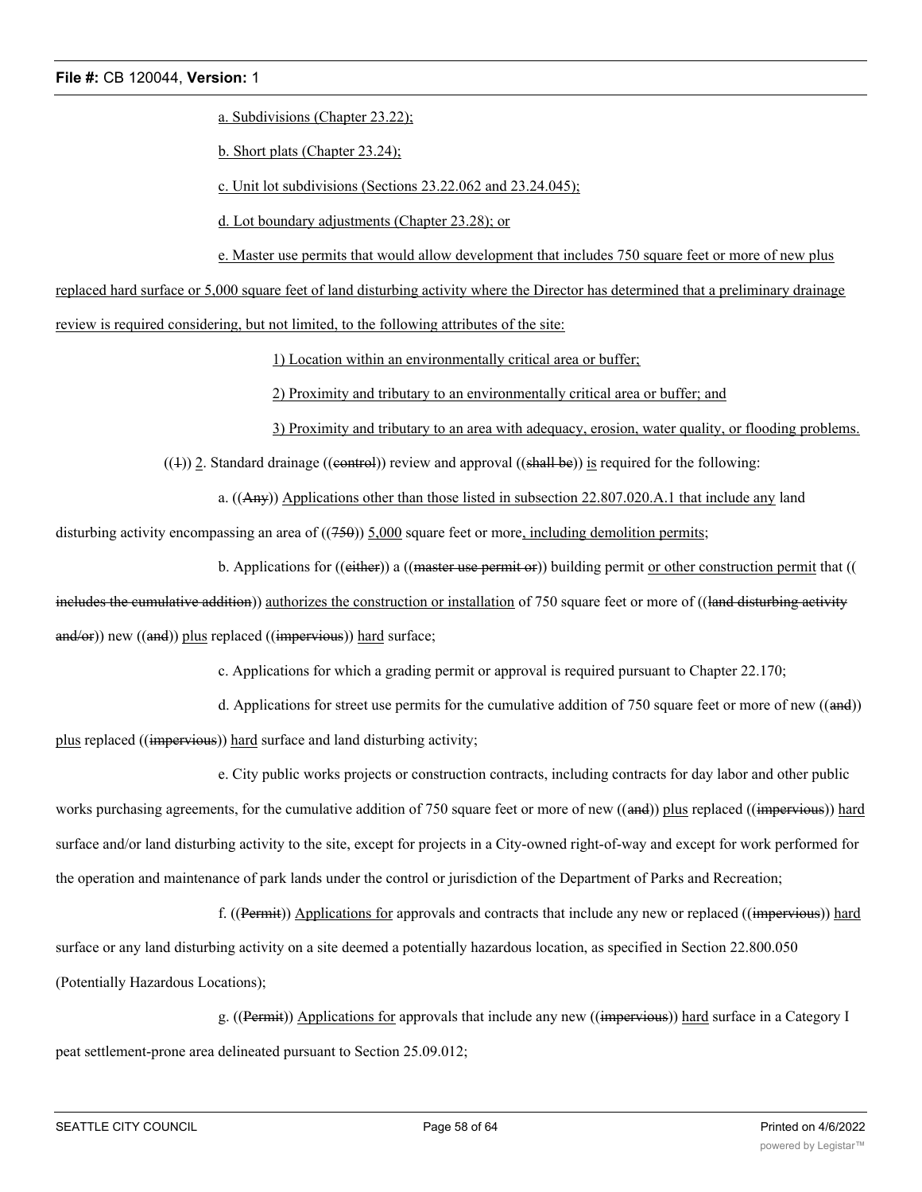a. Subdivisions (Chapter 23.22);

b. Short plats (Chapter 23.24);

c. Unit lot subdivisions (Sections 23.22.062 and 23.24.045);

d. Lot boundary adjustments (Chapter 23.28); or

e. Master use permits that would allow development that includes 750 square feet or more of new plus replaced hard surface or 5,000 square feet of land disturbing activity where the Director has determined that a preliminary drainage review is required considering, but not limited, to the following attributes of the site:

1) Location within an environmentally critical area or buffer;

2) Proximity and tributary to an environmentally critical area or buffer; and

3) Proximity and tributary to an area with adequacy, erosion, water quality, or flooding problems.

((1)) 2. Standard drainage ((control)) review and approval ((shall be)) is required for the following:

a. ((Any)) Applications other than those listed in subsection 22.807.020.A.1 that include any land disturbing activity encompassing an area of ((750)) 5,000 square feet or more, including demolition permits;

b. Applications for ((either)) a ((master use permit or)) building permit or other construction permit that ((includes the cumulative addition)) authorizes the construction or installation of 750 square feet or more of ((land disturbing activity and/or)) new ((and)) plus replaced ((impervious)) hard surface;

c. Applications for which a grading permit or approval is required pursuant to Chapter 22.170;

d. Applications for street use permits for the cumulative addition of 750 square feet or more of new ((and)) plus replaced ((impervious)) hard surface and land disturbing activity;

e. City public works projects or construction contracts, including contracts for day labor and other public works purchasing agreements, for the cumulative addition of 750 square feet or more of new ((and)) plus replaced ((impervious)) hard surface and/or land disturbing activity to the site, except for projects in a City-owned right-of-way and except for work performed for the operation and maintenance of park lands under the control or jurisdiction of the Department of Parks and Recreation;

f. ((Permit)) Applications for approvals and contracts that include any new or replaced ((impervious)) hard surface or any land disturbing activity on a site deemed a potentially hazardous location, as specified in Section 22.800.050 (Potentially Hazardous Locations);

g. ((Permit)) Applications for approvals that include any new ((impervious)) hard surface in a Category I peat settlement-prone area delineated pursuant to Section 25.09.012;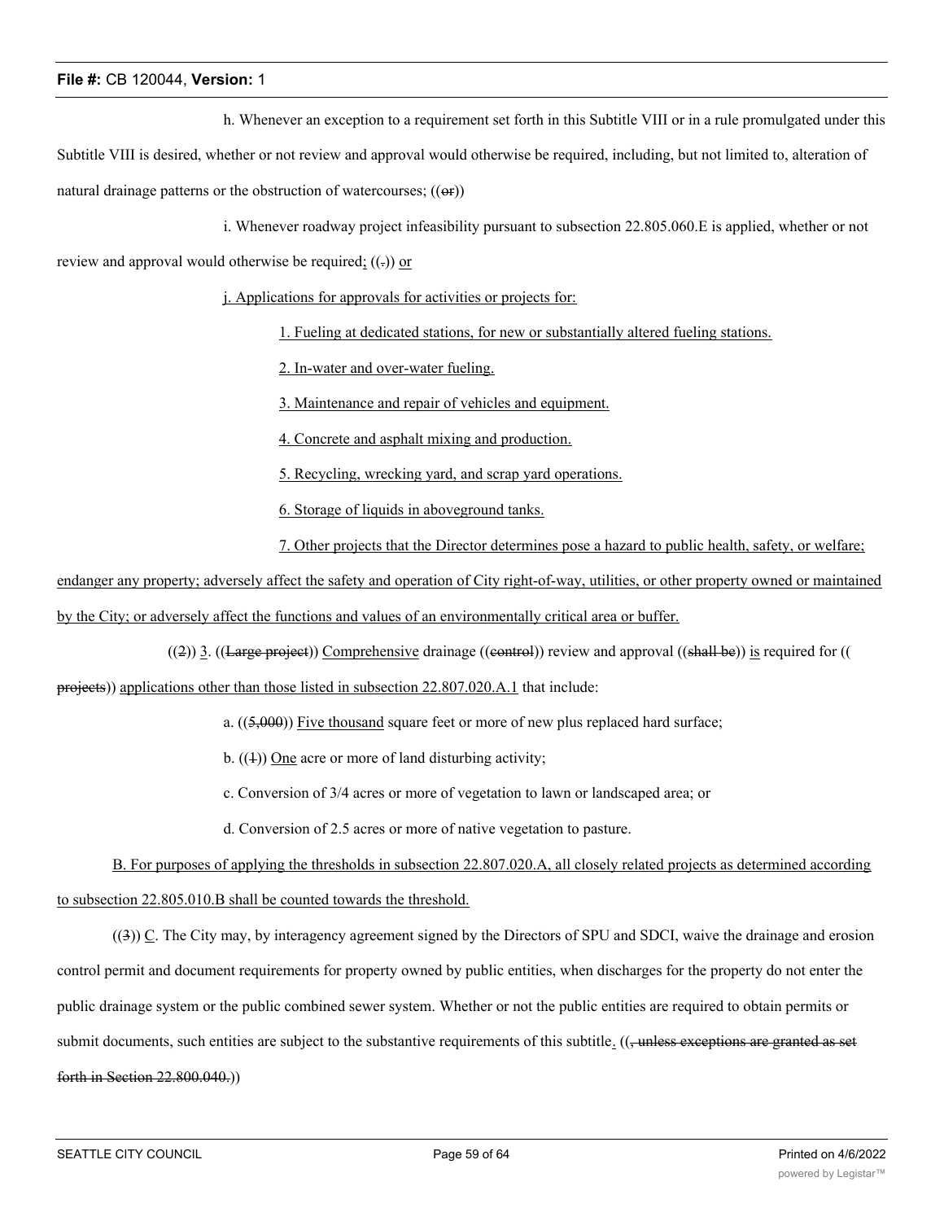h. Whenever an exception to a requirement set forth in this Subtitle VIII or in a rule promulgated under this Subtitle VIII is desired, whether or not review and approval would otherwise be required, including, but not limited to, alteration of natural drainage patterns or the obstruction of watercourses; ((or))

i. Whenever roadway project infeasibility pursuant to subsection 22.805.060.E is applied, whether or not review and approval would otherwise be required; ((.)) or

j. Applications for approvals for activities or projects for:

1. Fueling at dedicated stations, for new or substantially altered fueling stations.

2. In-water and over-water fueling.

3. Maintenance and repair of vehicles and equipment.

4. Concrete and asphalt mixing and production.

5. Recycling, wrecking yard, and scrap yard operations.

6. Storage of liquids in aboveground tanks.

7. Other projects that the Director determines pose a hazard to public health, safety, or welfare; endanger any property; adversely affect the safety and operation of City right-of-way, utilities, or other property owned or maintained by the City; or adversely affect the functions and values of an environmentally critical area or buffer.

((2)) 3. ((Large project)) Comprehensive drainage ((control)) review and approval ((shall be)) is required for ((projects)) applications other than those listed in subsection 22.807.020.A.1 that include:

a. ((5,000)) Five thousand square feet or more of new plus replaced hard surface;

b. ((1)) One acre or more of land disturbing activity;

c. Conversion of 3/4 acres or more of vegetation to lawn or landscaped area; or

d. Conversion of 2.5 acres or more of native vegetation to pasture.

B. For purposes of applying the thresholds in subsection 22.807.020.A, all closely related projects as determined according to subsection 22.805.010.B shall be counted towards the threshold.

((3)) C. The City may, by interagency agreement signed by the Directors of SPU and SDCI, waive the drainage and erosion control permit and document requirements for property owned by public entities, when discharges for the property do not enter the public drainage system or the public combined sewer system. Whether or not the public entities are required to obtain permits or submit documents, such entities are subject to the substantive requirements of this subtitle. ((, unless exceptions are granted as set forth in Section 22.800.040.))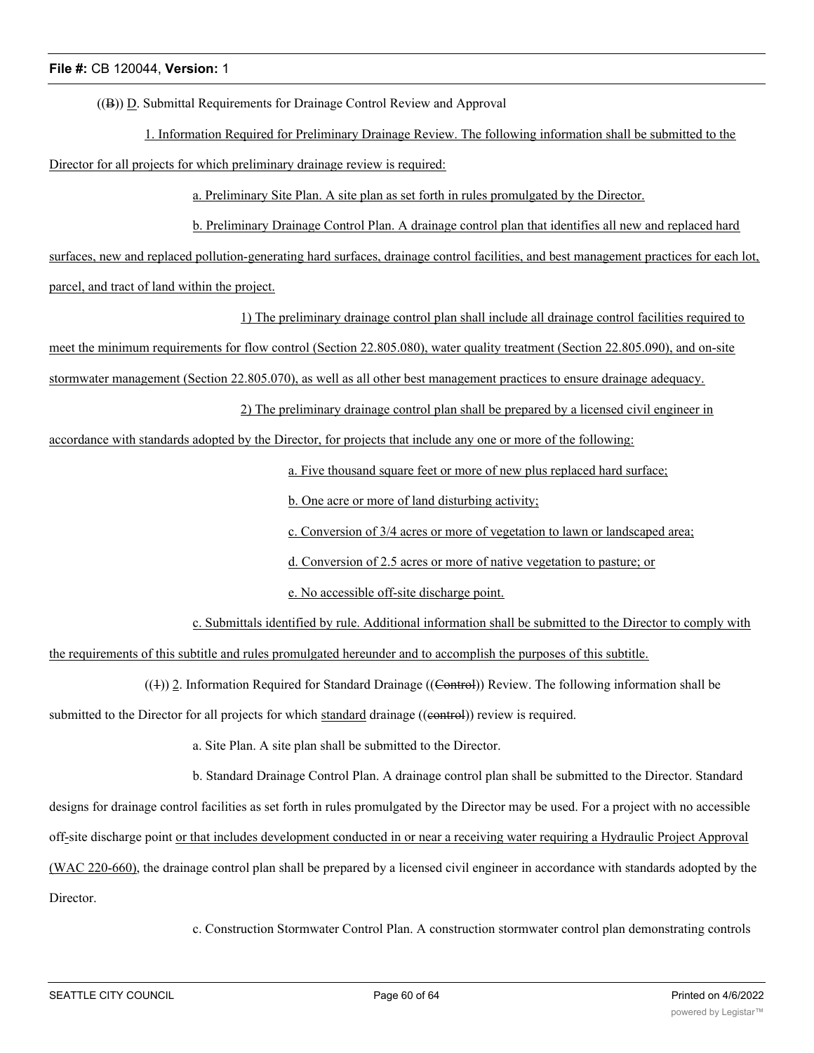((B)) D. Submittal Requirements for Drainage Control Review and Approval

1. Information Required for Preliminary Drainage Review. The following information shall be submitted to the Director for all projects for which preliminary drainage review is required:

a. Preliminary Site Plan. A site plan as set forth in rules promulgated by the Director.

b. Preliminary Drainage Control Plan. A drainage control plan that identifies all new and replaced hard surfaces, new and replaced pollution-generating hard surfaces, drainage control facilities, and best management practices for each lot, parcel, and tract of land within the project.

1) The preliminary drainage control plan shall include all drainage control facilities required to meet the minimum requirements for flow control (Section 22.805.080), water quality treatment (Section 22.805.090), and on-site stormwater management (Section 22.805.070), as well as all other best management practices to ensure drainage adequacy.

2) The preliminary drainage control plan shall be prepared by a licensed civil engineer in accordance with standards adopted by the Director, for projects that include any one or more of the following:

a. Five thousand square feet or more of new plus replaced hard surface;

b. One acre or more of land disturbing activity;

c. Conversion of 3/4 acres or more of vegetation to lawn or landscaped area;

d. Conversion of 2.5 acres or more of native vegetation to pasture; or

e. No accessible off-site discharge point.

c. Submittals identified by rule. Additional information shall be submitted to the Director to comply with the requirements of this subtitle and rules promulgated hereunder and to accomplish the purposes of this subtitle.

((1)) 2. Information Required for Standard Drainage ((Control)) Review. The following information shall be submitted to the Director for all projects for which standard drainage ((control)) review is required.

a. Site Plan. A site plan shall be submitted to the Director.

b. Standard Drainage Control Plan. A drainage control plan shall be submitted to the Director. Standard designs for drainage control facilities as set forth in rules promulgated by the Director may be used. For a project with no accessible off-site discharge point or that includes development conducted in or near a receiving water requiring a Hydraulic Project Approval (WAC 220-660), the drainage control plan shall be prepared by a licensed civil engineer in accordance with standards adopted by the Director.

c. Construction Stormwater Control Plan. A construction stormwater control plan demonstrating controls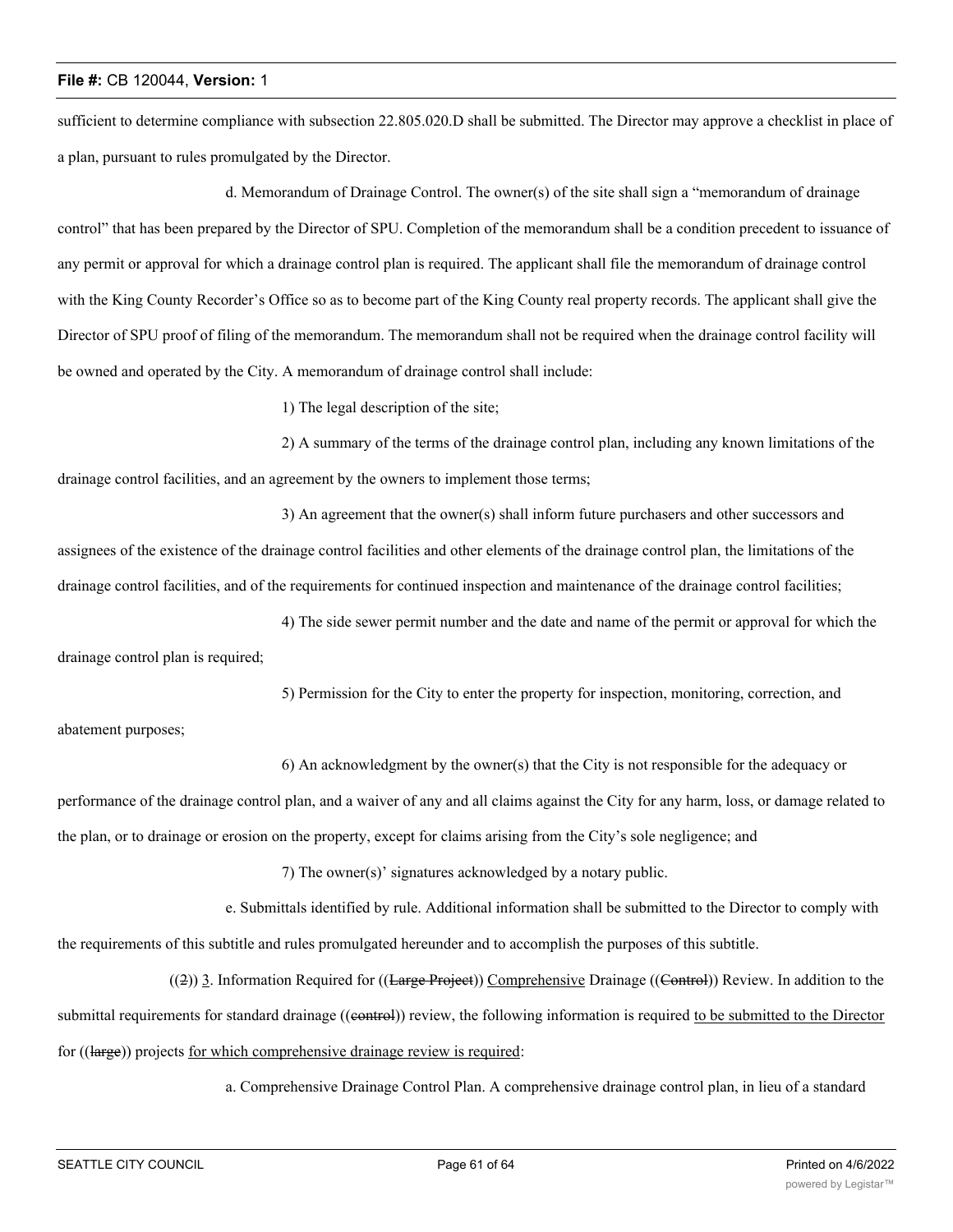sufficient to determine compliance with subsection 22.805.020.D shall be submitted. The Director may approve a checklist in place of a plan, pursuant to rules promulgated by the Director.

d. Memorandum of Drainage Control. The owner(s) of the site shall sign a "memorandum of drainage control" that has been prepared by the Director of SPU. Completion of the memorandum shall be a condition precedent to issuance of any permit or approval for which a drainage control plan is required. The applicant shall file the memorandum of drainage control with the King County Recorder's Office so as to become part of the King County real property records. The applicant shall give the Director of SPU proof of filing of the memorandum. The memorandum shall not be required when the drainage control facility will be owned and operated by the City. A memorandum of drainage control shall include:

1) The legal description of the site;

2) A summary of the terms of the drainage control plan, including any known limitations of the drainage control facilities, and an agreement by the owners to implement those terms;

3) An agreement that the owner(s) shall inform future purchasers and other successors and assignees of the existence of the drainage control facilities and other elements of the drainage control plan, the limitations of the drainage control facilities, and of the requirements for continued inspection and maintenance of the drainage control facilities;

4) The side sewer permit number and the date and name of the permit or approval for which the drainage control plan is required;

5) Permission for the City to enter the property for inspection, monitoring, correction, and abatement purposes;

6) An acknowledgment by the owner(s) that the City is not responsible for the adequacy or performance of the drainage control plan, and a waiver of any and all claims against the City for any harm, loss, or damage related to the plan, or to drainage or erosion on the property, except for claims arising from the City's sole negligence; and

7) The owner(s)' signatures acknowledged by a notary public.

e. Submittals identified by rule. Additional information shall be submitted to the Director to comply with the requirements of this subtitle and rules promulgated hereunder and to accomplish the purposes of this subtitle.

((~~2~~)) 3. Information Required for ((~~Large Project~~)) Comprehensive Drainage ((~~Control~~)) Review. In addition to the submittal requirements for standard drainage ((~~control~~)) review, the following information is required to be submitted to the Director for ((~~large~~)) projects for which comprehensive drainage review is required:

a. Comprehensive Drainage Control Plan. A comprehensive drainage control plan, in lieu of a standard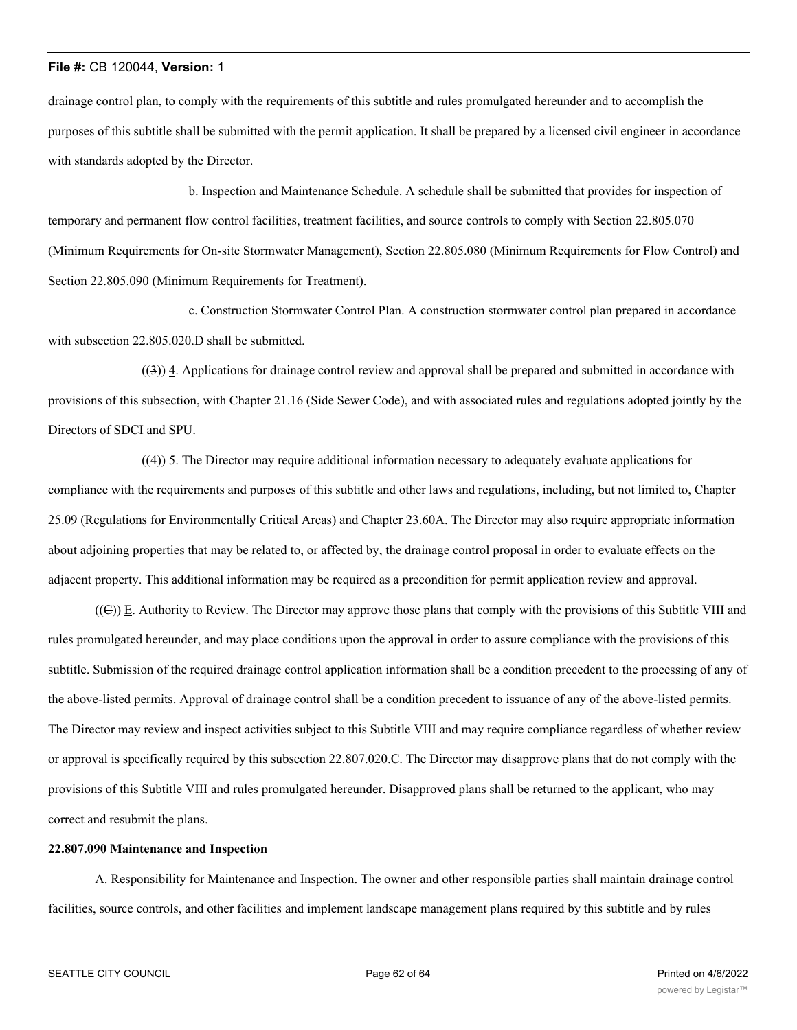drainage control plan, to comply with the requirements of this subtitle and rules promulgated hereunder and to accomplish the purposes of this subtitle shall be submitted with the permit application. It shall be prepared by a licensed civil engineer in accordance with standards adopted by the Director.

b. Inspection and Maintenance Schedule. A schedule shall be submitted that provides for inspection of temporary and permanent flow control facilities, treatment facilities, and source controls to comply with Section 22.805.070 (Minimum Requirements for On-site Stormwater Management), Section 22.805.080 (Minimum Requirements for Flow Control) and Section 22.805.090 (Minimum Requirements for Treatment).

c. Construction Stormwater Control Plan. A construction stormwater control plan prepared in accordance with subsection 22.805.020.D shall be submitted.

((~~3~~)) <u>4</u>. Applications for drainage control review and approval shall be prepared and submitted in accordance with provisions of this subsection, with Chapter 21.16 (Side Sewer Code), and with associated rules and regulations adopted jointly by the Directors of SDCI and SPU.

((4)) <u>5</u>. The Director may require additional information necessary to adequately evaluate applications for compliance with the requirements and purposes of this subtitle and other laws and regulations, including, but not limited to, Chapter 25.09 (Regulations for Environmentally Critical Areas) and Chapter 23.60A. The Director may also require appropriate information about adjoining properties that may be related to, or affected by, the drainage control proposal in order to evaluate effects on the adjacent property. This additional information may be required as a precondition for permit application review and approval.

((~~C~~)) <u>E</u>. Authority to Review. The Director may approve those plans that comply with the provisions of this Subtitle VIII and rules promulgated hereunder, and may place conditions upon the approval in order to assure compliance with the provisions of this subtitle. Submission of the required drainage control application information shall be a condition precedent to the processing of any of the above-listed permits. Approval of drainage control shall be a condition precedent to issuance of any of the above-listed permits. The Director may review and inspect activities subject to this Subtitle VIII and may require compliance regardless of whether review or approval is specifically required by this subsection 22.807.020.C. The Director may disapprove plans that do not comply with the provisions of this Subtitle VIII and rules promulgated hereunder. Disapproved plans shall be returned to the applicant, who may correct and resubmit the plans.

**22.807.090 Maintenance and Inspection**

A. Responsibility for Maintenance and Inspection. The owner and other responsible parties shall maintain drainage control facilities, source controls, and other facilities <u>and implement landscape management plans</u> required by this subtitle and by rules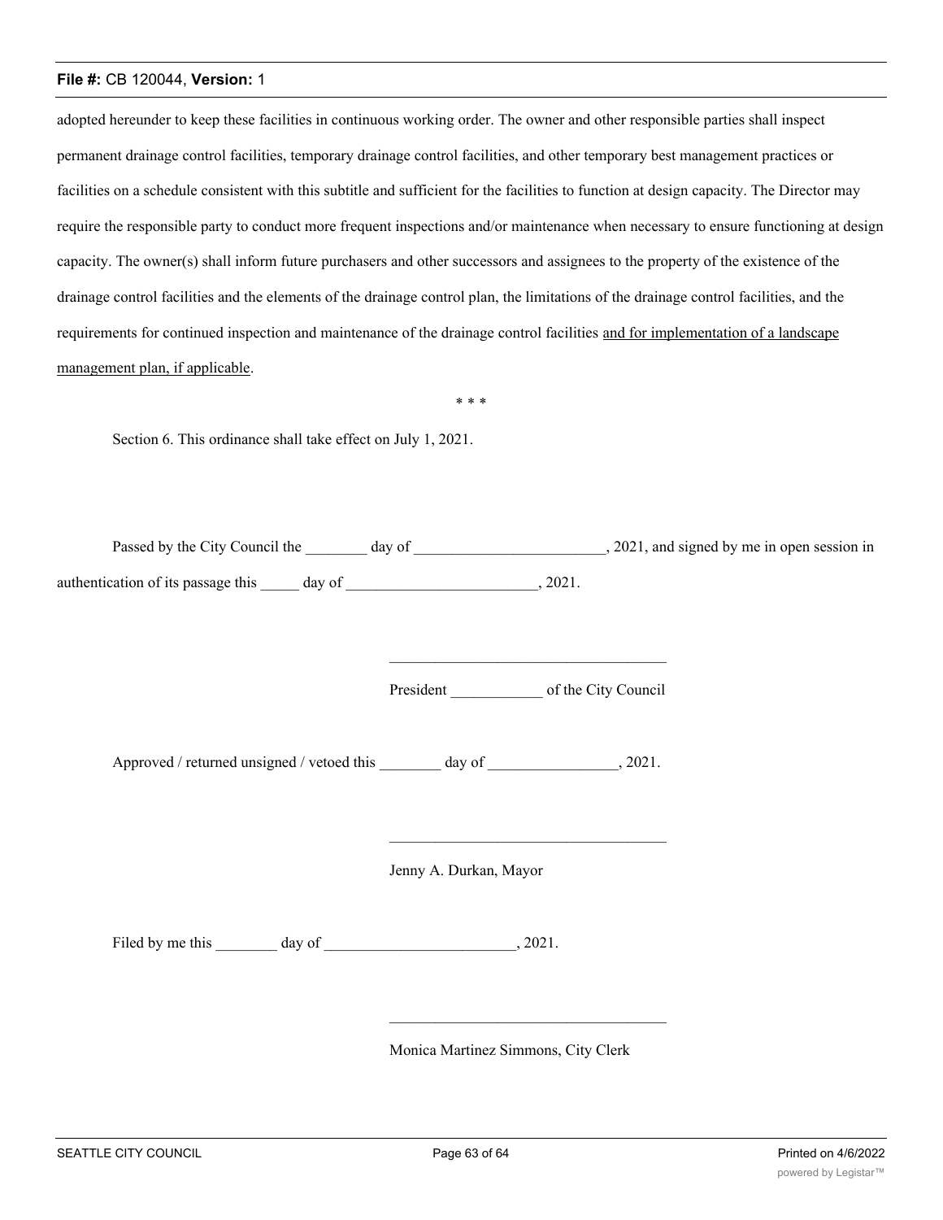adopted hereunder to keep these facilities in continuous working order. The owner and other responsible parties shall inspect permanent drainage control facilities, temporary drainage control facilities, and other temporary best management practices or facilities on a schedule consistent with this subtitle and sufficient for the facilities to function at design capacity. The Director may require the responsible party to conduct more frequent inspections and/or maintenance when necessary to ensure functioning at design capacity. The owner(s) shall inform future purchasers and other successors and assignees to the property of the existence of the drainage control facilities and the elements of the drainage control plan, the limitations of the drainage control facilities, and the requirements for continued inspection and maintenance of the drainage control facilities <u>and for implementation of a landscape management plan, if applicable</u>.

\* \* \*

Section 6. This ordinance shall take effect on July 1, 2021.

Passed by the City Council the ________ day of _________________________, 2021, and signed by me in open session in authentication of its passage this _____ day of _________________________, 2021.

____________________________________

President ____________ of the City Council

Approved / returned unsigned / vetoed this ________ day of _________________, 2021.

____________________________________

Jenny A. Durkan, Mayor

Filed by me this ________ day of _________________________, 2021.

____________________________________

Monica Martinez Simmons, City Clerk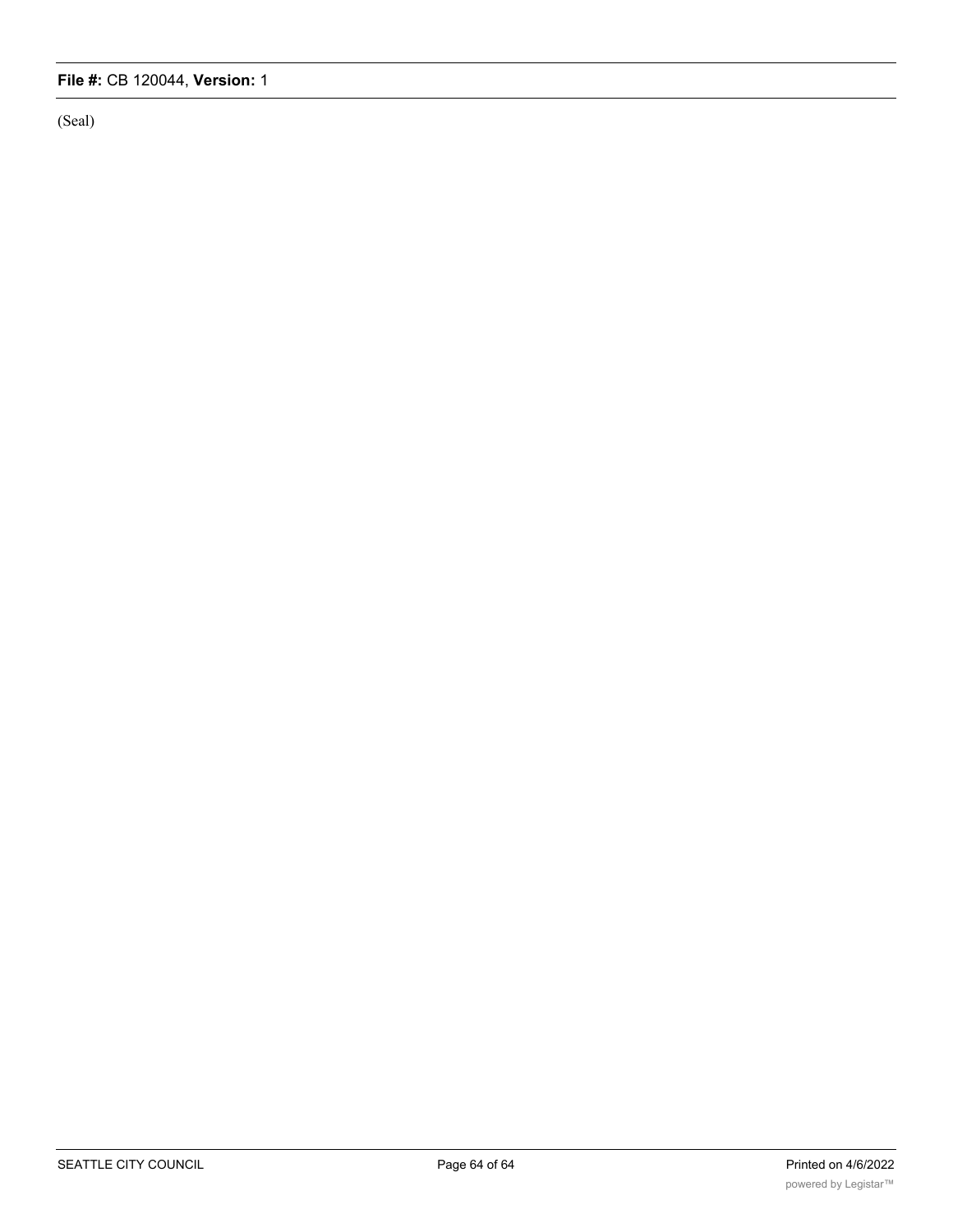(Seal)